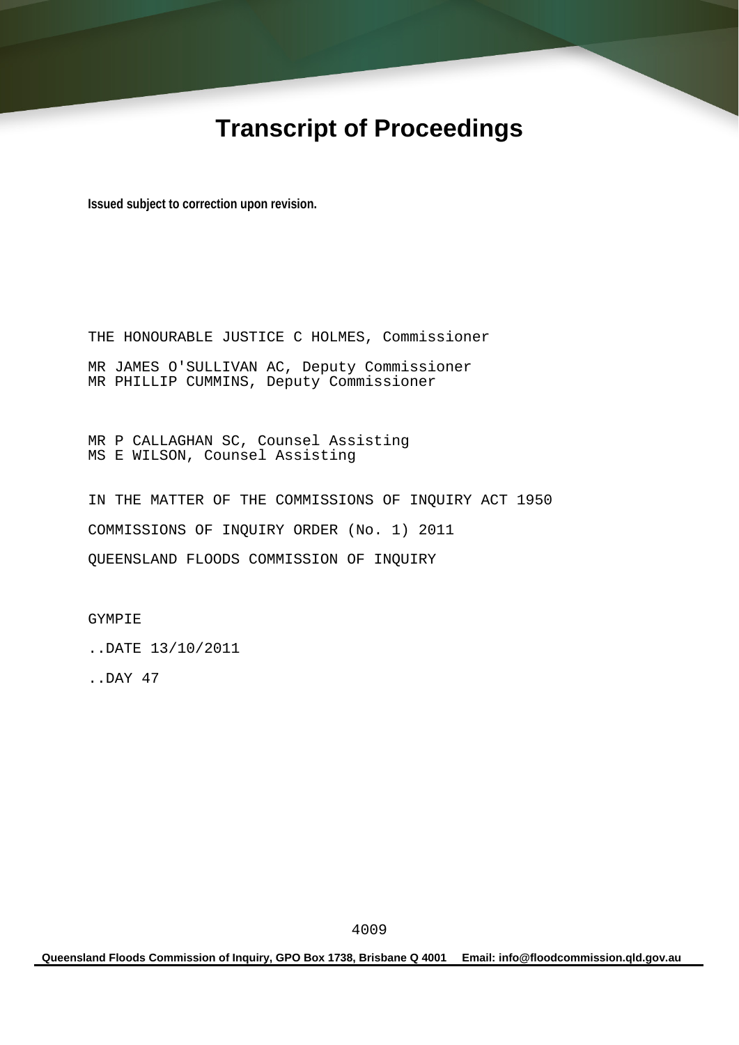# Transcript of Proceedings

**Issued subject to correction upon revision.**

THE HONOURABLE JUSTICE C HOLMES, Commissioner

MR JAMES O'SULLIVAN AC, Deputy Commissioner
MR PHILLIP CUMMINS, Deputy Commissioner

MR P CALLAGHAN SC, Counsel Assisting
MS E WILSON, Counsel Assisting

IN THE MATTER OF THE COMMISSIONS OF INQUIRY ACT 1950

COMMISSIONS OF INQUIRY ORDER (No. 1) 2011

QUEENSLAND FLOODS COMMISSION OF INQUIRY

GYMPIE

..DATE 13/10/2011

..DAY 47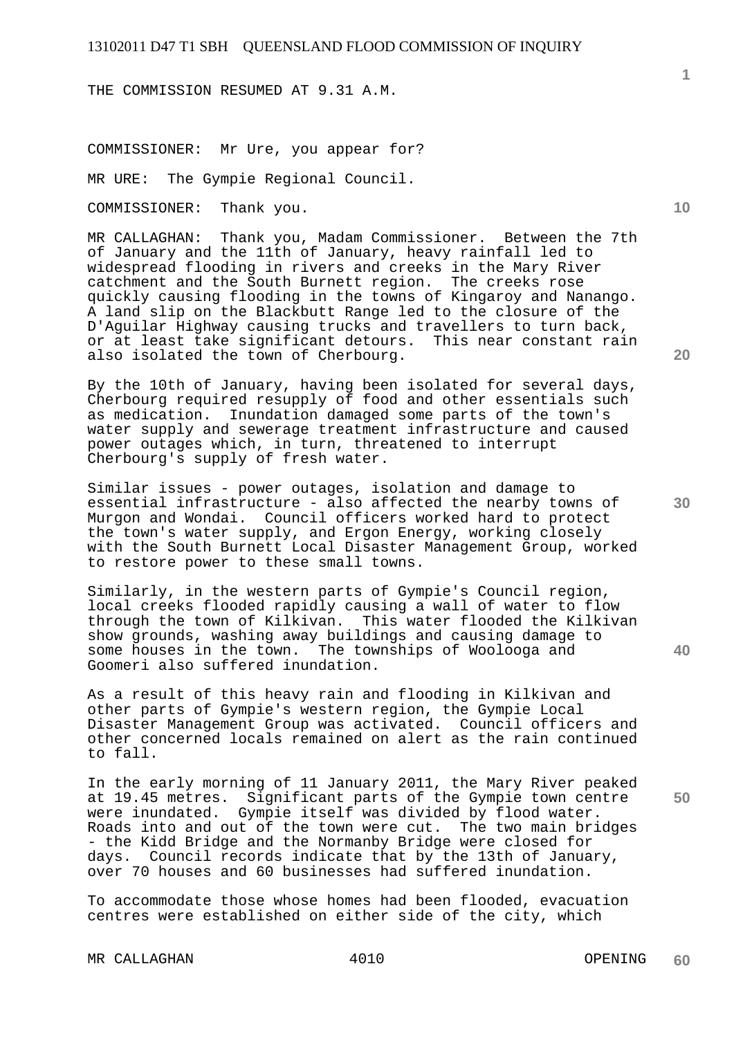THE COMMISSION RESUMED AT 9.31 A.M.

COMMISSIONER: Mr Ure, you appear for?

MR URE: The Gympie Regional Council.

COMMISSIONER: Thank you.

MR CALLAGHAN: Thank you, Madam Commissioner. Between the 7th of January and the 11th of January, heavy rainfall led to widespread flooding in rivers and creeks in the Mary River catchment and the South Burnett region. The creeks rose quickly causing flooding in the towns of Kingaroy and Nanango. A land slip on the Blackbutt Range led to the closure of the D'Aguilar Highway causing trucks and travellers to turn back, or at least take significant detours. This near constant rain also isolated the town of Cherbourg.

By the 10th of January, having been isolated for several days, Cherbourg required resupply of food and other essentials such as medication. Inundation damaged some parts of the town's water supply and sewerage treatment infrastructure and caused power outages which, in turn, threatened to interrupt Cherbourg's supply of fresh water.

Similar issues - power outages, isolation and damage to essential infrastructure - also affected the nearby towns of Murgon and Wondai. Council officers worked hard to protect the town's water supply, and Ergon Energy, working closely with the South Burnett Local Disaster Management Group, worked to restore power to these small towns.

Similarly, in the western parts of Gympie's Council region, local creeks flooded rapidly causing a wall of water to flow through the town of Kilkivan. This water flooded the Kilkivan show grounds, washing away buildings and causing damage to some houses in the town. The townships of Woolooga and Goomeri also suffered inundation.

As a result of this heavy rain and flooding in Kilkivan and other parts of Gympie's western region, the Gympie Local Disaster Management Group was activated. Council officers and other concerned locals remained on alert as the rain continued to fall.

In the early morning of 11 January 2011, the Mary River peaked at 19.45 metres. Significant parts of the Gympie town centre were inundated. Gympie itself was divided by flood water. Roads into and out of the town were cut. The two main bridges - the Kidd Bridge and the Normanby Bridge were closed for days. Council records indicate that by the 13th of January, over 70 houses and 60 businesses had suffered inundation.

To accommodate those whose homes had been flooded, evacuation centres were established on either side of the city, which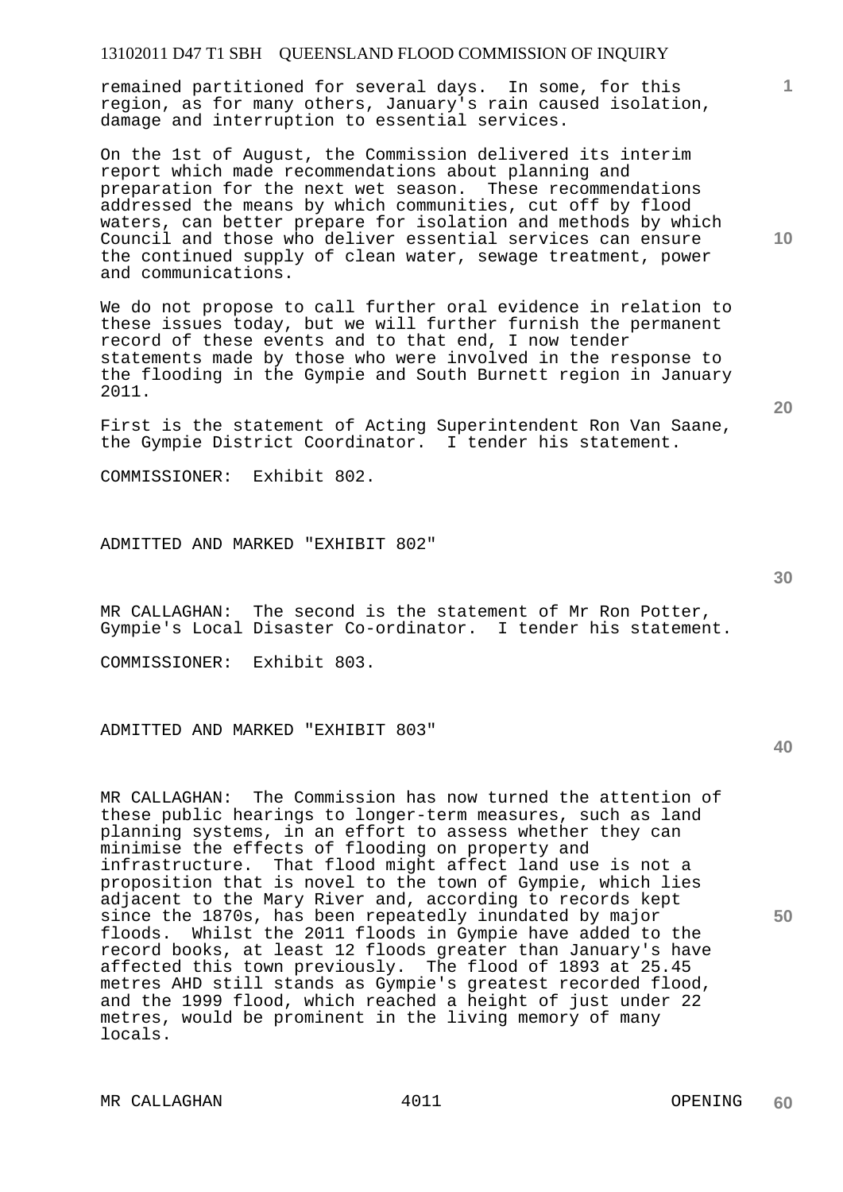remained partitioned for several days. In some, for this region, as for many others, January's rain caused isolation, damage and interruption to essential services.

On the 1st of August, the Commission delivered its interim report which made recommendations about planning and preparation for the next wet season. These recommendations addressed the means by which communities, cut off by flood waters, can better prepare for isolation and methods by which Council and those who deliver essential services can ensure the continued supply of clean water, sewage treatment, power and communications.

We do not propose to call further oral evidence in relation to these issues today, but we will further furnish the permanent record of these events and to that end, I now tender statements made by those who were involved in the response to the flooding in the Gympie and South Burnett region in January 2011.

First is the statement of Acting Superintendent Ron Van Saane, the Gympie District Coordinator. I tender his statement.

COMMISSIONER: Exhibit 802.

ADMITTED AND MARKED "EXHIBIT 802"

MR CALLAGHAN: The second is the statement of Mr Ron Potter, Gympie's Local Disaster Co-ordinator. I tender his statement.

COMMISSIONER: Exhibit 803.

ADMITTED AND MARKED "EXHIBIT 803"

MR CALLAGHAN: The Commission has now turned the attention of these public hearings to longer-term measures, such as land planning systems, in an effort to assess whether they can minimise the effects of flooding on property and infrastructure. That flood might affect land use is not a proposition that is novel to the town of Gympie, which lies adjacent to the Mary River and, according to records kept since the 1870s, has been repeatedly inundated by major floods. Whilst the 2011 floods in Gympie have added to the record books, at least 12 floods greater than January's have affected this town previously. The flood of 1893 at 25.45 metres AHD still stands as Gympie's greatest recorded flood, and the 1999 flood, which reached a height of just under 22 metres, would be prominent in the living memory of many locals.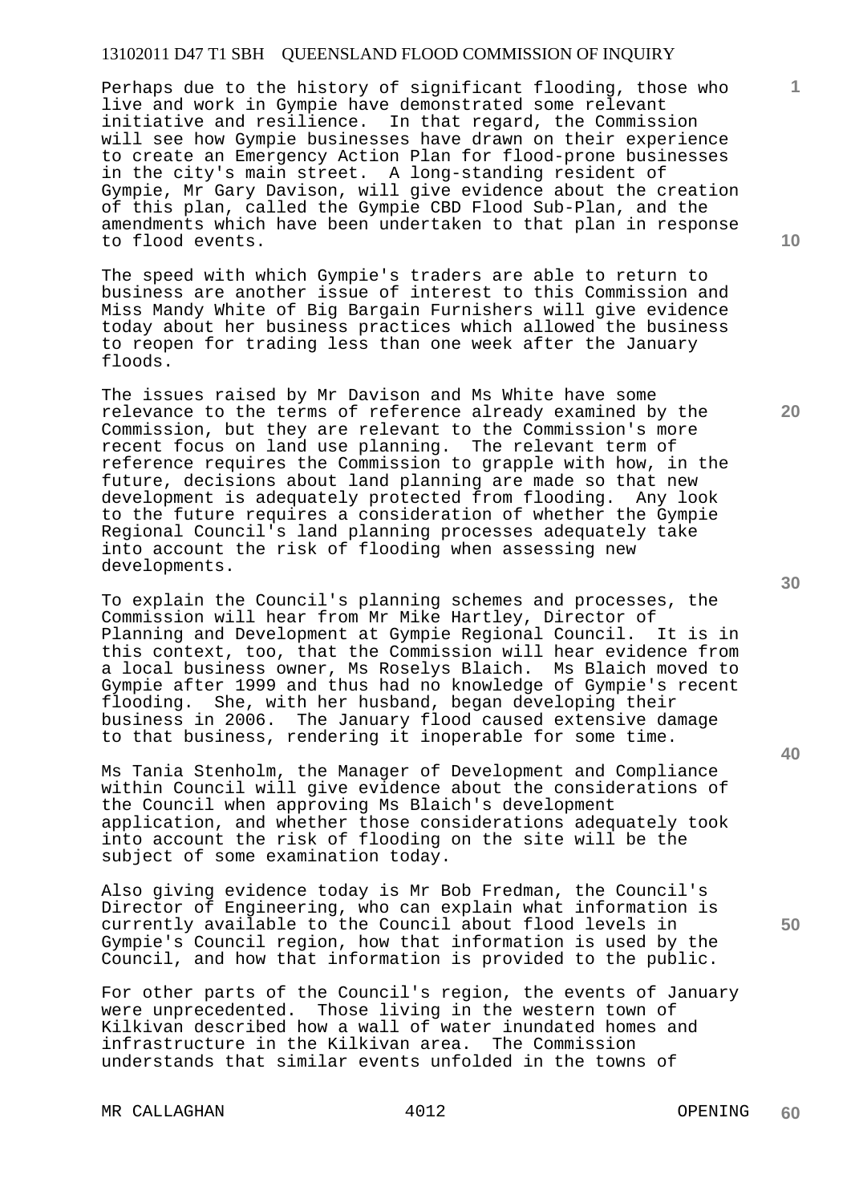Perhaps due to the history of significant flooding, those who live and work in Gympie have demonstrated some relevant initiative and resilience. In that regard, the Commission will see how Gympie businesses have drawn on their experience to create an Emergency Action Plan for flood-prone businesses in the city's main street. A long-standing resident of Gympie, Mr Gary Davison, will give evidence about the creation of this plan, called the Gympie CBD Flood Sub-Plan, and the amendments which have been undertaken to that plan in response to flood events.

The speed with which Gympie's traders are able to return to business are another issue of interest to this Commission and Miss Mandy White of Big Bargain Furnishers will give evidence today about her business practices which allowed the business to reopen for trading less than one week after the January floods.

The issues raised by Mr Davison and Ms White have some relevance to the terms of reference already examined by the Commission, but they are relevant to the Commission's more recent focus on land use planning. The relevant term of reference requires the Commission to grapple with how, in the future, decisions about land planning are made so that new development is adequately protected from flooding. Any look to the future requires a consideration of whether the Gympie Regional Council's land planning processes adequately take into account the risk of flooding when assessing new developments.

To explain the Council's planning schemes and processes, the Commission will hear from Mr Mike Hartley, Director of Planning and Development at Gympie Regional Council. It is in this context, too, that the Commission will hear evidence from a local business owner, Ms Roselys Blaich. Ms Blaich moved to Gympie after 1999 and thus had no knowledge of Gympie's recent flooding. She, with her husband, began developing their business in 2006. The January flood caused extensive damage to that business, rendering it inoperable for some time.

Ms Tania Stenholm, the Manager of Development and Compliance within Council will give evidence about the considerations of the Council when approving Ms Blaich's development application, and whether those considerations adequately took into account the risk of flooding on the site will be the subject of some examination today.

Also giving evidence today is Mr Bob Fredman, the Council's Director of Engineering, who can explain what information is currently available to the Council about flood levels in Gympie's Council region, how that information is used by the Council, and how that information is provided to the public.

For other parts of the Council's region, the events of January were unprecedented. Those living in the western town of Kilkivan described how a wall of water inundated homes and infrastructure in the Kilkivan area. The Commission understands that similar events unfolded in the towns of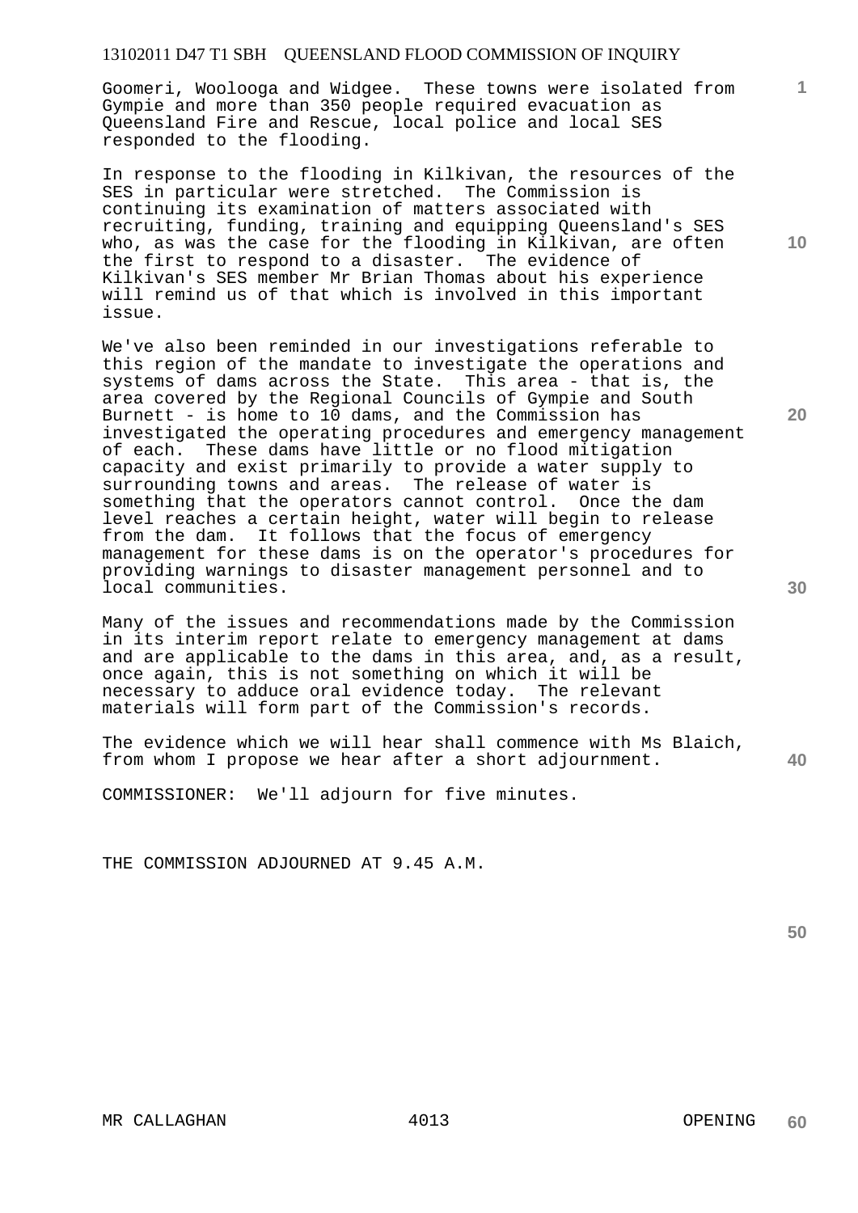Goomeri, Woolooga and Widgee. These towns were isolated from Gympie and more than 350 people required evacuation as Queensland Fire and Rescue, local police and local SES responded to the flooding.

In response to the flooding in Kilkivan, the resources of the SES in particular were stretched. The Commission is continuing its examination of matters associated with recruiting, funding, training and equipping Queensland's SES who, as was the case for the flooding in Kilkivan, are often the first to respond to a disaster. The evidence of Kilkivan's SES member Mr Brian Thomas about his experience will remind us of that which is involved in this important issue.

We've also been reminded in our investigations referable to this region of the mandate to investigate the operations and systems of dams across the State. This area - that is, the area covered by the Regional Councils of Gympie and South Burnett - is home to 10 dams, and the Commission has investigated the operating procedures and emergency management of each. These dams have little or no flood mitigation capacity and exist primarily to provide a water supply to surrounding towns and areas. The release of water is something that the operators cannot control. Once the dam level reaches a certain height, water will begin to release from the dam. It follows that the focus of emergency management for these dams is on the operator's procedures for providing warnings to disaster management personnel and to local communities.

Many of the issues and recommendations made by the Commission in its interim report relate to emergency management at dams and are applicable to the dams in this area, and, as a result, once again, this is not something on which it will be necessary to adduce oral evidence today. The relevant materials will form part of the Commission's records.

The evidence which we will hear shall commence with Ms Blaich, from whom I propose we hear after a short adjournment.

COMMISSIONER: We'll adjourn for five minutes.

THE COMMISSION ADJOURNED AT 9.45 A.M.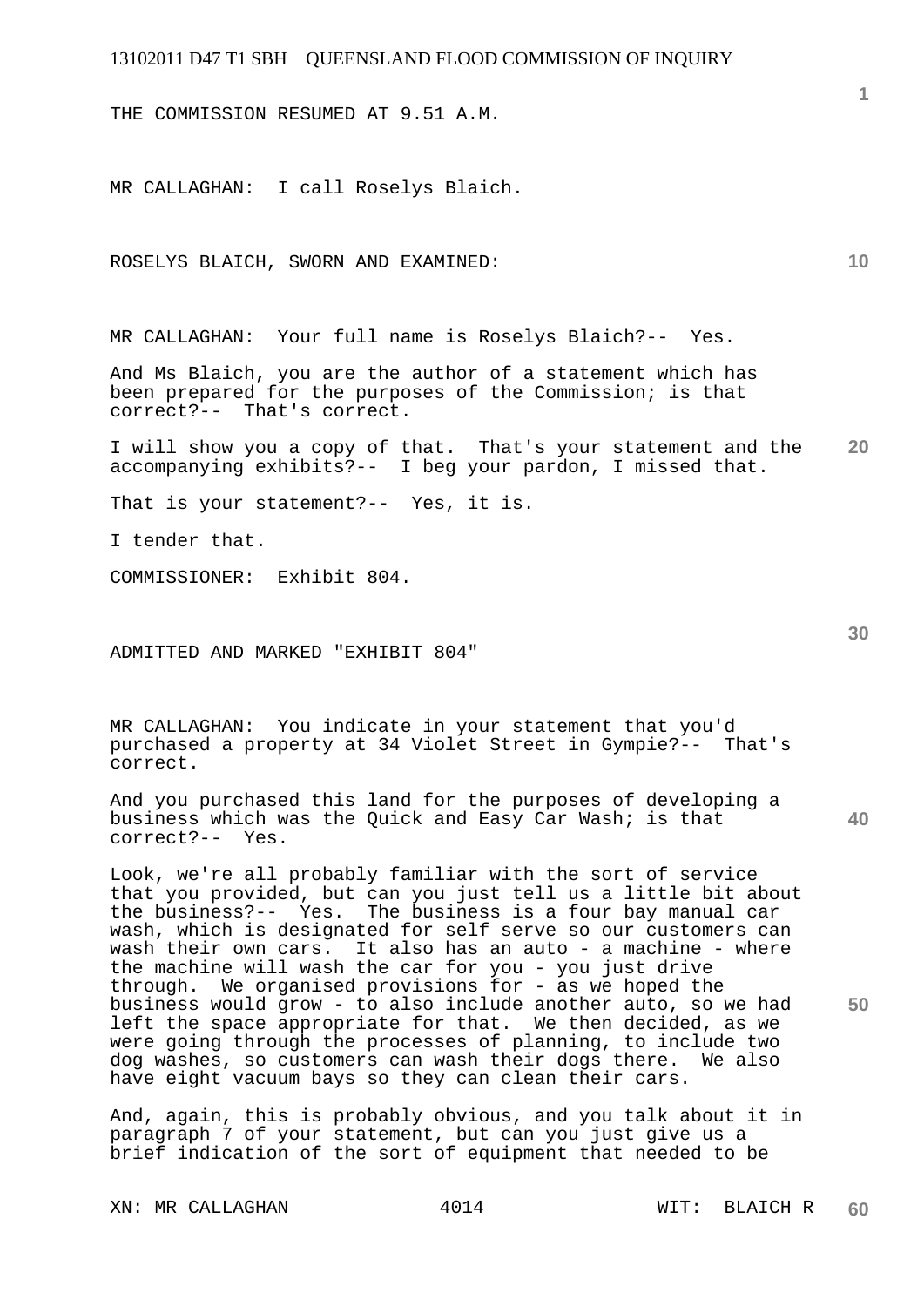THE COMMISSION RESUMED AT 9.51 A.M.

MR CALLAGHAN: I call Roselys Blaich.

ROSELYS BLAICH, SWORN AND EXAMINED:

MR CALLAGHAN: Your full name is Roselys Blaich?-- Yes.

And Ms Blaich, you are the author of a statement which has been prepared for the purposes of the Commission; is that correct?-- That's correct.

I will show you a copy of that. That's your statement and the accompanying exhibits?-- I beg your pardon, I missed that.

That is your statement?-- Yes, it is.

I tender that.

COMMISSIONER: Exhibit 804.

ADMITTED AND MARKED "EXHIBIT 804"

MR CALLAGHAN: You indicate in your statement that you'd purchased a property at 34 Violet Street in Gympie?-- That's correct.

And you purchased this land for the purposes of developing a business which was the Quick and Easy Car Wash; is that correct?-- Yes.

Look, we're all probably familiar with the sort of service that you provided, but can you just tell us a little bit about the business?-- Yes. The business is a four bay manual car wash, which is designated for self serve so our customers can wash their own cars. It also has an auto - a machine - where the machine will wash the car for you - you just drive through. We organised provisions for - as we hoped the business would grow - to also include another auto, so we had left the space appropriate for that. We then decided, as we were going through the processes of planning, to include two dog washes, so customers can wash their dogs there. We also have eight vacuum bays so they can clean their cars.

And, again, this is probably obvious, and you talk about it in paragraph 7 of your statement, but can you just give us a brief indication of the sort of equipment that needed to be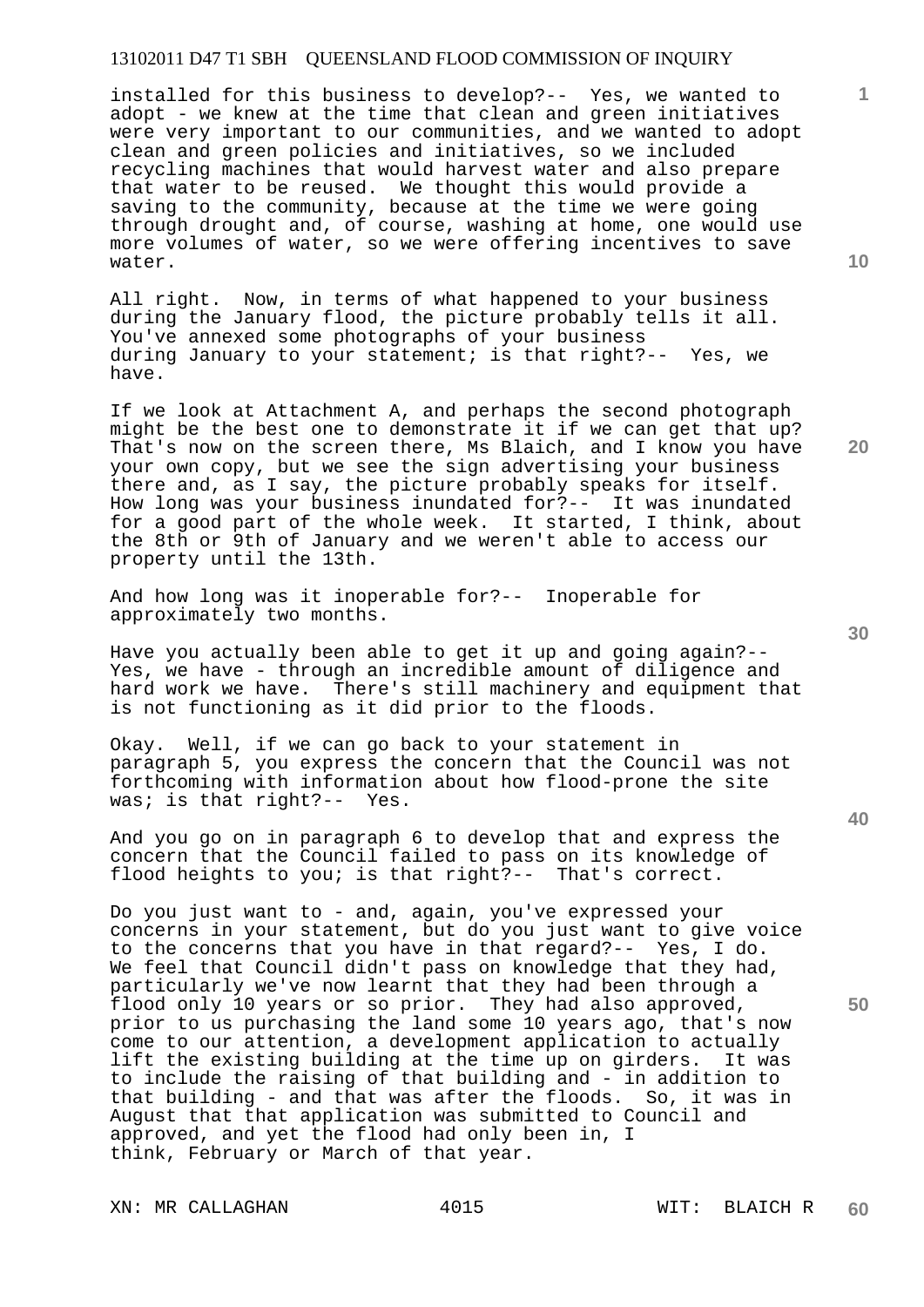installed for this business to develop?-- Yes, we wanted to adopt - we knew at the time that clean and green initiatives were very important to our communities, and we wanted to adopt clean and green policies and initiatives, so we included recycling machines that would harvest water and also prepare that water to be reused. We thought this would provide a saving to the community, because at the time we were going through drought and, of course, washing at home, one would use more volumes of water, so we were offering incentives to save water.

All right. Now, in terms of what happened to your business during the January flood, the picture probably tells it all. You've annexed some photographs of your business during January to your statement; is that right?-- Yes, we have.

If we look at Attachment A, and perhaps the second photograph might be the best one to demonstrate it if we can get that up? That's now on the screen there, Ms Blaich, and I know you have your own copy, but we see the sign advertising your business there and, as I say, the picture probably speaks for itself. How long was your business inundated for?-- It was inundated for a good part of the whole week. It started, I think, about the 8th or 9th of January and we weren't able to access our property until the 13th.

And how long was it inoperable for?-- Inoperable for approximately two months.

Have you actually been able to get it up and going again?-- Yes, we have - through an incredible amount of diligence and hard work we have. There's still machinery and equipment that is not functioning as it did prior to the floods.

Okay. Well, if we can go back to your statement in paragraph 5, you express the concern that the Council was not forthcoming with information about how flood-prone the site was; is that right?-- Yes.

And you go on in paragraph 6 to develop that and express the concern that the Council failed to pass on its knowledge of flood heights to you; is that right?-- That's correct.

Do you just want to - and, again, you've expressed your concerns in your statement, but do you just want to give voice to the concerns that you have in that regard?-- Yes, I do. We feel that Council didn't pass on knowledge that they had, particularly we've now learnt that they had been through a flood only 10 years or so prior. They had also approved, prior to us purchasing the land some 10 years ago, that's now come to our attention, a development application to actually lift the existing building at the time up on girders. It was to include the raising of that building and - in addition to that building - and that was after the floods. So, it was in August that that application was submitted to Council and approved, and yet the flood had only been in, I think, February or March of that year.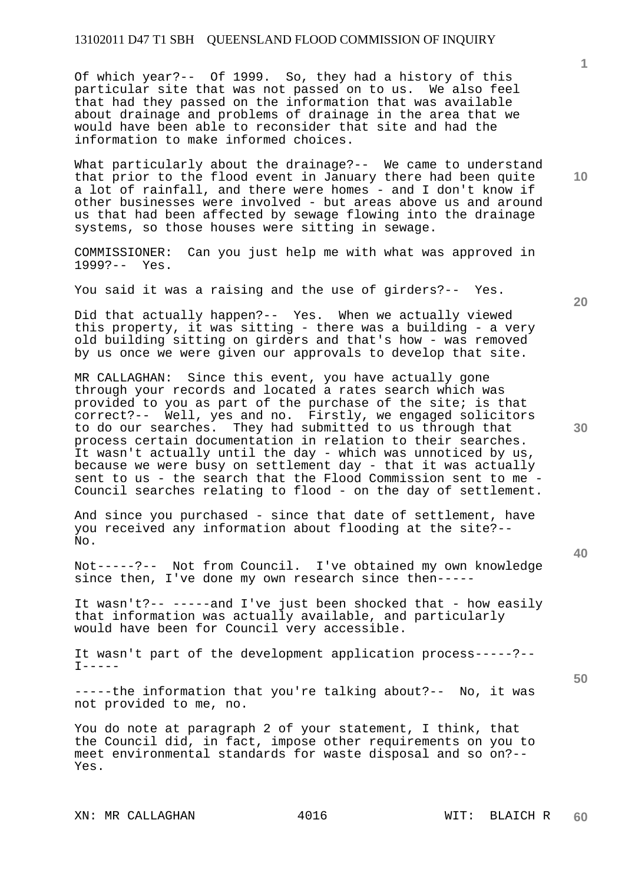Of which year?-- Of 1999. So, they had a history of this particular site that was not passed on to us. We also feel that had they passed on the information that was available about drainage and problems of drainage in the area that we would have been able to reconsider that site and had the information to make informed choices.

What particularly about the drainage?-- We came to understand that prior to the flood event in January there had been quite a lot of rainfall, and there were homes - and I don't know if other businesses were involved - but areas above us and around us that had been affected by sewage flowing into the drainage systems, so those houses were sitting in sewage.

COMMISSIONER: Can you just help me with what was approved in 1999?-- Yes.

You said it was a raising and the use of girders?-- Yes.

Did that actually happen?-- Yes. When we actually viewed this property, it was sitting - there was a building - a very old building sitting on girders and that's how - was removed by us once we were given our approvals to develop that site.

MR CALLAGHAN: Since this event, you have actually gone through your records and located a rates search which was provided to you as part of the purchase of the site; is that correct?-- Well, yes and no. Firstly, we engaged solicitors to do our searches. They had submitted to us through that process certain documentation in relation to their searches. It wasn't actually until the day - which was unnoticed by us, because we were busy on settlement day - that it was actually sent to us - the search that the Flood Commission sent to me - Council searches relating to flood - on the day of settlement.

And since you purchased - since that date of settlement, have you received any information about flooding at the site?-- No.

Not-----?-- Not from Council. I've obtained my own knowledge since then, I've done my own research since then-----

It wasn't?-- -----and I've just been shocked that - how easily that information was actually available, and particularly would have been for Council very accessible.

It wasn't part of the development application process-----?-- I-----

-----the information that you're talking about?-- No, it was not provided to me, no.

You do note at paragraph 2 of your statement, I think, that the Council did, in fact, impose other requirements on you to meet environmental standards for waste disposal and so on?-- Yes.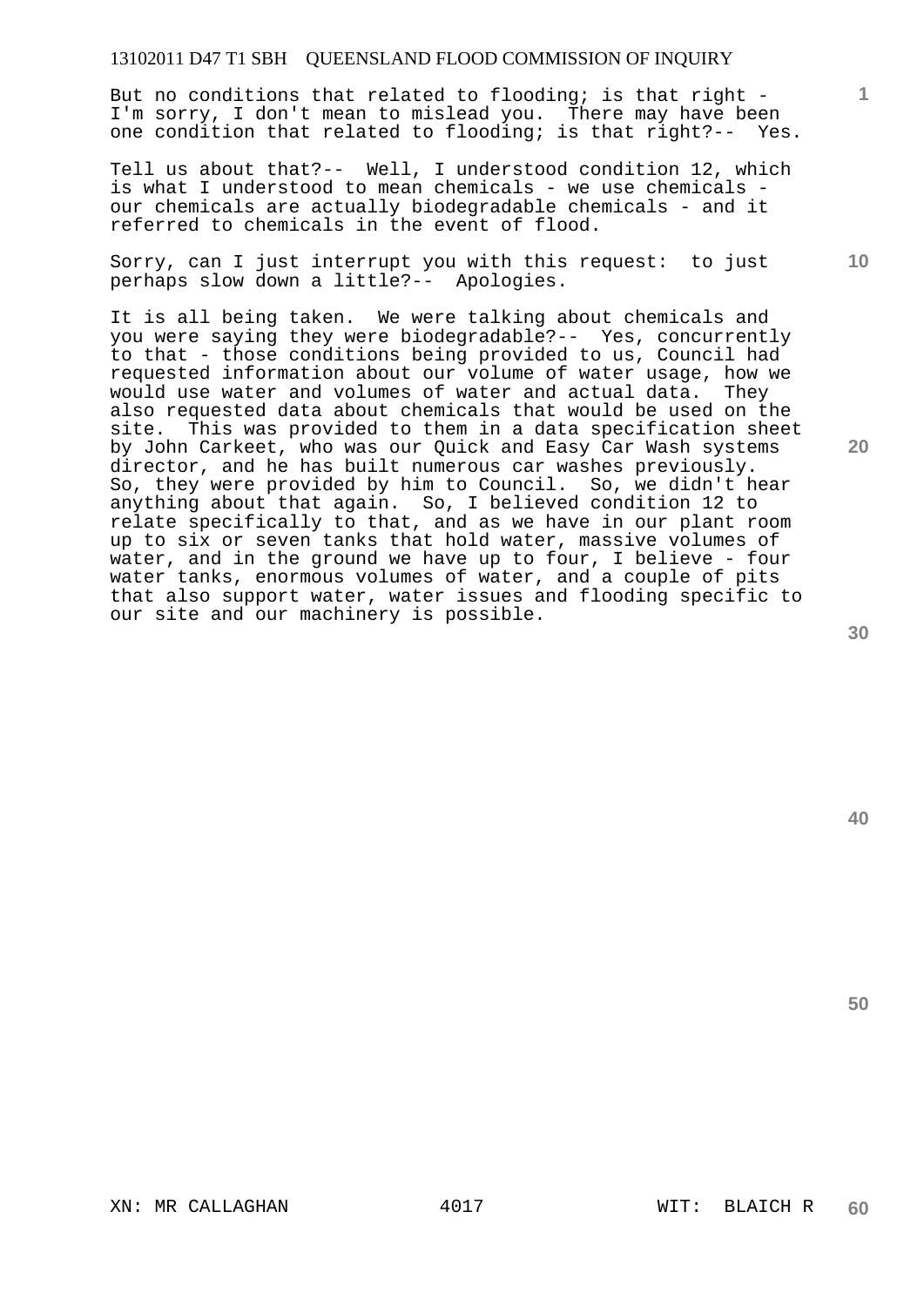But no conditions that related to flooding; is that right - I'm sorry, I don't mean to mislead you. There may have been one condition that related to flooding; is that right?-- Yes.

Tell us about that?-- Well, I understood condition 12, which is what I understood to mean chemicals - we use chemicals - our chemicals are actually biodegradable chemicals - and it referred to chemicals in the event of flood.

Sorry, can I just interrupt you with this request: to just perhaps slow down a little?-- Apologies.

It is all being taken. We were talking about chemicals and you were saying they were biodegradable?-- Yes, concurrently to that - those conditions being provided to us, Council had requested information about our volume of water usage, how we would use water and volumes of water and actual data. They also requested data about chemicals that would be used on the site. This was provided to them in a data specification sheet by John Carkeet, who was our Quick and Easy Car Wash systems director, and he has built numerous car washes previously. So, they were provided by him to Council. So, we didn't hear anything about that again. So, I believed condition 12 to relate specifically to that, and as we have in our plant room up to six or seven tanks that hold water, massive volumes of water, and in the ground we have up to four, I believe - four water tanks, enormous volumes of water, and a couple of pits that also support water, water issues and flooding specific to our site and our machinery is possible.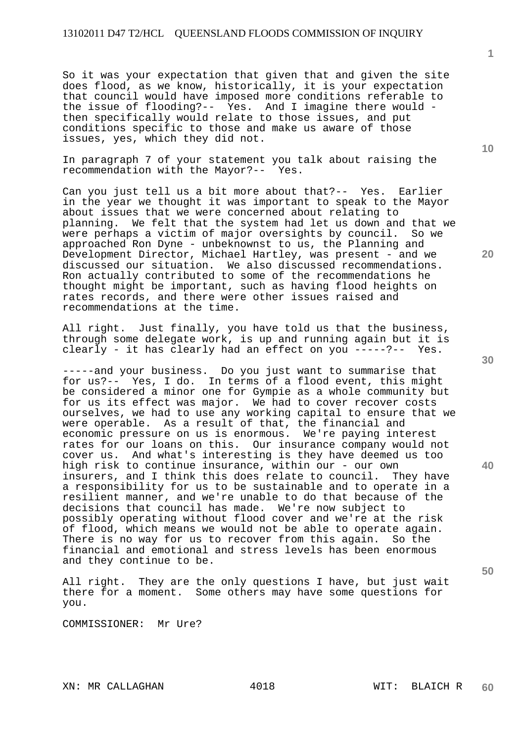So it was your expectation that given that and given the site does flood, as we know, historically, it is your expectation that council would have imposed more conditions referable to the issue of flooding?-- Yes. And I imagine there would - then specifically would relate to those issues, and put conditions specific to those and make us aware of those issues, yes, which they did not.

In paragraph 7 of your statement you talk about raising the recommendation with the Mayor?-- Yes.

Can you just tell us a bit more about that?-- Yes. Earlier in the year we thought it was important to speak to the Mayor about issues that we were concerned about relating to planning. We felt that the system had let us down and that we were perhaps a victim of major oversights by council. So we approached Ron Dyne - unbeknownst to us, the Planning and Development Director, Michael Hartley, was present - and we discussed our situation. We also discussed recommendations. Ron actually contributed to some of the recommendations he thought might be important, such as having flood heights on rates records, and there were other issues raised and recommendations at the time.

All right. Just finally, you have told us that the business, through some delegate work, is up and running again but it is clearly - it has clearly had an effect on you -----?-- Yes.

-----and your business. Do you just want to summarise that for us?-- Yes, I do. In terms of a flood event, this might be considered a minor one for Gympie as a whole community but for us its effect was major. We had to cover recover costs ourselves, we had to use any working capital to ensure that we were operable. As a result of that, the financial and economic pressure on us is enormous. We're paying interest rates for our loans on this. Our insurance company would not cover us. And what's interesting is they have deemed us too high risk to continue insurance, within our - our own insurers, and I think this does relate to council. They have a responsibility for us to be sustainable and to operate in a resilient manner, and we're unable to do that because of the decisions that council has made. We're now subject to possibly operating without flood cover and we're at the risk of flood, which means we would not be able to operate again. There is no way for us to recover from this again. So the financial and emotional and stress levels has been enormous and they continue to be.

All right. They are the only questions I have, but just wait there for a moment. Some others may have some questions for you.

COMMISSIONER: Mr Ure?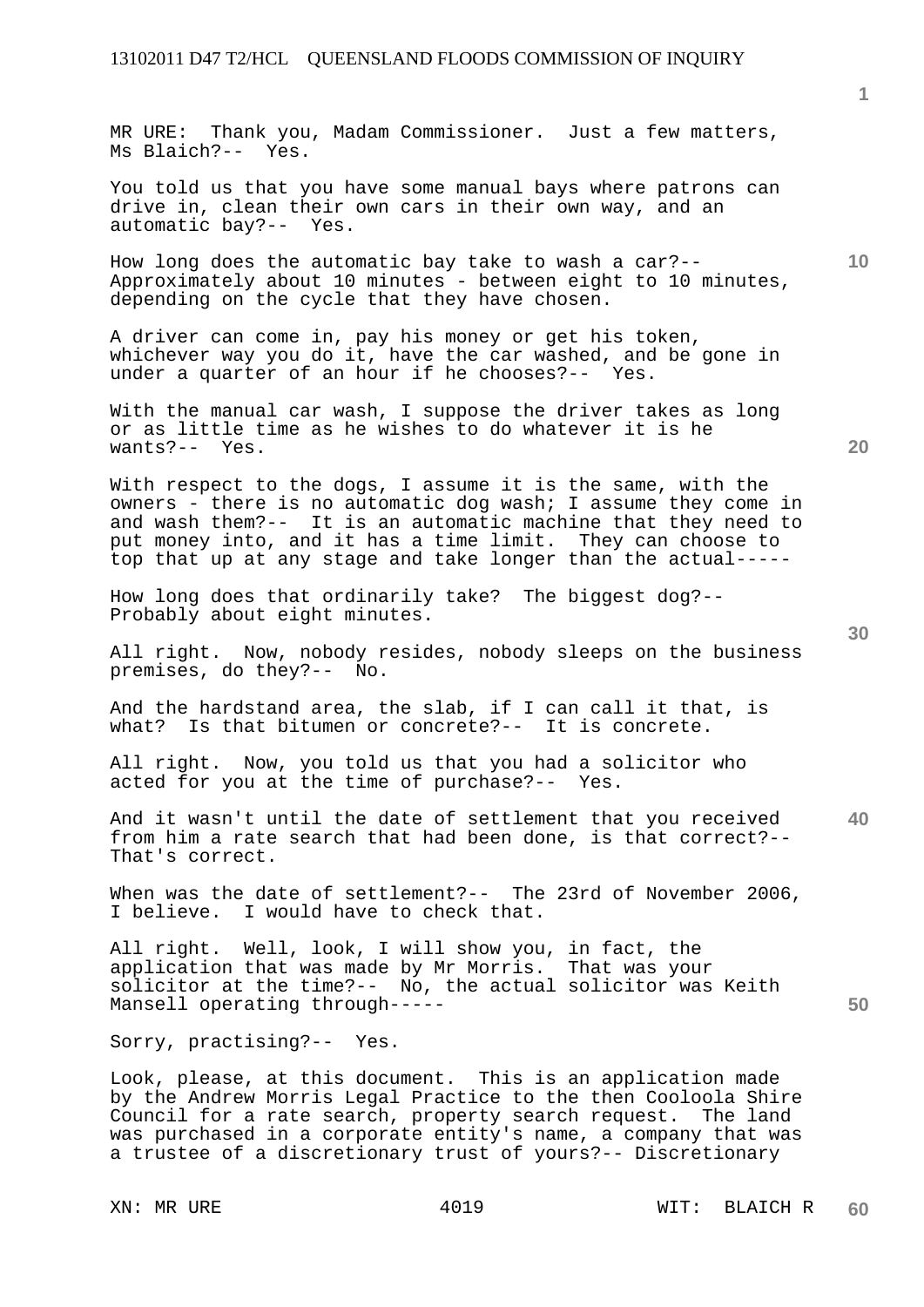MR URE: Thank you, Madam Commissioner. Just a few matters, Ms Blaich?-- Yes.

You told us that you have some manual bays where patrons can drive in, clean their own cars in their own way, and an automatic bay?-- Yes.

How long does the automatic bay take to wash a car?-- Approximately about 10 minutes - between eight to 10 minutes, depending on the cycle that they have chosen.

A driver can come in, pay his money or get his token, whichever way you do it, have the car washed, and be gone in under a quarter of an hour if he chooses?-- Yes.

With the manual car wash, I suppose the driver takes as long or as little time as he wishes to do whatever it is he wants?-- Yes.

With respect to the dogs, I assume it is the same, with the owners - there is no automatic dog wash; I assume they come in and wash them?-- It is an automatic machine that they need to put money into, and it has a time limit. They can choose to top that up at any stage and take longer than the actual-----

How long does that ordinarily take? The biggest dog?-- Probably about eight minutes.

All right. Now, nobody resides, nobody sleeps on the business premises, do they?-- No.

And the hardstand area, the slab, if I can call it that, is what? Is that bitumen or concrete?-- It is concrete.

All right. Now, you told us that you had a solicitor who acted for you at the time of purchase?-- Yes.

And it wasn't until the date of settlement that you received from him a rate search that had been done, is that correct?-- That's correct.

When was the date of settlement?-- The 23rd of November 2006, I believe. I would have to check that.

All right. Well, look, I will show you, in fact, the application that was made by Mr Morris. That was your solicitor at the time?-- No, the actual solicitor was Keith Mansell operating through-----

Sorry, practising?-- Yes.

Look, please, at this document. This is an application made by the Andrew Morris Legal Practice to the then Cooloola Shire Council for a rate search, property search request. The land was purchased in a corporate entity's name, a company that was a trustee of a discretionary trust of yours?-- Discretionary

XN: MR URE WIT: BLAICH R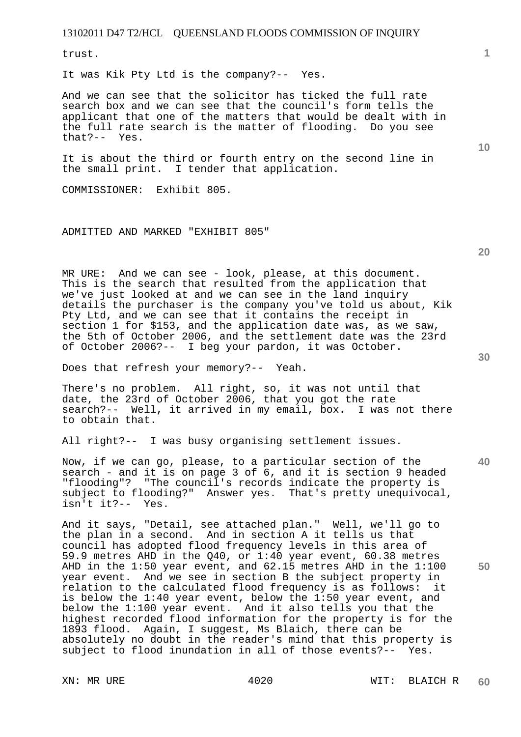trust.

It was Kik Pty Ltd is the company?-- Yes.

And we can see that the solicitor has ticked the full rate search box and we can see that the council's form tells the applicant that one of the matters that would be dealt with in the full rate search is the matter of flooding. Do you see that?-- Yes.

It is about the third or fourth entry on the second line in the small print. I tender that application.

COMMISSIONER: Exhibit 805.

ADMITTED AND MARKED "EXHIBIT 805"

MR URE: And we can see - look, please, at this document. This is the search that resulted from the application that we've just looked at and we can see in the land inquiry details the purchaser is the company you've told us about, Kik Pty Ltd, and we can see that it contains the receipt in section 1 for $153, and the application date was, as we saw, the 5th of October 2006, and the settlement date was the 23rd of October 2006?-- I beg your pardon, it was October.

Does that refresh your memory?-- Yeah.

There's no problem. All right, so, it was not until that date, the 23rd of October 2006, that you got the rate search?-- Well, it arrived in my email, box. I was not there to obtain that.

All right?-- I was busy organising settlement issues.

Now, if we can go, please, to a particular section of the search - and it is on page 3 of 6, and it is section 9 headed "flooding"? "The council's records indicate the property is subject to flooding?" Answer yes. That's pretty unequivocal, isn't it?-- Yes.

And it says, "Detail, see attached plan." Well, we'll go to the plan in a second. And in section A it tells us that council has adopted flood frequency levels in this area of 59.9 metres AHD in the Q40, or 1:40 year event, 60.38 metres AHD in the 1:50 year event, and 62.15 metres AHD in the 1:100 year event. And we see in section B the subject property in relation to the calculated flood frequency is as follows: it is below the 1:40 year event, below the 1:50 year event, and below the 1:100 year event. And it also tells you that the highest recorded flood information for the property is for the 1893 flood. Again, I suggest, Ms Blaich, there can be absolutely no doubt in the reader's mind that this property is subject to flood inundation in all of those events?-- Yes.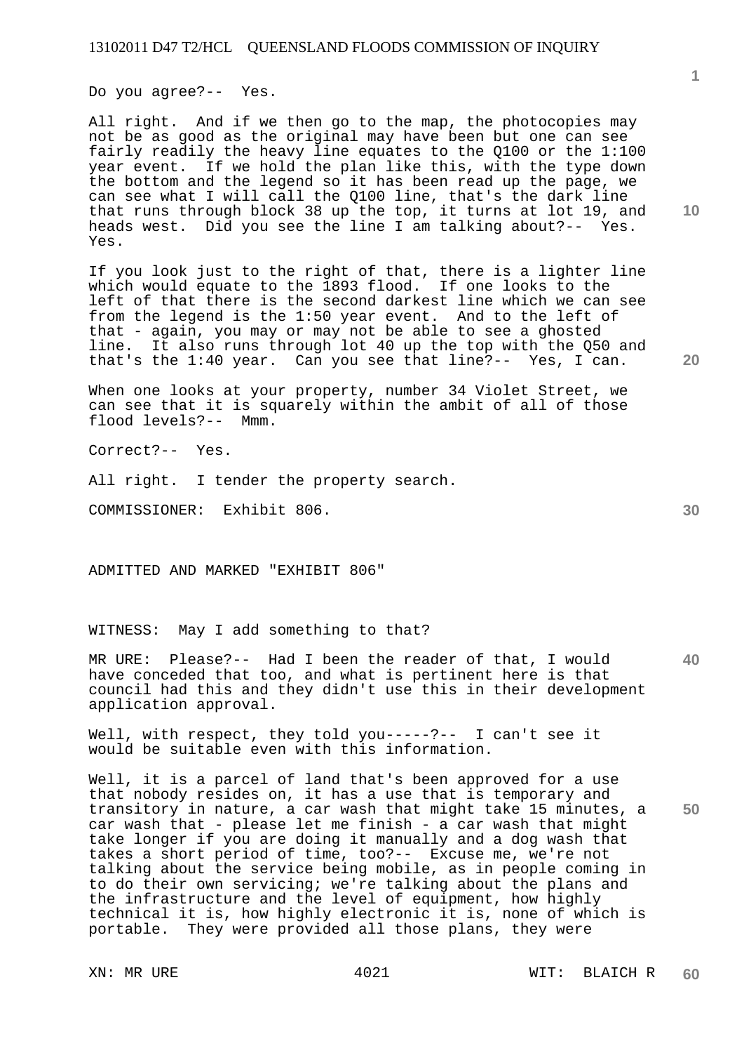Do you agree?-- Yes.

All right. And if we then go to the map, the photocopies may not be as good as the original may have been but one can see fairly readily the heavy line equates to the Q100 or the 1:100 year event. If we hold the plan like this, with the type down the bottom and the legend so it has been read up the page, we can see what I will call the Q100 line, that's the dark line that runs through block 38 up the top, it turns at lot 19, and heads west. Did you see the line I am talking about?-- Yes. Yes.

If you look just to the right of that, there is a lighter line which would equate to the 1893 flood. If one looks to the left of that there is the second darkest line which we can see from the legend is the 1:50 year event. And to the left of that - again, you may or may not be able to see a ghosted line. It also runs through lot 40 up the top with the Q50 and that's the 1:40 year. Can you see that line?-- Yes, I can.

When one looks at your property, number 34 Violet Street, we can see that it is squarely within the ambit of all of those flood levels?-- Mmm.

Correct?-- Yes.

All right. I tender the property search.

COMMISSIONER: Exhibit 806.

ADMITTED AND MARKED "EXHIBIT 806"

WITNESS: May I add something to that?

MR URE: Please?-- Had I been the reader of that, I would have conceded that too, and what is pertinent here is that council had this and they didn't use this in their development application approval.

Well, with respect, they told you-----?-- I can't see it would be suitable even with this information.

Well, it is a parcel of land that's been approved for a use that nobody resides on, it has a use that is temporary and transitory in nature, a car wash that might take 15 minutes, a car wash that - please let me finish - a car wash that might take longer if you are doing it manually and a dog wash that takes a short period of time, too?-- Excuse me, we're not talking about the service being mobile, as in people coming in to do their own servicing; we're talking about the plans and the infrastructure and the level of equipment, how highly technical it is, how highly electronic it is, none of which is portable. They were provided all those plans, they were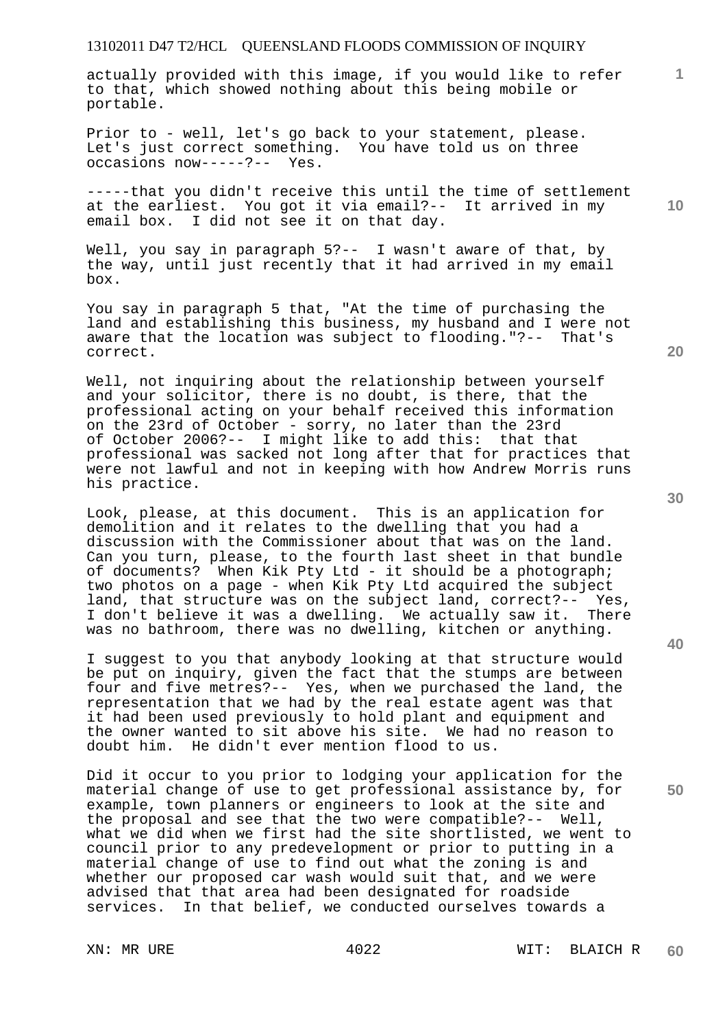actually provided with this image, if you would like to refer to that, which showed nothing about this being mobile or portable.

Prior to - well, let's go back to your statement, please. Let's just correct something. You have told us on three occasions now-----?-- Yes.

-----that you didn't receive this until the time of settlement at the earliest. You got it via email?-- It arrived in my email box. I did not see it on that day.

Well, you say in paragraph 5?-- I wasn't aware of that, by the way, until just recently that it had arrived in my email box.

You say in paragraph 5 that, "At the time of purchasing the land and establishing this business, my husband and I were not aware that the location was subject to flooding."?-- That's correct.

Well, not inquiring about the relationship between yourself and your solicitor, there is no doubt, is there, that the professional acting on your behalf received this information on the 23rd of October - sorry, no later than the 23rd of October 2006?-- I might like to add this: that that professional was sacked not long after that for practices that were not lawful and not in keeping with how Andrew Morris runs his practice.

Look, please, at this document. This is an application for demolition and it relates to the dwelling that you had a discussion with the Commissioner about that was on the land. Can you turn, please, to the fourth last sheet in that bundle of documents? When Kik Pty Ltd - it should be a photograph; two photos on a page - when Kik Pty Ltd acquired the subject land, that structure was on the subject land, correct?-- Yes, I don't believe it was a dwelling. We actually saw it. There was no bathroom, there was no dwelling, kitchen or anything.

I suggest to you that anybody looking at that structure would be put on inquiry, given the fact that the stumps are between four and five metres?-- Yes, when we purchased the land, the representation that we had by the real estate agent was that it had been used previously to hold plant and equipment and the owner wanted to sit above his site. We had no reason to doubt him. He didn't ever mention flood to us.

Did it occur to you prior to lodging your application for the material change of use to get professional assistance by, for example, town planners or engineers to look at the site and the proposal and see that the two were compatible?-- Well, what we did when we first had the site shortlisted, we went to council prior to any predevelopment or prior to putting in a material change of use to find out what the zoning is and whether our proposed car wash would suit that, and we were advised that that area had been designated for roadside services. In that belief, we conducted ourselves towards a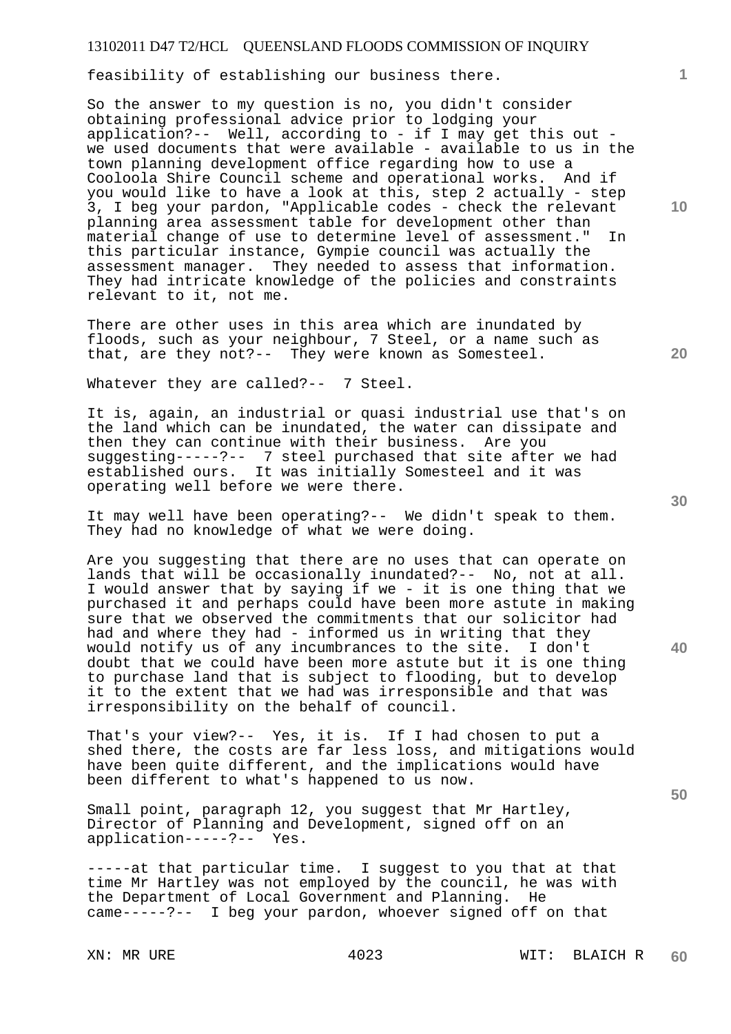feasibility of establishing our business there.

So the answer to my question is no, you didn't consider obtaining professional advice prior to lodging your application?-- Well, according to - if I may get this out - we used documents that were available - available to us in the town planning development office regarding how to use a Cooloola Shire Council scheme and operational works. And if you would like to have a look at this, step 2 actually - step 3, I beg your pardon, "Applicable codes - check the relevant planning area assessment table for development other than material change of use to determine level of assessment." In this particular instance, Gympie council was actually the assessment manager. They needed to assess that information. They had intricate knowledge of the policies and constraints relevant to it, not me.

There are other uses in this area which are inundated by floods, such as your neighbour, 7 Steel, or a name such as that, are they not?-- They were known as Somesteel.

Whatever they are called?-- 7 Steel.

It is, again, an industrial or quasi industrial use that's on the land which can be inundated, the water can dissipate and then they can continue with their business. Are you suggesting-----?-- 7 steel purchased that site after we had established ours. It was initially Somesteel and it was operating well before we were there.

It may well have been operating?-- We didn't speak to them. They had no knowledge of what we were doing.

Are you suggesting that there are no uses that can operate on lands that will be occasionally inundated?-- No, not at all. I would answer that by saying if we - it is one thing that we purchased it and perhaps could have been more astute in making sure that we observed the commitments that our solicitor had had and where they had - informed us in writing that they would notify us of any incumbrances to the site. I don't doubt that we could have been more astute but it is one thing to purchase land that is subject to flooding, but to develop it to the extent that we had was irresponsible and that was irresponsibility on the behalf of council.

That's your view?-- Yes, it is. If I had chosen to put a shed there, the costs are far less loss, and mitigations would have been quite different, and the implications would have been different to what's happened to us now.

Small point, paragraph 12, you suggest that Mr Hartley, Director of Planning and Development, signed off on an application-----?-- Yes.

-----at that particular time. I suggest to you that at that time Mr Hartley was not employed by the council, he was with the Department of Local Government and Planning. He came-----?-- I beg your pardon, whoever signed off on that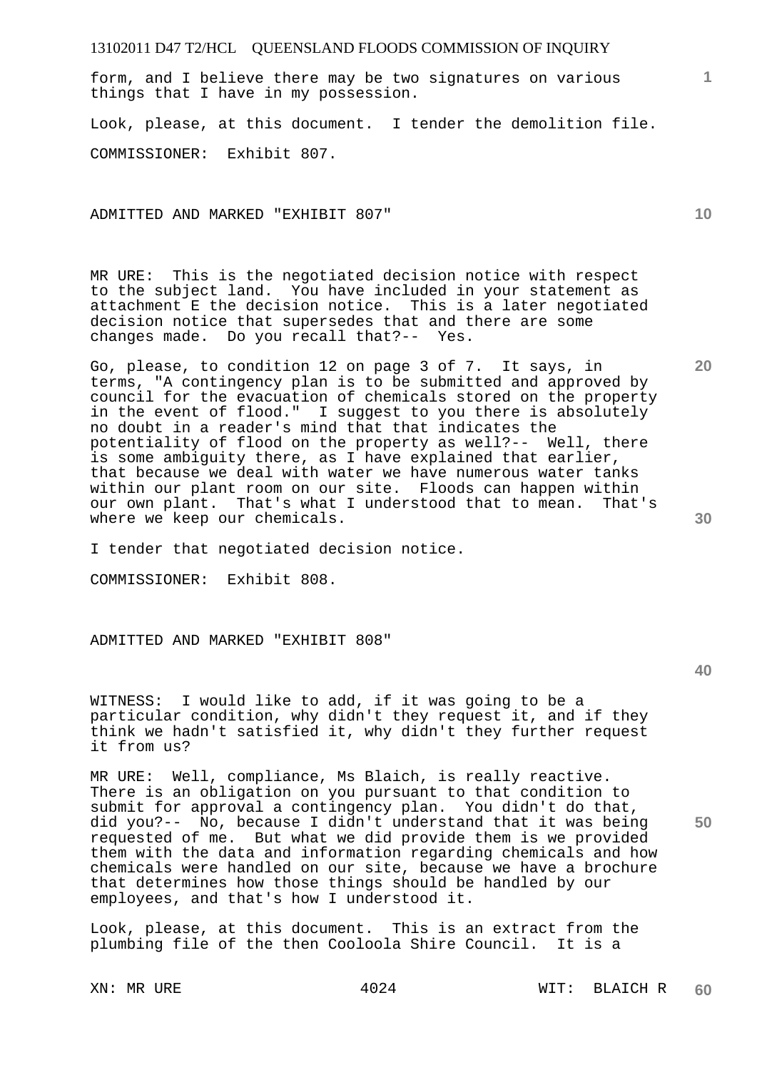form, and I believe there may be two signatures on various things that I have in my possession.

Look, please, at this document. I tender the demolition file.

COMMISSIONER: Exhibit 807.

ADMITTED AND MARKED "EXHIBIT 807"

MR URE: This is the negotiated decision notice with respect to the subject land. You have included in your statement as attachment E the decision notice. This is a later negotiated decision notice that supersedes that and there are some changes made. Do you recall that?-- Yes.

Go, please, to condition 12 on page 3 of 7. It says, in terms, "A contingency plan is to be submitted and approved by council for the evacuation of chemicals stored on the property in the event of flood." I suggest to you there is absolutely no doubt in a reader's mind that that indicates the potentiality of flood on the property as well?-- Well, there is some ambiguity there, as I have explained that earlier, that because we deal with water we have numerous water tanks within our plant room on our site. Floods can happen within our own plant. That's what I understood that to mean. That's where we keep our chemicals.

I tender that negotiated decision notice.

COMMISSIONER: Exhibit 808.

ADMITTED AND MARKED "EXHIBIT 808"

WITNESS: I would like to add, if it was going to be a particular condition, why didn't they request it, and if they think we hadn't satisfied it, why didn't they further request it from us?

MR URE: Well, compliance, Ms Blaich, is really reactive. There is an obligation on you pursuant to that condition to submit for approval a contingency plan. You didn't do that, did you?-- No, because I didn't understand that it was being requested of me. But what we did provide them is we provided them with the data and information regarding chemicals and how chemicals were handled on our site, because we have a brochure that determines how those things should be handled by our employees, and that's how I understood it.

Look, please, at this document. This is an extract from the plumbing file of the then Cooloola Shire Council. It is a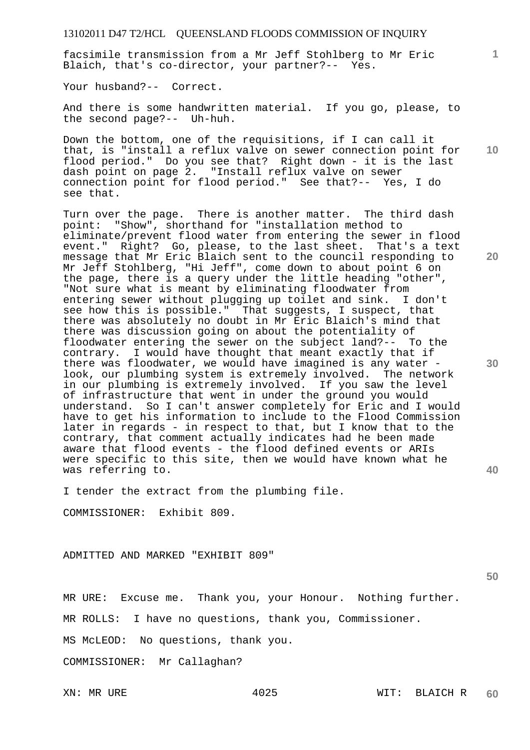facsimile transmission from a Mr Jeff Stohlberg to Mr Eric Blaich, that's co-director, your partner?-- Yes.

Your husband?-- Correct.

And there is some handwritten material. If you go, please, to the second page?-- Uh-huh.

Down the bottom, one of the requisitions, if I can call it that, is "install a reflux valve on sewer connection point for flood period." Do you see that? Right down - it is the last dash point on page 2. "Install reflux valve on sewer connection point for flood period." See that?-- Yes, I do see that.

Turn over the page. There is another matter. The third dash point: "Show", shorthand for "installation method to eliminate/prevent flood water from entering the sewer in flood event." Right? Go, please, to the last sheet. That's a text message that Mr Eric Blaich sent to the council responding to Mr Jeff Stohlberg, "Hi Jeff", come down to about point 6 on the page, there is a query under the little heading "other", "Not sure what is meant by eliminating floodwater from entering sewer without plugging up toilet and sink. I don't see how this is possible." That suggests, I suspect, that there was absolutely no doubt in Mr Eric Blaich's mind that there was discussion going on about the potentiality of floodwater entering the sewer on the subject land?-- To the contrary. I would have thought that meant exactly that if there was floodwater, we would have imagined is any water - look, our plumbing system is extremely involved. The network in our plumbing is extremely involved. If you saw the level of infrastructure that went in under the ground you would understand. So I can't answer completely for Eric and I would have to get his information to include to the Flood Commission later in regards - in respect to that, but I know that to the contrary, that comment actually indicates had he been made aware that flood events - the flood defined events or ARIs were specific to this site, then we would have known what he was referring to.

I tender the extract from the plumbing file.

COMMISSIONER: Exhibit 809.

ADMITTED AND MARKED "EXHIBIT 809"

MR URE: Excuse me. Thank you, your Honour. Nothing further.

MR ROLLS: I have no questions, thank you, Commissioner.

MS McLEOD: No questions, thank you.

COMMISSIONER: Mr Callaghan?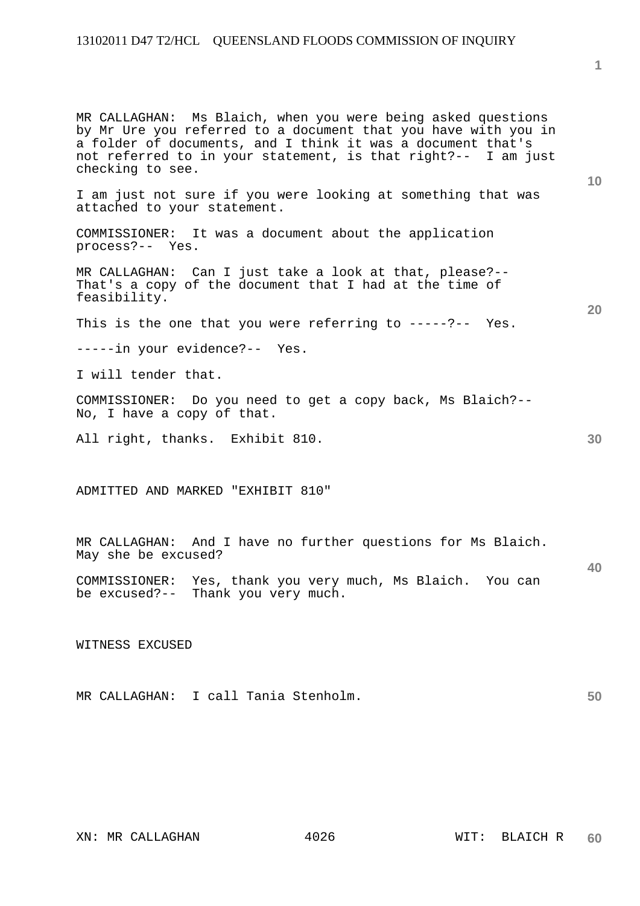MR CALLAGHAN: Ms Blaich, when you were being asked questions by Mr Ure you referred to a document that you have with you in a folder of documents, and I think it was a document that's not referred to in your statement, is that right?-- I am just checking to see.

I am just not sure if you were looking at something that was attached to your statement.

COMMISSIONER: It was a document about the application process?-- Yes.

MR CALLAGHAN: Can I just take a look at that, please?-- That's a copy of the document that I had at the time of feasibility.

This is the one that you were referring to -----?-- Yes.

-----in your evidence?-- Yes.

I will tender that.

COMMISSIONER: Do you need to get a copy back, Ms Blaich?-- No, I have a copy of that.

All right, thanks. Exhibit 810.

ADMITTED AND MARKED "EXHIBIT 810"

MR CALLAGHAN: And I have no further questions for Ms Blaich. May she be excused?

COMMISSIONER: Yes, thank you very much, Ms Blaich. You can be excused?-- Thank you very much.

WITNESS EXCUSED

MR CALLAGHAN: I call Tania Stenholm.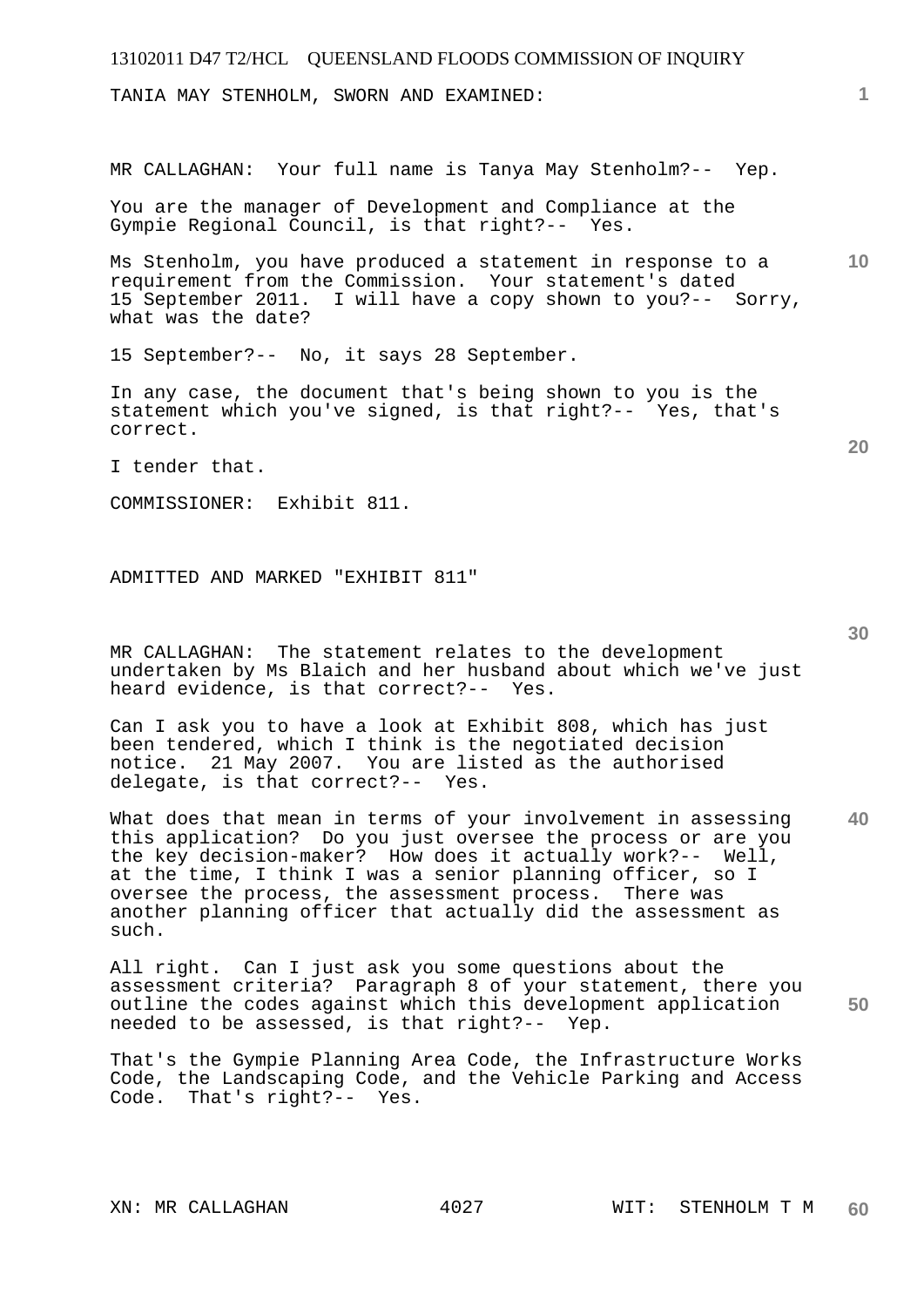TANIA MAY STENHOLM, SWORN AND EXAMINED:

MR CALLAGHAN: Your full name is Tanya May Stenholm?-- Yep.

You are the manager of Development and Compliance at the Gympie Regional Council, is that right?-- Yes.

Ms Stenholm, you have produced a statement in response to a requirement from the Commission. Your statement's dated 15 September 2011. I will have a copy shown to you?-- Sorry, what was the date?

15 September?-- No, it says 28 September.

In any case, the document that's being shown to you is the statement which you've signed, is that right?-- Yes, that's correct.

I tender that.

COMMISSIONER: Exhibit 811.

ADMITTED AND MARKED "EXHIBIT 811"

MR CALLAGHAN: The statement relates to the development undertaken by Ms Blaich and her husband about which we've just heard evidence, is that correct?-- Yes.

Can I ask you to have a look at Exhibit 808, which has just been tendered, which I think is the negotiated decision notice. 21 May 2007. You are listed as the authorised delegate, is that correct?-- Yes.

What does that mean in terms of your involvement in assessing this application? Do you just oversee the process or are you the key decision-maker? How does it actually work?-- Well, at the time, I think I was a senior planning officer, so I oversee the process, the assessment process. There was another planning officer that actually did the assessment as such.

All right. Can I just ask you some questions about the assessment criteria? Paragraph 8 of your statement, there you outline the codes against which this development application needed to be assessed, is that right?-- Yep.

That's the Gympie Planning Area Code, the Infrastructure Works Code, the Landscaping Code, and the Vehicle Parking and Access Code. That's right?-- Yes.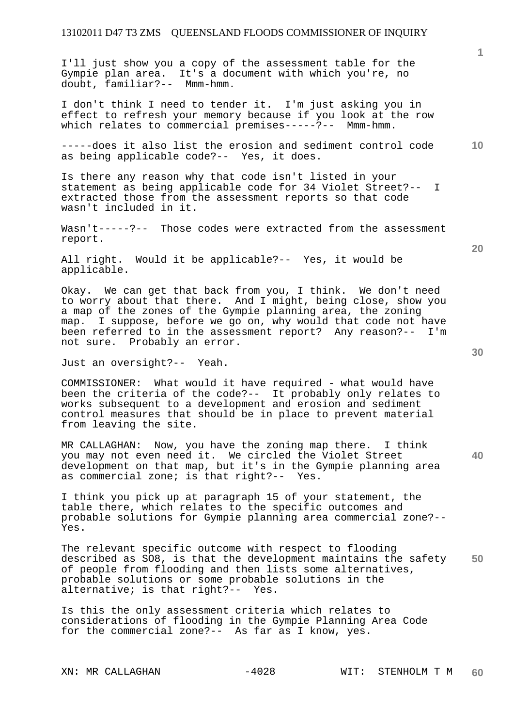I'll just show you a copy of the assessment table for the Gympie plan area. It's a document with which you're, no doubt, familiar?-- Mmm-hmm.

I don't think I need to tender it. I'm just asking you in effect to refresh your memory because if you look at the row which relates to commercial premises-----?-- Mmm-hmm.

-----does it also list the erosion and sediment control code as being applicable code?-- Yes, it does.

Is there any reason why that code isn't listed in your statement as being applicable code for 34 Violet Street?-- I extracted those from the assessment reports so that code wasn't included in it.

Wasn't-----?-- Those codes were extracted from the assessment report.

All right. Would it be applicable?-- Yes, it would be applicable.

Okay. We can get that back from you, I think. We don't need to worry about that there. And I might, being close, show you a map of the zones of the Gympie planning area, the zoning map. I suppose, before we go on, why would that code not have been referred to in the assessment report? Any reason?-- I'm not sure. Probably an error.

Just an oversight?-- Yeah.

COMMISSIONER: What would it have required - what would have been the criteria of the code?-- It probably only relates to works subsequent to a development and erosion and sediment control measures that should be in place to prevent material from leaving the site.

MR CALLAGHAN: Now, you have the zoning map there. I think you may not even need it. We circled the Violet Street development on that map, but it's in the Gympie planning area as commercial zone; is that right?-- Yes.

I think you pick up at paragraph 15 of your statement, the table there, which relates to the specific outcomes and probable solutions for Gympie planning area commercial zone?-- Yes.

The relevant specific outcome with respect to flooding described as SO8, is that the development maintains the safety of people from flooding and then lists some alternatives, probable solutions or some probable solutions in the alternative; is that right?-- Yes.

Is this the only assessment criteria which relates to considerations of flooding in the Gympie Planning Area Code for the commercial zone?-- As far as I know, yes.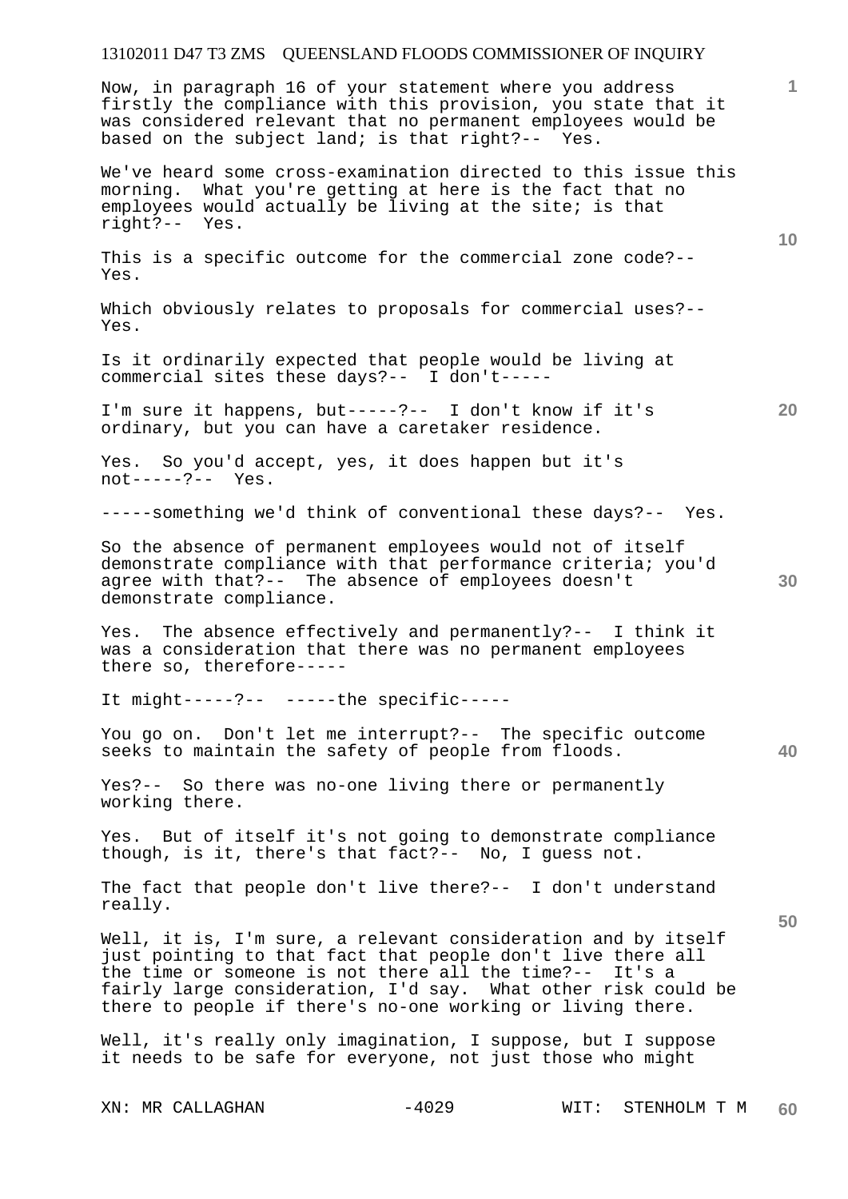Now, in paragraph 16 of your statement where you address firstly the compliance with this provision, you state that it was considered relevant that no permanent employees would be based on the subject land; is that right?-- Yes.

We've heard some cross-examination directed to this issue this morning. What you're getting at here is the fact that no employees would actually be living at the site; is that right?-- Yes.

This is a specific outcome for the commercial zone code?-- Yes.

Which obviously relates to proposals for commercial uses?-- Yes.

Is it ordinarily expected that people would be living at commercial sites these days?-- I don't-----

I'm sure it happens, but-----?-- I don't know if it's ordinary, but you can have a caretaker residence.

Yes. So you'd accept, yes, it does happen but it's not-----?-- Yes.

-----something we'd think of conventional these days?-- Yes.

So the absence of permanent employees would not of itself demonstrate compliance with that performance criteria; you'd agree with that?-- The absence of employees doesn't demonstrate compliance.

Yes. The absence effectively and permanently?-- I think it was a consideration that there was no permanent employees there so, therefore-----

It might-----?-- -----the specific-----

You go on. Don't let me interrupt?-- The specific outcome seeks to maintain the safety of people from floods.

Yes?-- So there was no-one living there or permanently working there.

Yes. But of itself it's not going to demonstrate compliance though, is it, there's that fact?-- No, I guess not.

The fact that people don't live there?-- I don't understand really.

Well, it is, I'm sure, a relevant consideration and by itself just pointing to that fact that people don't live there all the time or someone is not there all the time?-- It's a fairly large consideration, I'd say. What other risk could be there to people if there's no-one working or living there.

Well, it's really only imagination, I suppose, but I suppose it needs to be safe for everyone, not just those who might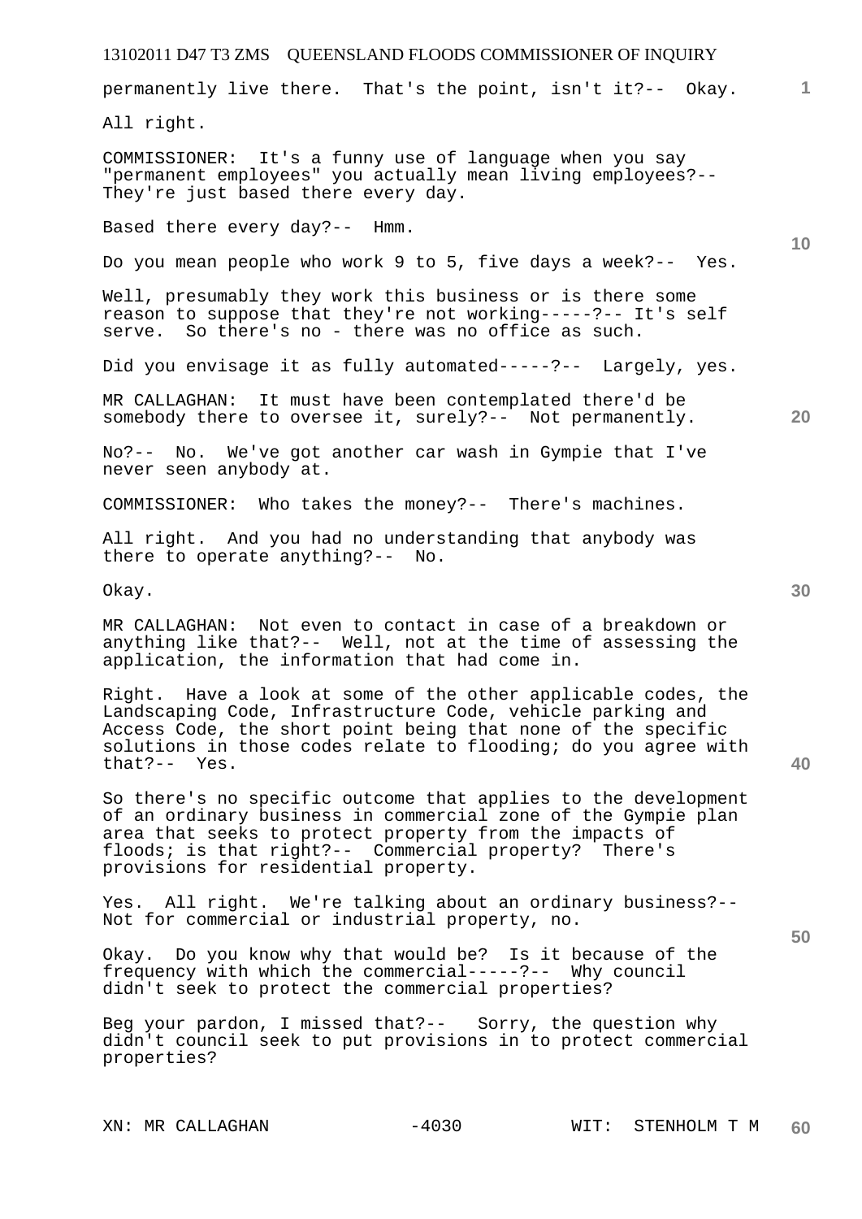permanently live there. That's the point, isn't it?-- Okay. All right.

COMMISSIONER: It's a funny use of language when you say "permanent employees" you actually mean living employees?-- They're just based there every day.

Based there every day?-- Hmm.

Do you mean people who work 9 to 5, five days a week?-- Yes.

Well, presumably they work this business or is there some reason to suppose that they're not working-----?-- It's self serve. So there's no - there was no office as such.

Did you envisage it as fully automated-----?-- Largely, yes.

MR CALLAGHAN: It must have been contemplated there'd be somebody there to oversee it, surely?-- Not permanently.

No?-- No. We've got another car wash in Gympie that I've never seen anybody at.

COMMISSIONER: Who takes the money?-- There's machines.

All right. And you had no understanding that anybody was there to operate anything?-- No.

Okay.

MR CALLAGHAN: Not even to contact in case of a breakdown or anything like that?-- Well, not at the time of assessing the application, the information that had come in.

Right. Have a look at some of the other applicable codes, the Landscaping Code, Infrastructure Code, vehicle parking and Access Code, the short point being that none of the specific solutions in those codes relate to flooding; do you agree with that?-- Yes.

So there's no specific outcome that applies to the development of an ordinary business in commercial zone of the Gympie plan area that seeks to protect property from the impacts of floods; is that right?-- Commercial property? There's provisions for residential property.

Yes. All right. We're talking about an ordinary business?-- Not for commercial or industrial property, no.

Okay. Do you know why that would be? Is it because of the frequency with which the commercial-----?-- Why council didn't seek to protect the commercial properties?

Beg your pardon, I missed that?-- Sorry, the question why didn't council seek to put provisions in to protect commercial properties?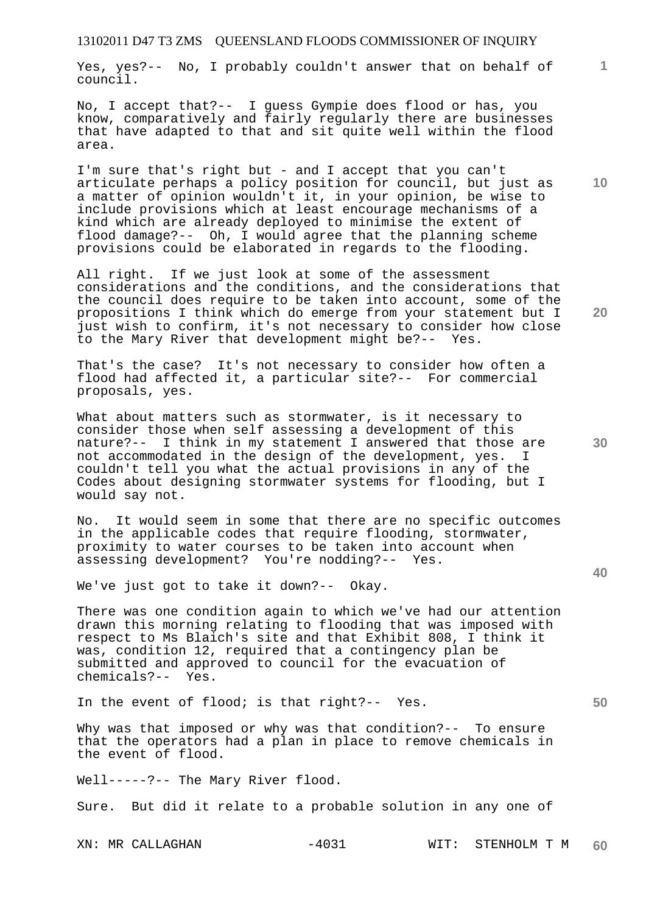Yes, yes?-- No, I probably couldn't answer that on behalf of council.

No, I accept that?-- I guess Gympie does flood or has, you know, comparatively and fairly regularly there are businesses that have adapted to that and sit quite well within the flood area.

I'm sure that's right but - and I accept that you can't articulate perhaps a policy position for council, but just as a matter of opinion wouldn't it, in your opinion, be wise to include provisions which at least encourage mechanisms of a kind which are already deployed to minimise the extent of flood damage?-- Oh, I would agree that the planning scheme provisions could be elaborated in regards to the flooding.

All right. If we just look at some of the assessment considerations and the conditions, and the considerations that the council does require to be taken into account, some of the propositions I think which do emerge from your statement but I just wish to confirm, it's not necessary to consider how close to the Mary River that development might be?-- Yes.

That's the case? It's not necessary to consider how often a flood had affected it, a particular site?-- For commercial proposals, yes.

What about matters such as stormwater, is it necessary to consider those when self assessing a development of this nature?-- I think in my statement I answered that those are not accommodated in the design of the development, yes. I couldn't tell you what the actual provisions in any of the Codes about designing stormwater systems for flooding, but I would say not.

No. It would seem in some that there are no specific outcomes in the applicable codes that require flooding, stormwater, proximity to water courses to be taken into account when assessing development? You're nodding?-- Yes.

We've just got to take it down?-- Okay.

There was one condition again to which we've had our attention drawn this morning relating to flooding that was imposed with respect to Ms Blaich's site and that Exhibit 808, I think it was, condition 12, required that a contingency plan be submitted and approved to council for the evacuation of chemicals?-- Yes.

In the event of flood; is that right?-- Yes.

Why was that imposed or why was that condition?-- To ensure that the operators had a plan in place to remove chemicals in the event of flood.

Well-----?-- The Mary River flood.

Sure. But did it relate to a probable solution in any one of

XN: MR CALLAGHAN WIT: STENHOLM T M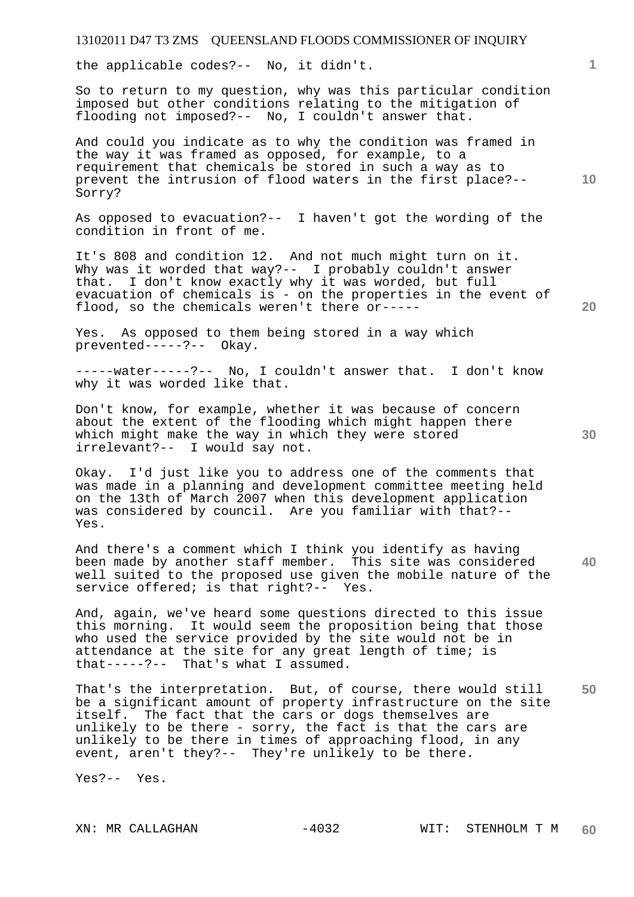the applicable codes?-- No, it didn't.

So to return to my question, why was this particular condition imposed but other conditions relating to the mitigation of flooding not imposed?-- No, I couldn't answer that.

And could you indicate as to why the condition was framed in the way it was framed as opposed, for example, to a requirement that chemicals be stored in such a way as to prevent the intrusion of flood waters in the first place?-- Sorry?

As opposed to evacuation?-- I haven't got the wording of the condition in front of me.

It's 808 and condition 12. And not much might turn on it. Why was it worded that way?-- I probably couldn't answer that. I don't know exactly why it was worded, but full evacuation of chemicals is - on the properties in the event of flood, so the chemicals weren't there or-----

Yes. As opposed to them being stored in a way which prevented-----?-- Okay.

-----water-----?-- No, I couldn't answer that. I don't know why it was worded like that.

Don't know, for example, whether it was because of concern about the extent of the flooding which might happen there which might make the way in which they were stored irrelevant?-- I would say not.

Okay. I'd just like you to address one of the comments that was made in a planning and development committee meeting held on the 13th of March 2007 when this development application was considered by council. Are you familiar with that?-- Yes.

And there's a comment which I think you identify as having been made by another staff member. This site was considered well suited to the proposed use given the mobile nature of the service offered; is that right?-- Yes.

And, again, we've heard some questions directed to this issue this morning. It would seem the proposition being that those who used the service provided by the site would not be in attendance at the site for any great length of time; is that-----?-- That's what I assumed.

That's the interpretation. But, of course, there would still be a significant amount of property infrastructure on the site itself. The fact that the cars or dogs themselves are unlikely to be there - sorry, the fact is that the cars are unlikely to be there in times of approaching flood, in any event, aren't they?-- They're unlikely to be there.

Yes?-- Yes.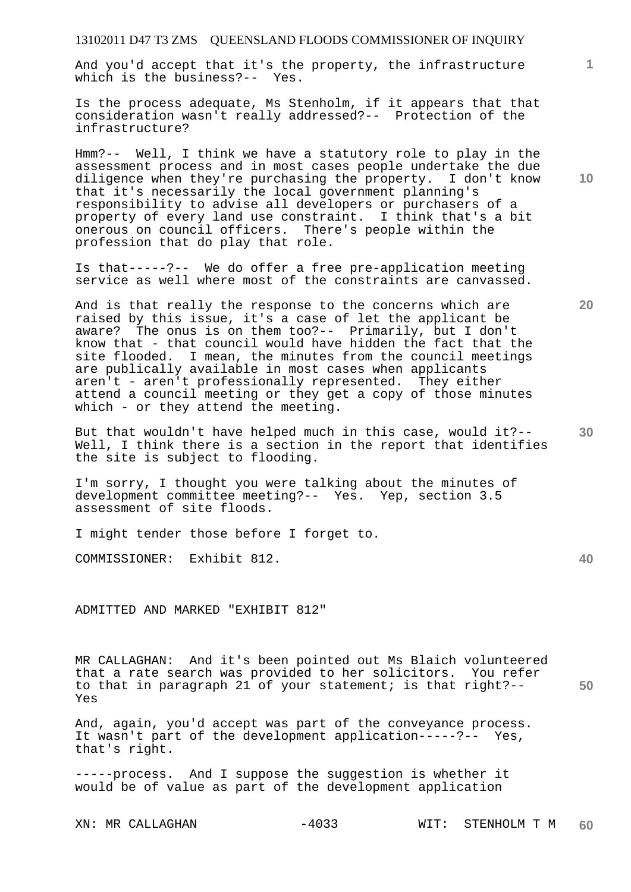And you'd accept that it's the property, the infrastructure which is the business?-- Yes.

Is the process adequate, Ms Stenholm, if it appears that that consideration wasn't really addressed?-- Protection of the infrastructure?

Hmm?-- Well, I think we have a statutory role to play in the assessment process and in most cases people undertake the due diligence when they're purchasing the property. I don't know that it's necessarily the local government planning's responsibility to advise all developers or purchasers of a property of every land use constraint. I think that's a bit onerous on council officers. There's people within the profession that do play that role.

Is that-----?-- We do offer a free pre-application meeting service as well where most of the constraints are canvassed.

And is that really the response to the concerns which are raised by this issue, it's a case of let the applicant be aware? The onus is on them too?-- Primarily, but I don't know that - that council would have hidden the fact that the site flooded. I mean, the minutes from the council meetings are publically available in most cases when applicants aren't - aren't professionally represented. They either attend a council meeting or they get a copy of those minutes which - or they attend the meeting.

But that wouldn't have helped much in this case, would it?-- Well, I think there is a section in the report that identifies the site is subject to flooding.

I'm sorry, I thought you were talking about the minutes of development committee meeting?-- Yes. Yep, section 3.5 assessment of site floods.

I might tender those before I forget to.

COMMISSIONER: Exhibit 812.

ADMITTED AND MARKED "EXHIBIT 812"

MR CALLAGHAN: And it's been pointed out Ms Blaich volunteered that a rate search was provided to her solicitors. You refer to that in paragraph 21 of your statement; is that right?-- Yes

And, again, you'd accept was part of the conveyance process. It wasn't part of the development application-----?-- Yes, that's right.

-----process. And I suppose the suggestion is whether it would be of value as part of the development application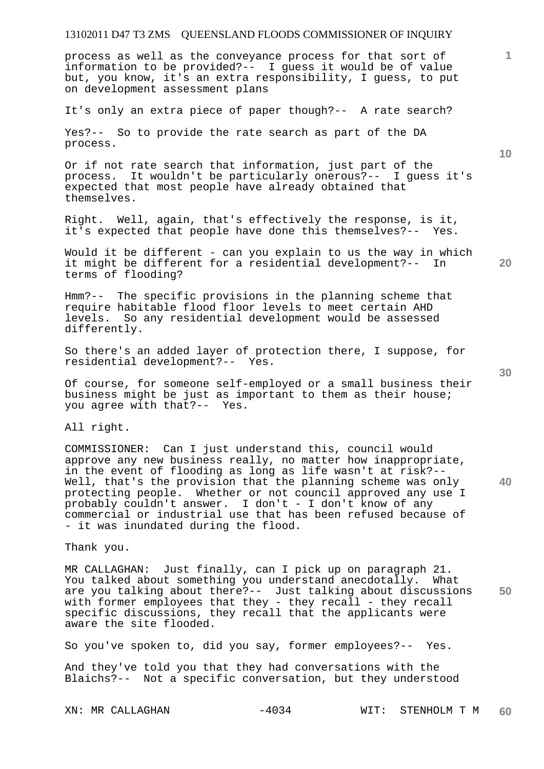process as well as the conveyance process for that sort of information to be provided?-- I guess it would be of value but, you know, it's an extra responsibility, I guess, to put on development assessment plans

It's only an extra piece of paper though?-- A rate search?

Yes?-- So to provide the rate search as part of the DA process.

Or if not rate search that information, just part of the process. It wouldn't be particularly onerous?-- I guess it's expected that most people have already obtained that themselves.

Right. Well, again, that's effectively the response, is it, it's expected that people have done this themselves?-- Yes.

Would it be different - can you explain to us the way in which it might be different for a residential development?-- In terms of flooding?

Hmm?-- The specific provisions in the planning scheme that require habitable flood floor levels to meet certain AHD levels. So any residential development would be assessed differently.

So there's an added layer of protection there, I suppose, for residential development?-- Yes.

Of course, for someone self-employed or a small business their business might be just as important to them as their house; you agree with that?-- Yes.

All right.

COMMISSIONER: Can I just understand this, council would approve any new business really, no matter how inappropriate, in the event of flooding as long as life wasn't at risk?-- Well, that's the provision that the planning scheme was only protecting people. Whether or not council approved any use I probably couldn't answer. I don't - I don't know of any commercial or industrial use that has been refused because of - it was inundated during the flood.

Thank you.

MR CALLAGHAN: Just finally, can I pick up on paragraph 21. You talked about something you understand anecdotally. What are you talking about there?-- Just talking about discussions with former employees that they - they recall - they recall specific discussions, they recall that the applicants were aware the site flooded.

So you've spoken to, did you say, former employees?-- Yes.

And they've told you that they had conversations with the Blaichs?-- Not a specific conversation, but they understood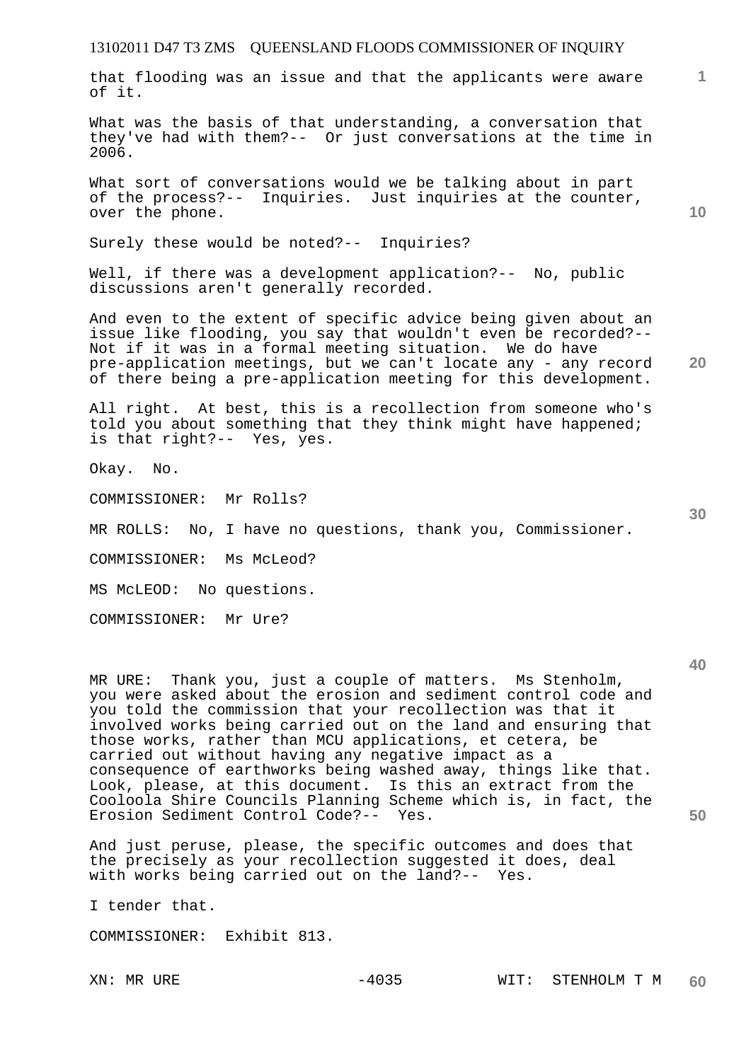that flooding was an issue and that the applicants were aware of it.

What was the basis of that understanding, a conversation that they've had with them?-- Or just conversations at the time in 2006.

What sort of conversations would we be talking about in part of the process?-- Inquiries. Just inquiries at the counter, over the phone.

Surely these would be noted?-- Inquiries?

Well, if there was a development application?-- No, public discussions aren't generally recorded.

And even to the extent of specific advice being given about an issue like flooding, you say that wouldn't even be recorded?-- Not if it was in a formal meeting situation. We do have pre-application meetings, but we can't locate any - any record of there being a pre-application meeting for this development.

All right. At best, this is a recollection from someone who's told you about something that they think might have happened; is that right?-- Yes, yes.

Okay. No.

COMMISSIONER: Mr Rolls?

MR ROLLS: No, I have no questions, thank you, Commissioner.

COMMISSIONER: Ms McLeod?

MS McLEOD: No questions.

COMMISSIONER: Mr Ure?

MR URE: Thank you, just a couple of matters. Ms Stenholm, you were asked about the erosion and sediment control code and you told the commission that your recollection was that it involved works being carried out on the land and ensuring that those works, rather than MCU applications, et cetera, be carried out without having any negative impact as a consequence of earthworks being washed away, things like that. Look, please, at this document. Is this an extract from the Cooloola Shire Councils Planning Scheme which is, in fact, the Erosion Sediment Control Code?-- Yes.

And just peruse, please, the specific outcomes and does that the precisely as your recollection suggested it does, deal with works being carried out on the land?-- Yes.

I tender that.

COMMISSIONER: Exhibit 813.

XN: MR URE WIT: STENHOLM T M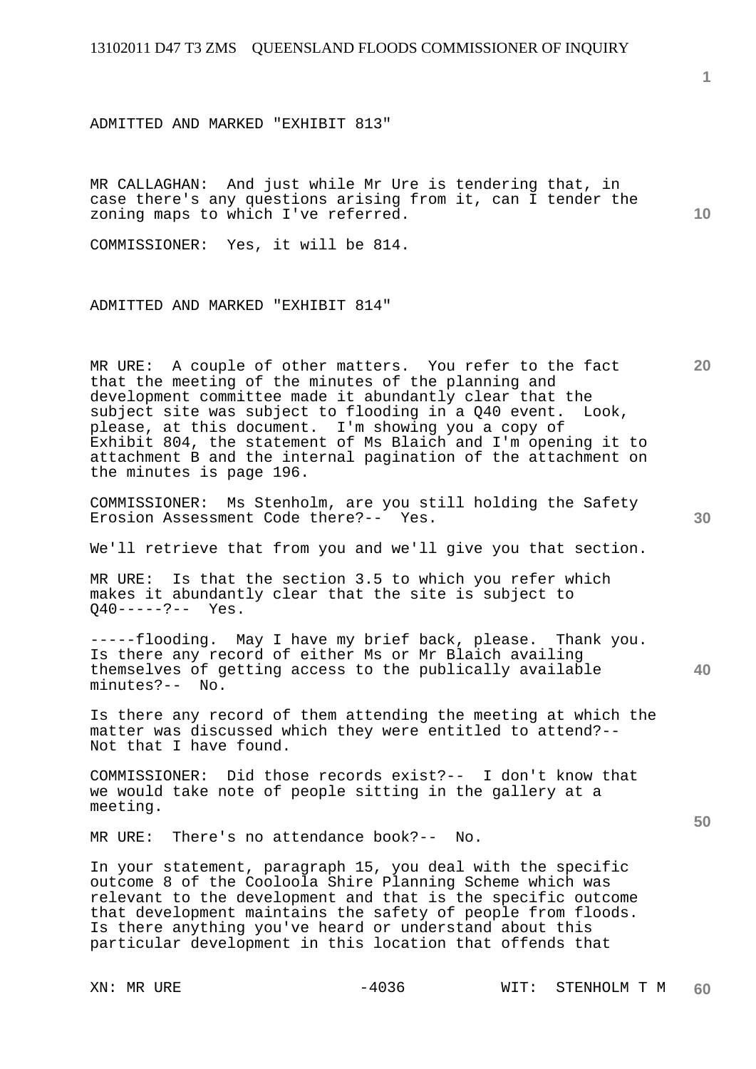ADMITTED AND MARKED "EXHIBIT 813"

MR CALLAGHAN: And just while Mr Ure is tendering that, in case there's any questions arising from it, can I tender the zoning maps to which I've referred.

COMMISSIONER: Yes, it will be 814.

ADMITTED AND MARKED "EXHIBIT 814"

MR URE: A couple of other matters. You refer to the fact that the meeting of the minutes of the planning and development committee made it abundantly clear that the subject site was subject to flooding in a Q40 event. Look, please, at this document. I'm showing you a copy of Exhibit 804, the statement of Ms Blaich and I'm opening it to attachment B and the internal pagination of the attachment on the minutes is page 196.

COMMISSIONER: Ms Stenholm, are you still holding the Safety Erosion Assessment Code there?-- Yes.

We'll retrieve that from you and we'll give you that section.

MR URE: Is that the section 3.5 to which you refer which makes it abundantly clear that the site is subject to Q40-----?-- Yes.

-----flooding. May I have my brief back, please. Thank you. Is there any record of either Ms or Mr Blaich availing themselves of getting access to the publically available minutes?-- No.

Is there any record of them attending the meeting at which the matter was discussed which they were entitled to attend?-- Not that I have found.

COMMISSIONER: Did those records exist?-- I don't know that we would take note of people sitting in the gallery at a meeting.

MR URE: There's no attendance book?-- No.

In your statement, paragraph 15, you deal with the specific outcome 8 of the Cooloola Shire Planning Scheme which was relevant to the development and that is the specific outcome that development maintains the safety of people from floods. Is there anything you've heard or understand about this particular development in this location that offends that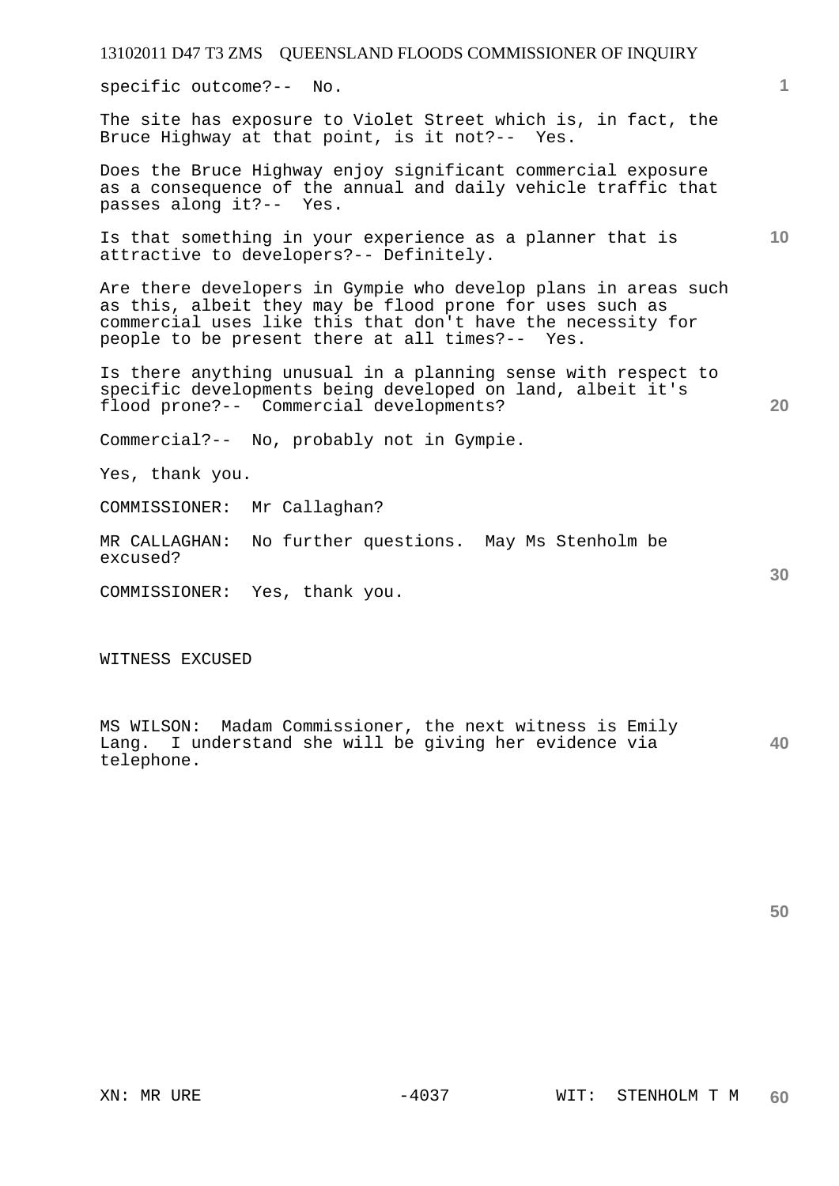specific outcome?-- No.

The site has exposure to Violet Street which is, in fact, the Bruce Highway at that point, is it not?-- Yes.

Does the Bruce Highway enjoy significant commercial exposure as a consequence of the annual and daily vehicle traffic that passes along it?-- Yes.

Is that something in your experience as a planner that is attractive to developers?-- Definitely.

Are there developers in Gympie who develop plans in areas such as this, albeit they may be flood prone for uses such as commercial uses like this that don't have the necessity for people to be present there at all times?-- Yes.

Is there anything unusual in a planning sense with respect to specific developments being developed on land, albeit it's flood prone?-- Commercial developments?

Commercial?-- No, probably not in Gympie.

Yes, thank you.

COMMISSIONER: Mr Callaghan?

MR CALLAGHAN: No further questions. May Ms Stenholm be excused?

COMMISSIONER: Yes, thank you.

WITNESS EXCUSED

MS WILSON: Madam Commissioner, the next witness is Emily Lang. I understand she will be giving her evidence via telephone.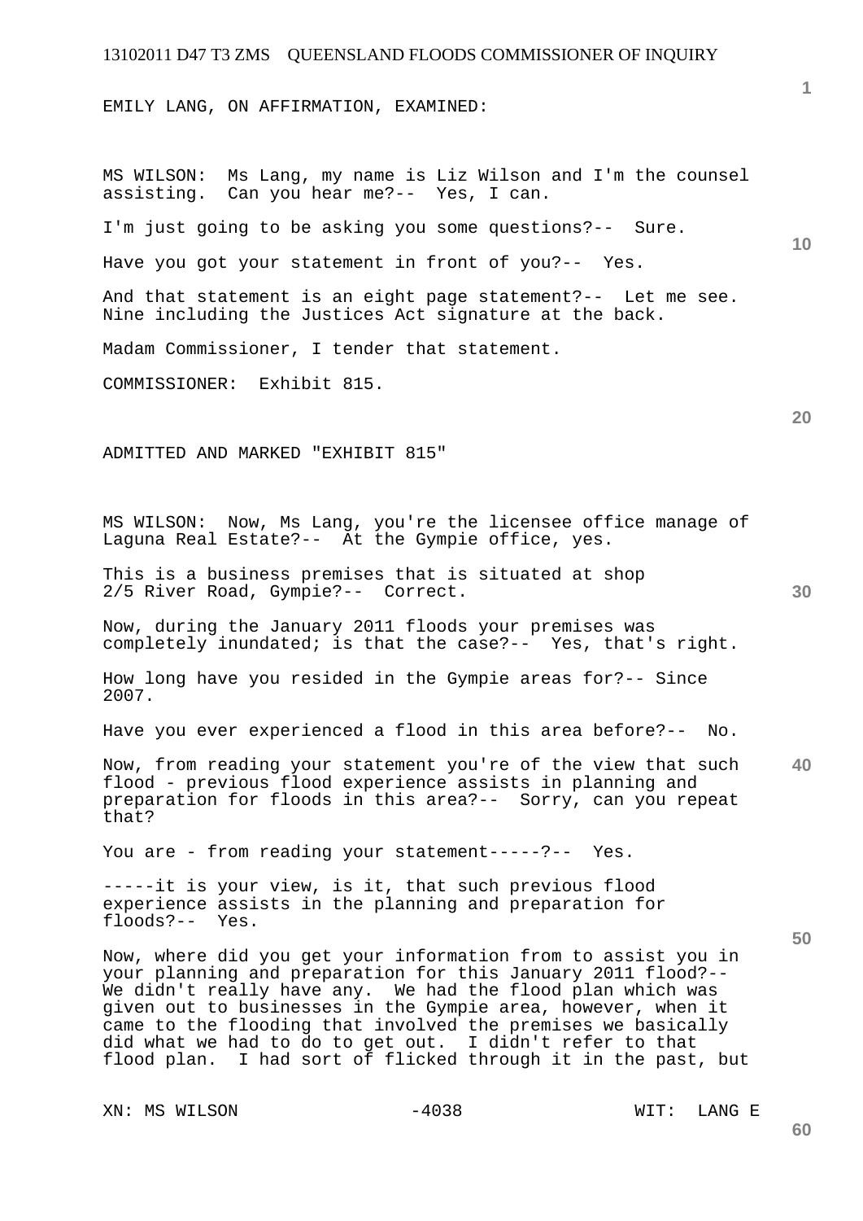EMILY LANG, ON AFFIRMATION, EXAMINED:

MS WILSON: Ms Lang, my name is Liz Wilson and I'm the counsel assisting. Can you hear me?-- Yes, I can.

I'm just going to be asking you some questions?-- Sure.

Have you got your statement in front of you?-- Yes.

And that statement is an eight page statement?-- Let me see. Nine including the Justices Act signature at the back.

Madam Commissioner, I tender that statement.

COMMISSIONER: Exhibit 815.

ADMITTED AND MARKED "EXHIBIT 815"

MS WILSON: Now, Ms Lang, you're the licensee office manage of Laguna Real Estate?-- At the Gympie office, yes.

This is a business premises that is situated at shop 2/5 River Road, Gympie?-- Correct.

Now, during the January 2011 floods your premises was completely inundated; is that the case?-- Yes, that's right.

How long have you resided in the Gympie areas for?-- Since 2007.

Have you ever experienced a flood in this area before?-- No.

Now, from reading your statement you're of the view that such flood - previous flood experience assists in planning and preparation for floods in this area?-- Sorry, can you repeat that?

You are - from reading your statement-----?-- Yes.

-----it is your view, is it, that such previous flood experience assists in the planning and preparation for floods?-- Yes.

Now, where did you get your information from to assist you in your planning and preparation for this January 2011 flood?-- We didn't really have any. We had the flood plan which was given out to businesses in the Gympie area, however, when it came to the flooding that involved the premises we basically did what we had to do to get out. I didn't refer to that flood plan. I had sort of flicked through it in the past, but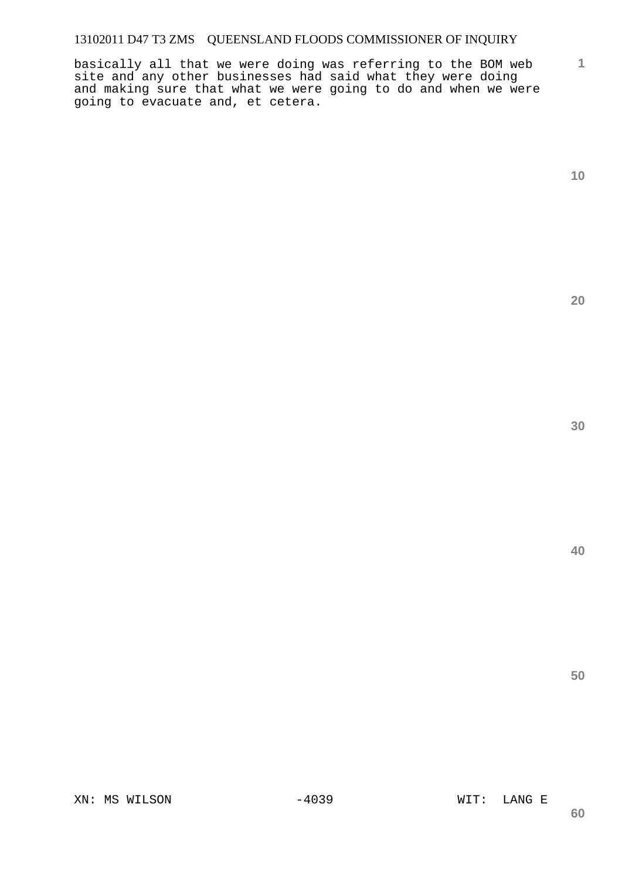basically all that we were doing was referring to the BOM web site and any other businesses had said what they were doing and making sure that what we were going to do and when we were going to evacuate and, et cetera.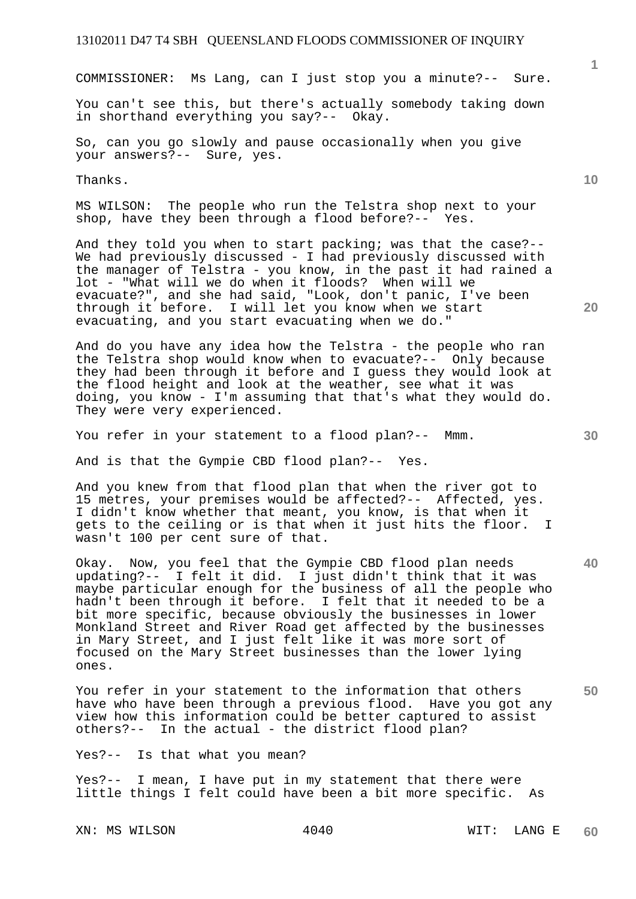COMMISSIONER: Ms Lang, can I just stop you a minute?-- Sure.

You can't see this, but there's actually somebody taking down in shorthand everything you say?-- Okay.

So, can you go slowly and pause occasionally when you give your answers?-- Sure, yes.

Thanks.

MS WILSON: The people who run the Telstra shop next to your shop, have they been through a flood before?-- Yes.

And they told you when to start packing; was that the case?-- We had previously discussed - I had previously discussed with the manager of Telstra - you know, in the past it had rained a lot - "What will we do when it floods? When will we evacuate?", and she had said, "Look, don't panic, I've been through it before. I will let you know when we start evacuating, and you start evacuating when we do."

And do you have any idea how the Telstra - the people who ran the Telstra shop would know when to evacuate?-- Only because they had been through it before and I guess they would look at the flood height and look at the weather, see what it was doing, you know - I'm assuming that that's what they would do. They were very experienced.

You refer in your statement to a flood plan?-- Mmm.

And is that the Gympie CBD flood plan?-- Yes.

And you knew from that flood plan that when the river got to 15 metres, your premises would be affected?-- Affected, yes. I didn't know whether that meant, you know, is that when it gets to the ceiling or is that when it just hits the floor. I wasn't 100 per cent sure of that.

Okay. Now, you feel that the Gympie CBD flood plan needs updating?-- I felt it did. I just didn't think that it was maybe particular enough for the business of all the people who hadn't been through it before. I felt that it needed to be a bit more specific, because obviously the businesses in lower Monkland Street and River Road get affected by the businesses in Mary Street, and I just felt like it was more sort of focused on the Mary Street businesses than the lower lying ones.

You refer in your statement to the information that others have who have been through a previous flood. Have you got any view how this information could be better captured to assist others?-- In the actual - the district flood plan?

Yes?-- Is that what you mean?

Yes?-- I mean, I have put in my statement that there were little things I felt could have been a bit more specific. As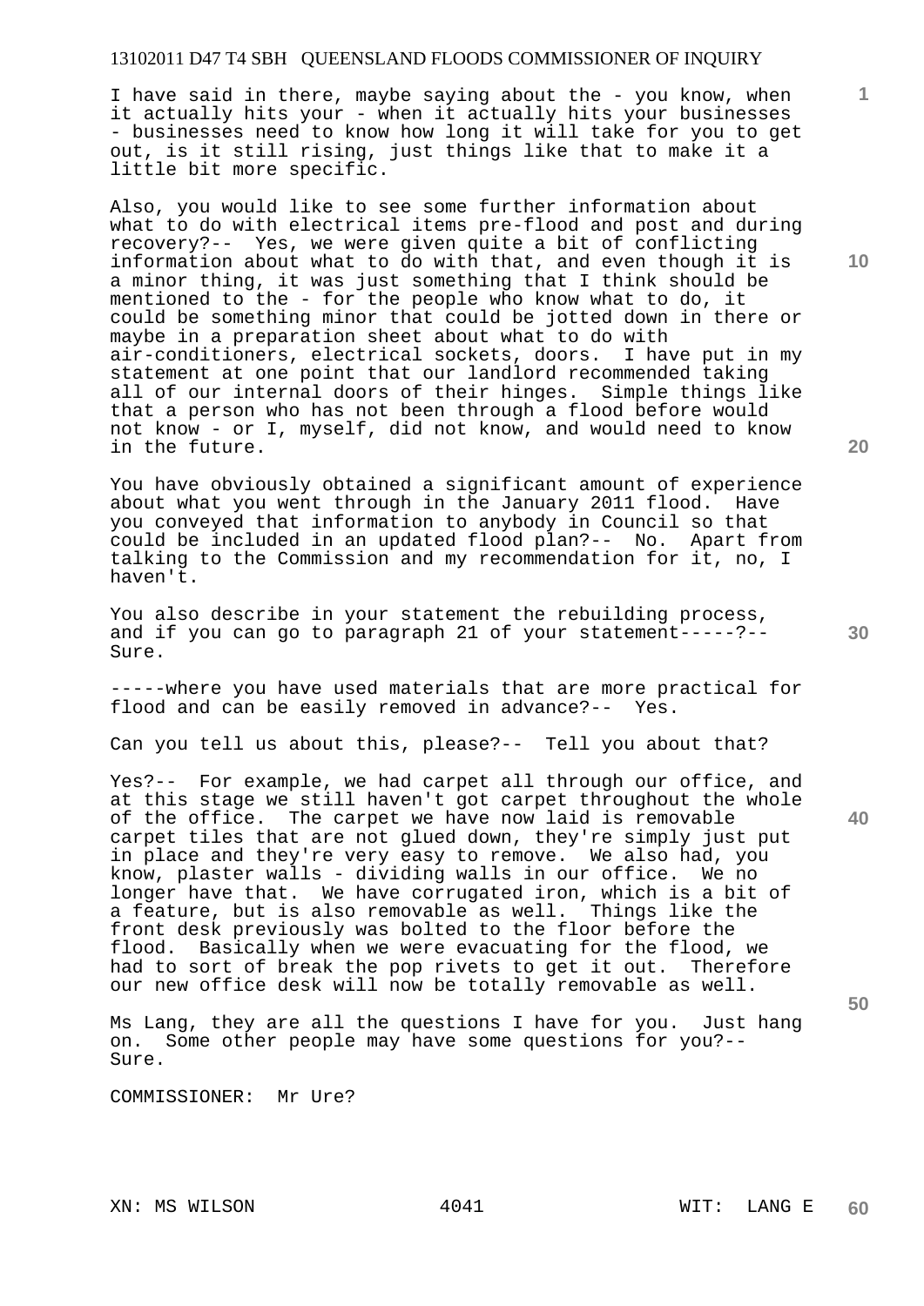I have said in there, maybe saying about the - you know, when it actually hits your - when it actually hits your businesses - businesses need to know how long it will take for you to get out, is it still rising, just things like that to make it a little bit more specific.

Also, you would like to see some further information about what to do with electrical items pre-flood and post and during recovery?-- Yes, we were given quite a bit of conflicting information about what to do with that, and even though it is a minor thing, it was just something that I think should be mentioned to the - for the people who know what to do, it could be something minor that could be jotted down in there or maybe in a preparation sheet about what to do with air-conditioners, electrical sockets, doors. I have put in my statement at one point that our landlord recommended taking all of our internal doors of their hinges. Simple things like that a person who has not been through a flood before would not know - or I, myself, did not know, and would need to know in the future.

You have obviously obtained a significant amount of experience about what you went through in the January 2011 flood. Have you conveyed that information to anybody in Council so that could be included in an updated flood plan?-- No. Apart from talking to the Commission and my recommendation for it, no, I haven't.

You also describe in your statement the rebuilding process, and if you can go to paragraph 21 of your statement-----?-- Sure.

-----where you have used materials that are more practical for flood and can be easily removed in advance?-- Yes.

Can you tell us about this, please?-- Tell you about that?

Yes?-- For example, we had carpet all through our office, and at this stage we still haven't got carpet throughout the whole of the office. The carpet we have now laid is removable carpet tiles that are not glued down, they're simply just put in place and they're very easy to remove. We also had, you know, plaster walls - dividing walls in our office. We no longer have that. We have corrugated iron, which is a bit of a feature, but is also removable as well. Things like the front desk previously was bolted to the floor before the flood. Basically when we were evacuating for the flood, we had to sort of break the pop rivets to get it out. Therefore our new office desk will now be totally removable as well.

Ms Lang, they are all the questions I have for you. Just hang on. Some other people may have some questions for you?-- Sure.

COMMISSIONER: Mr Ure?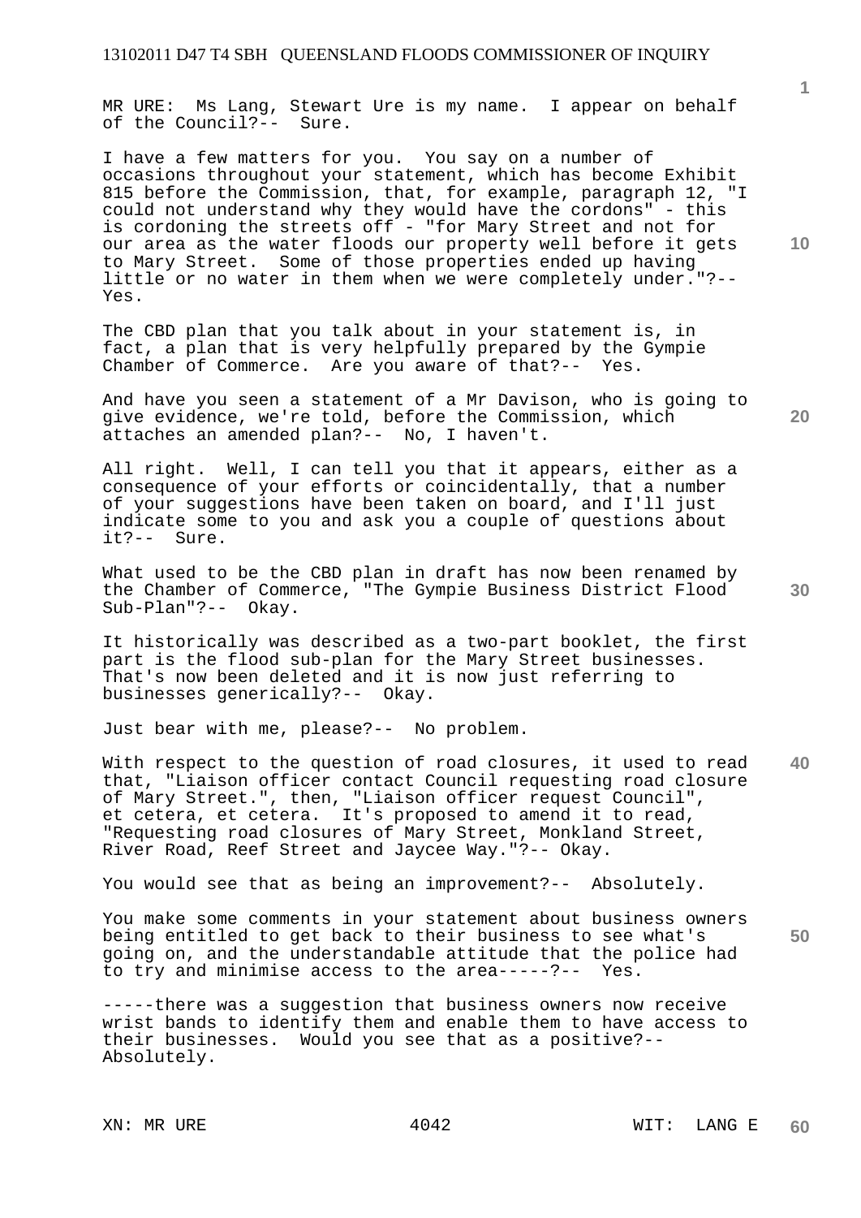MR URE: Ms Lang, Stewart Ure is my name. I appear on behalf of the Council?-- Sure.

I have a few matters for you. You say on a number of occasions throughout your statement, which has become Exhibit 815 before the Commission, that, for example, paragraph 12, "I could not understand why they would have the cordons" - this is cordoning the streets off - "for Mary Street and not for our area as the water floods our property well before it gets to Mary Street. Some of those properties ended up having little or no water in them when we were completely under."?-- Yes.

The CBD plan that you talk about in your statement is, in fact, a plan that is very helpfully prepared by the Gympie Chamber of Commerce. Are you aware of that?-- Yes.

And have you seen a statement of a Mr Davison, who is going to give evidence, we're told, before the Commission, which attaches an amended plan?-- No, I haven't.

All right. Well, I can tell you that it appears, either as a consequence of your efforts or coincidentally, that a number of your suggestions have been taken on board, and I'll just indicate some to you and ask you a couple of questions about it?-- Sure.

What used to be the CBD plan in draft has now been renamed by the Chamber of Commerce, "The Gympie Business District Flood Sub-Plan"?-- Okay.

It historically was described as a two-part booklet, the first part is the flood sub-plan for the Mary Street businesses. That's now been deleted and it is now just referring to businesses generically?-- Okay.

Just bear with me, please?-- No problem.

With respect to the question of road closures, it used to read that, "Liaison officer contact Council requesting road closure of Mary Street.", then, "Liaison officer request Council", et cetera, et cetera. It's proposed to amend it to read, "Requesting road closures of Mary Street, Monkland Street, River Road, Reef Street and Jaycee Way."?-- Okay.

You would see that as being an improvement?-- Absolutely.

You make some comments in your statement about business owners being entitled to get back to their business to see what's going on, and the understandable attitude that the police had to try and minimise access to the area-----?-- Yes.

-----there was a suggestion that business owners now receive wrist bands to identify them and enable them to have access to their businesses. Would you see that as a positive?-- Absolutely.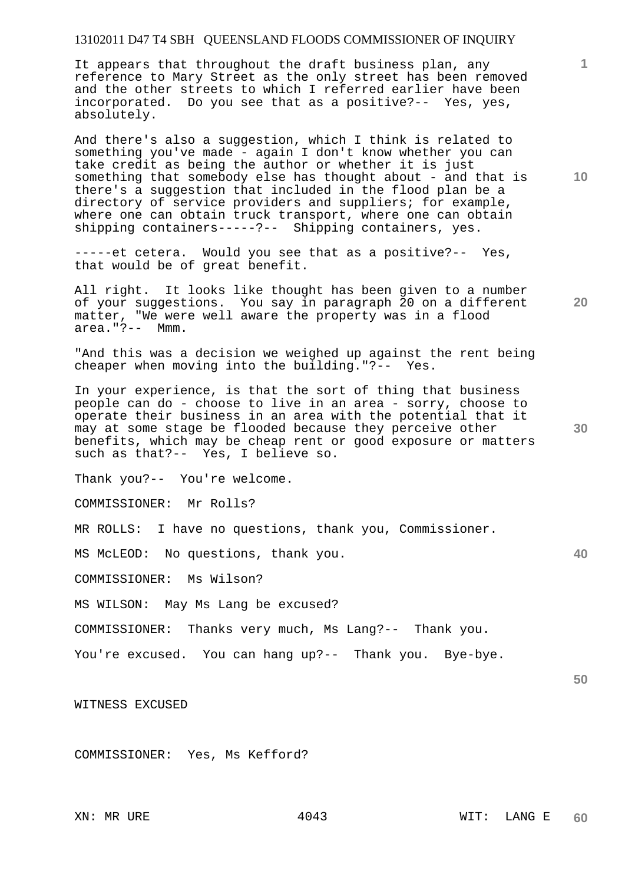It appears that throughout the draft business plan, any reference to Mary Street as the only street has been removed and the other streets to which I referred earlier have been incorporated. Do you see that as a positive?-- Yes, yes, absolutely.

And there's also a suggestion, which I think is related to something you've made - again I don't know whether you can take credit as being the author or whether it is just something that somebody else has thought about - and that is there's a suggestion that included in the flood plan be a directory of service providers and suppliers; for example, where one can obtain truck transport, where one can obtain shipping containers-----?-- Shipping containers, yes.

-----et cetera. Would you see that as a positive?-- Yes, that would be of great benefit.

All right. It looks like thought has been given to a number of your suggestions. You say in paragraph 20 on a different matter, "We were well aware the property was in a flood area."?-- Mmm.

"And this was a decision we weighed up against the rent being cheaper when moving into the building."?-- Yes.

In your experience, is that the sort of thing that business people can do - choose to live in an area - sorry, choose to operate their business in an area with the potential that it may at some stage be flooded because they perceive other benefits, which may be cheap rent or good exposure or matters such as that?-- Yes, I believe so.

Thank you?-- You're welcome.

COMMISSIONER: Mr Rolls?

MR ROLLS: I have no questions, thank you, Commissioner.

MS McLEOD: No questions, thank you.

COMMISSIONER: Ms Wilson?

MS WILSON: May Ms Lang be excused?

COMMISSIONER: Thanks very much, Ms Lang?-- Thank you.

You're excused. You can hang up?-- Thank you. Bye-bye.

WITNESS EXCUSED

COMMISSIONER: Yes, Ms Kefford?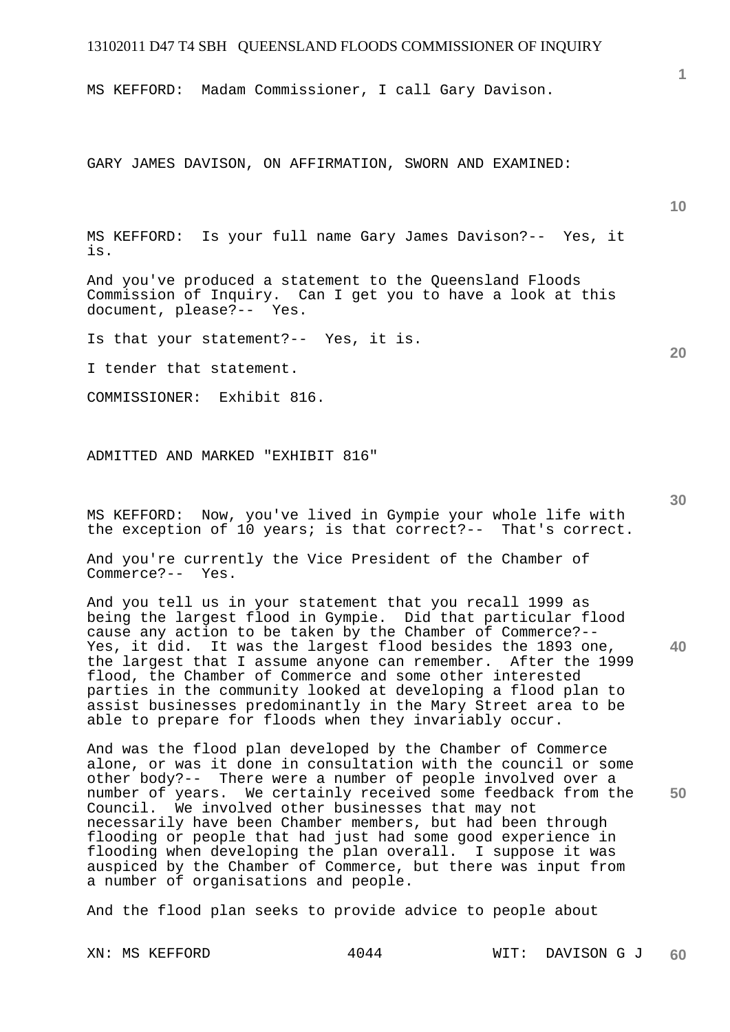MS KEFFORD: Madam Commissioner, I call Gary Davison.

GARY JAMES DAVISON, ON AFFIRMATION, SWORN AND EXAMINED:

MS KEFFORD: Is your full name Gary James Davison?-- Yes, it is.

And you've produced a statement to the Queensland Floods Commission of Inquiry. Can I get you to have a look at this document, please?-- Yes.

Is that your statement?-- Yes, it is.

I tender that statement.

COMMISSIONER: Exhibit 816.

ADMITTED AND MARKED "EXHIBIT 816"

MS KEFFORD: Now, you've lived in Gympie your whole life with the exception of 10 years; is that correct?-- That's correct.

And you're currently the Vice President of the Chamber of Commerce?-- Yes.

And you tell us in your statement that you recall 1999 as being the largest flood in Gympie. Did that particular flood cause any action to be taken by the Chamber of Commerce?-- Yes, it did. It was the largest flood besides the 1893 one, the largest that I assume anyone can remember. After the 1999 flood, the Chamber of Commerce and some other interested parties in the community looked at developing a flood plan to assist businesses predominantly in the Mary Street area to be able to prepare for floods when they invariably occur.

And was the flood plan developed by the Chamber of Commerce alone, or was it done in consultation with the council or some other body?-- There were a number of people involved over a number of years. We certainly received some feedback from the Council. We involved other businesses that may not necessarily have been Chamber members, but had been through flooding or people that had just had some good experience in flooding when developing the plan overall. I suppose it was auspiced by the Chamber of Commerce, but there was input from a number of organisations and people.

And the flood plan seeks to provide advice to people about

XN: MS KEFFORD WIT: DAVISON G J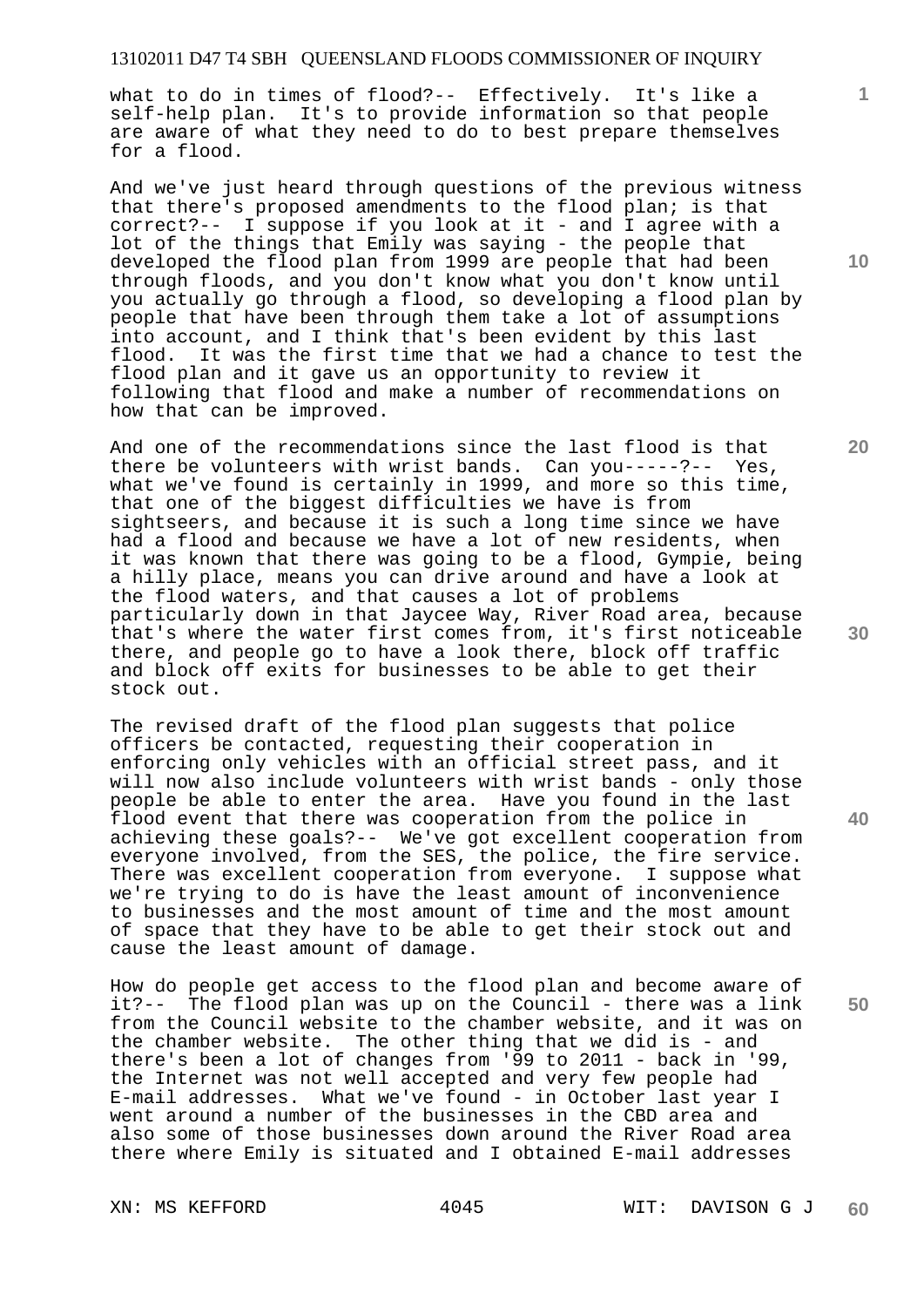what to do in times of flood?-- Effectively. It's like a self-help plan. It's to provide information so that people are aware of what they need to do to best prepare themselves for a flood.

And we've just heard through questions of the previous witness that there's proposed amendments to the flood plan; is that correct?-- I suppose if you look at it - and I agree with a lot of the things that Emily was saying - the people that developed the flood plan from 1999 are people that had been through floods, and you don't know what you don't know until you actually go through a flood, so developing a flood plan by people that have been through them take a lot of assumptions into account, and I think that's been evident by this last flood. It was the first time that we had a chance to test the flood plan and it gave us an opportunity to review it following that flood and make a number of recommendations on how that can be improved.

And one of the recommendations since the last flood is that there be volunteers with wrist bands. Can you-----?-- Yes, what we've found is certainly in 1999, and more so this time, that one of the biggest difficulties we have is from sightseers, and because it is such a long time since we have had a flood and because we have a lot of new residents, when it was known that there was going to be a flood, Gympie, being a hilly place, means you can drive around and have a look at the flood waters, and that causes a lot of problems particularly down in that Jaycee Way, River Road area, because that's where the water first comes from, it's first noticeable there, and people go to have a look there, block off traffic and block off exits for businesses to be able to get their stock out.

The revised draft of the flood plan suggests that police officers be contacted, requesting their cooperation in enforcing only vehicles with an official street pass, and it will now also include volunteers with wrist bands - only those people be able to enter the area. Have you found in the last flood event that there was cooperation from the police in achieving these goals?-- We've got excellent cooperation from everyone involved, from the SES, the police, the fire service. There was excellent cooperation from everyone. I suppose what we're trying to do is have the least amount of inconvenience to businesses and the most amount of time and the most amount of space that they have to be able to get their stock out and cause the least amount of damage.

How do people get access to the flood plan and become aware of it?-- The flood plan was up on the Council - there was a link from the Council website to the chamber website, and it was on the chamber website. The other thing that we did is - and there's been a lot of changes from '99 to 2011 - back in '99, the Internet was not well accepted and very few people had E-mail addresses. What we've found - in October last year I went around a number of the businesses in the CBD area and also some of those businesses down around the River Road area there where Emily is situated and I obtained E-mail addresses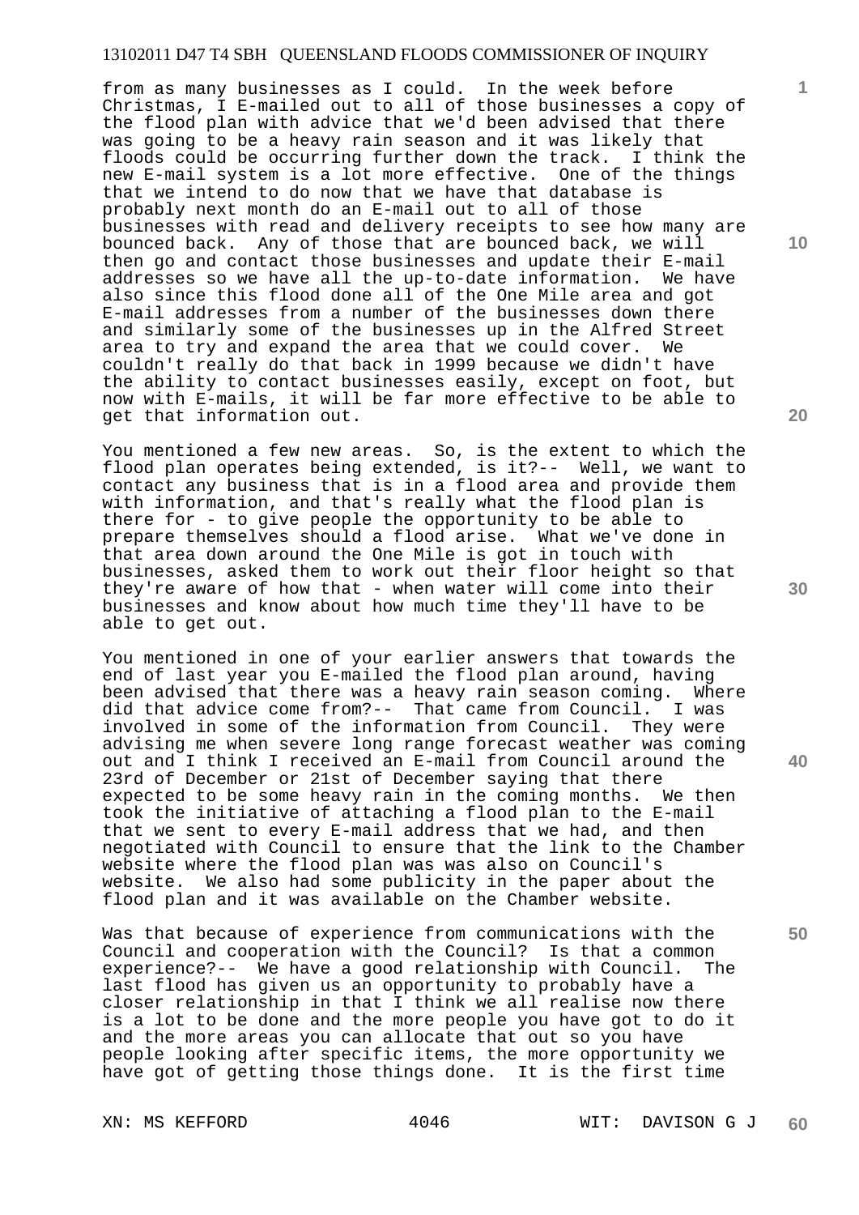from as many businesses as I could. In the week before Christmas, I E-mailed out to all of those businesses a copy of the flood plan with advice that we'd been advised that there was going to be a heavy rain season and it was likely that floods could be occurring further down the track. I think the new E-mail system is a lot more effective. One of the things that we intend to do now that we have that database is probably next month do an E-mail out to all of those businesses with read and delivery receipts to see how many are bounced back. Any of those that are bounced back, we will then go and contact those businesses and update their E-mail addresses so we have all the up-to-date information. We have also since this flood done all of the One Mile area and got E-mail addresses from a number of the businesses down there and similarly some of the businesses up in the Alfred Street area to try and expand the area that we could cover. We couldn't really do that back in 1999 because we didn't have the ability to contact businesses easily, except on foot, but now with E-mails, it will be far more effective to be able to get that information out.

You mentioned a few new areas. So, is the extent to which the flood plan operates being extended, is it?-- Well, we want to contact any business that is in a flood area and provide them with information, and that's really what the flood plan is there for - to give people the opportunity to be able to prepare themselves should a flood arise. What we've done in that area down around the One Mile is got in touch with businesses, asked them to work out their floor height so that they're aware of how that - when water will come into their businesses and know about how much time they'll have to be able to get out.

You mentioned in one of your earlier answers that towards the end of last year you E-mailed the flood plan around, having been advised that there was a heavy rain season coming. Where did that advice come from?-- That came from Council. I was involved in some of the information from Council. They were advising me when severe long range forecast weather was coming out and I think I received an E-mail from Council around the 23rd of December or 21st of December saying that there expected to be some heavy rain in the coming months. We then took the initiative of attaching a flood plan to the E-mail that we sent to every E-mail address that we had, and then negotiated with Council to ensure that the link to the Chamber website where the flood plan was was also on Council's website. We also had some publicity in the paper about the flood plan and it was available on the Chamber website.

Was that because of experience from communications with the Council and cooperation with the Council? Is that a common experience?-- We have a good relationship with Council. The last flood has given us an opportunity to probably have a closer relationship in that I think we all realise now there is a lot to be done and the more people you have got to do it and the more areas you can allocate that out so you have people looking after specific items, the more opportunity we have got of getting those things done. It is the first time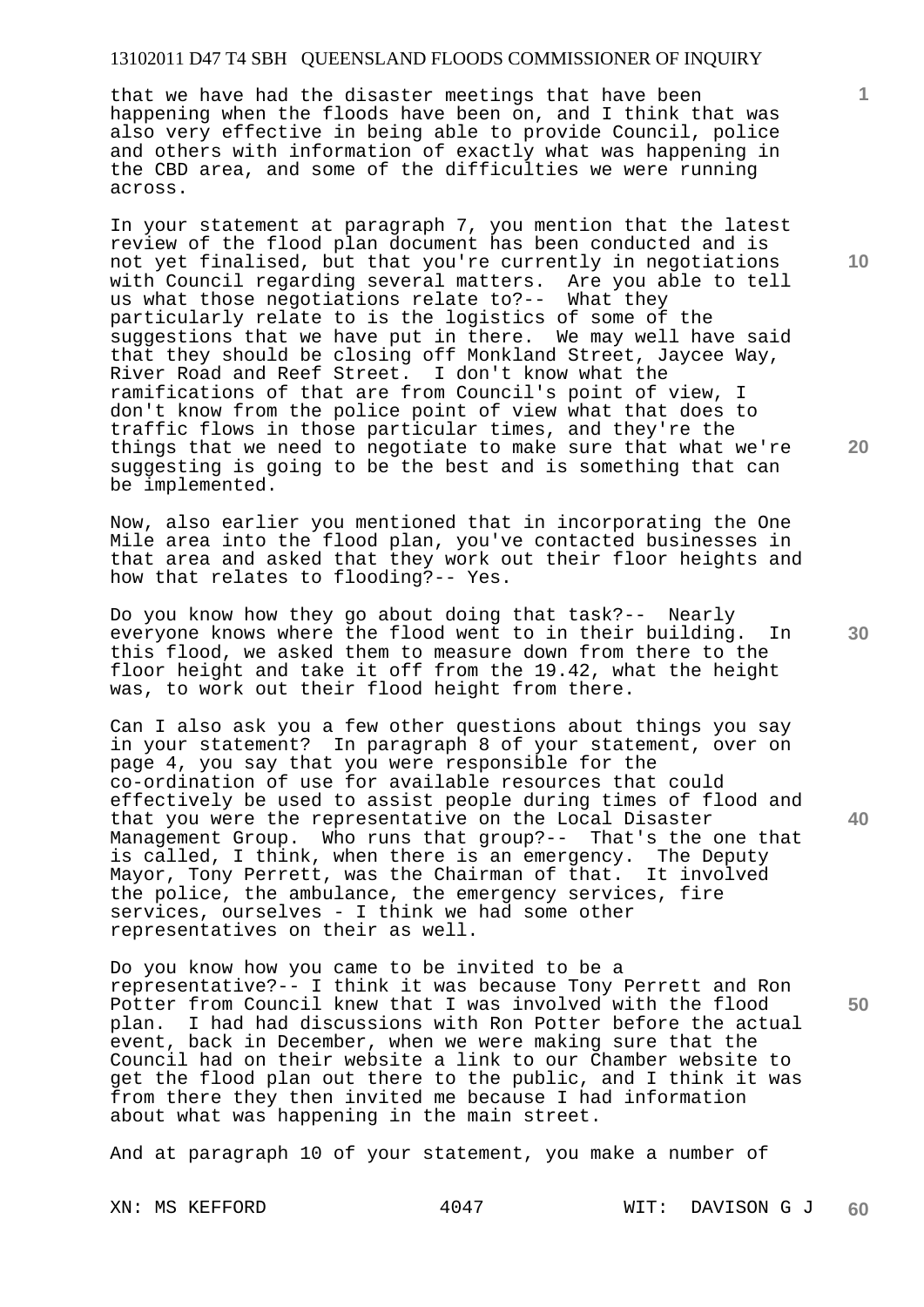that we have had the disaster meetings that have been happening when the floods have been on, and I think that was also very effective in being able to provide Council, police and others with information of exactly what was happening in the CBD area, and some of the difficulties we were running across.

In your statement at paragraph 7, you mention that the latest review of the flood plan document has been conducted and is not yet finalised, but that you're currently in negotiations with Council regarding several matters. Are you able to tell us what those negotiations relate to?-- What they particularly relate to is the logistics of some of the suggestions that we have put in there. We may well have said that they should be closing off Monkland Street, Jaycee Way, River Road and Reef Street. I don't know what the ramifications of that are from Council's point of view, I don't know from the police point of view what that does to traffic flows in those particular times, and they're the things that we need to negotiate to make sure that what we're suggesting is going to be the best and is something that can be implemented.

Now, also earlier you mentioned that in incorporating the One Mile area into the flood plan, you've contacted businesses in that area and asked that they work out their floor heights and how that relates to flooding?-- Yes.

Do you know how they go about doing that task?-- Nearly everyone knows where the flood went to in their building. In this flood, we asked them to measure down from there to the floor height and take it off from the 19.42, what the height was, to work out their flood height from there.

Can I also ask you a few other questions about things you say in your statement? In paragraph 8 of your statement, over on page 4, you say that you were responsible for the co-ordination of use for available resources that could effectively be used to assist people during times of flood and that you were the representative on the Local Disaster Management Group. Who runs that group?-- That's the one that is called, I think, when there is an emergency. The Deputy Mayor, Tony Perrett, was the Chairman of that. It involved the police, the ambulance, the emergency services, fire services, ourselves - I think we had some other representatives on their as well.

Do you know how you came to be invited to be a representative?-- I think it was because Tony Perrett and Ron Potter from Council knew that I was involved with the flood plan. I had had discussions with Ron Potter before the actual event, back in December, when we were making sure that the Council had on their website a link to our Chamber website to get the flood plan out there to the public, and I think it was from there they then invited me because I had information about what was happening in the main street.

And at paragraph 10 of your statement, you make a number of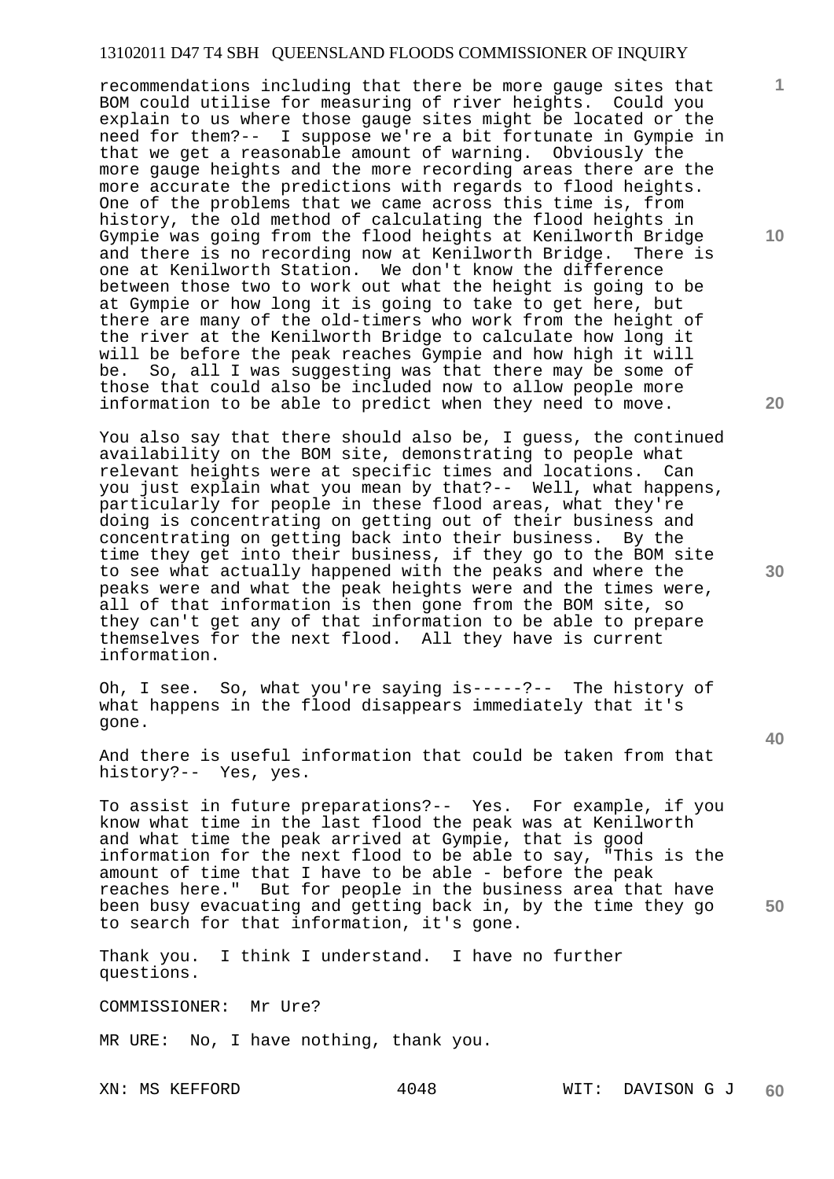recommendations including that there be more gauge sites that BOM could utilise for measuring of river heights. Could you explain to us where those gauge sites might be located or the need for them?-- I suppose we're a bit fortunate in Gympie in that we get a reasonable amount of warning. Obviously the more gauge heights and the more recording areas there are the more accurate the predictions with regards to flood heights. One of the problems that we came across this time is, from history, the old method of calculating the flood heights in Gympie was going from the flood heights at Kenilworth Bridge and there is no recording now at Kenilworth Bridge. There is one at Kenilworth Station. We don't know the difference between those two to work out what the height is going to be at Gympie or how long it is going to take to get here, but there are many of the old-timers who work from the height of the river at the Kenilworth Bridge to calculate how long it will be before the peak reaches Gympie and how high it will be. So, all I was suggesting was that there may be some of those that could also be included now to allow people more information to be able to predict when they need to move.

You also say that there should also be, I guess, the continued availability on the BOM site, demonstrating to people what relevant heights were at specific times and locations. Can you just explain what you mean by that?-- Well, what happens, particularly for people in these flood areas, what they're doing is concentrating on getting out of their business and concentrating on getting back into their business. By the time they get into their business, if they go to the BOM site to see what actually happened with the peaks and where the peaks were and what the peak heights were and the times were, all of that information is then gone from the BOM site, so they can't get any of that information to be able to prepare themselves for the next flood. All they have is current information.

Oh, I see. So, what you're saying is-----?-- The history of what happens in the flood disappears immediately that it's gone.

And there is useful information that could be taken from that history?-- Yes, yes.

To assist in future preparations?-- Yes. For example, if you know what time in the last flood the peak was at Kenilworth and what time the peak arrived at Gympie, that is good information for the next flood to be able to say, "This is the amount of time that I have to be able - before the peak reaches here." But for people in the business area that have been busy evacuating and getting back in, by the time they go to search for that information, it's gone.

Thank you. I think I understand. I have no further questions.

COMMISSIONER: Mr Ure?

MR URE: No, I have nothing, thank you.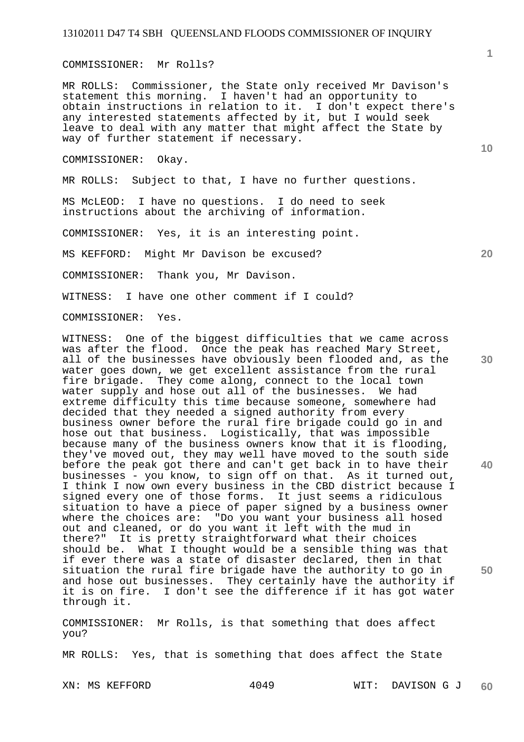COMMISSIONER: Mr Rolls?

MR ROLLS: Commissioner, the State only received Mr Davison's statement this morning. I haven't had an opportunity to obtain instructions in relation to it. I don't expect there's any interested statements affected by it, but I would seek leave to deal with any matter that might affect the State by way of further statement if necessary.

COMMISSIONER: Okay.

MR ROLLS: Subject to that, I have no further questions.

MS McLEOD: I have no questions. I do need to seek instructions about the archiving of information.

COMMISSIONER: Yes, it is an interesting point.

MS KEFFORD: Might Mr Davison be excused?

COMMISSIONER: Thank you, Mr Davison.

WITNESS: I have one other comment if I could?

COMMISSIONER: Yes.

WITNESS: One of the biggest difficulties that we came across was after the flood. Once the peak has reached Mary Street, all of the businesses have obviously been flooded and, as the water goes down, we get excellent assistance from the rural fire brigade. They come along, connect to the local town water supply and hose out all of the businesses. We had extreme difficulty this time because someone, somewhere had decided that they needed a signed authority from every business owner before the rural fire brigade could go in and hose out that business. Logistically, that was impossible because many of the business owners know that it is flooding, they've moved out, they may well have moved to the south side before the peak got there and can't get back in to have their businesses - you know, to sign off on that. As it turned out, I think I now own every business in the CBD district because I signed every one of those forms. It just seems a ridiculous situation to have a piece of paper signed by a business owner where the choices are: "Do you want your business all hosed out and cleaned, or do you want it left with the mud in there?" It is pretty straightforward what their choices should be. What I thought would be a sensible thing was that if ever there was a state of disaster declared, then in that situation the rural fire brigade have the authority to go in and hose out businesses. They certainly have the authority if it is on fire. I don't see the difference if it has got water through it.

COMMISSIONER: Mr Rolls, is that something that does affect you?

MR ROLLS: Yes, that is something that does affect the State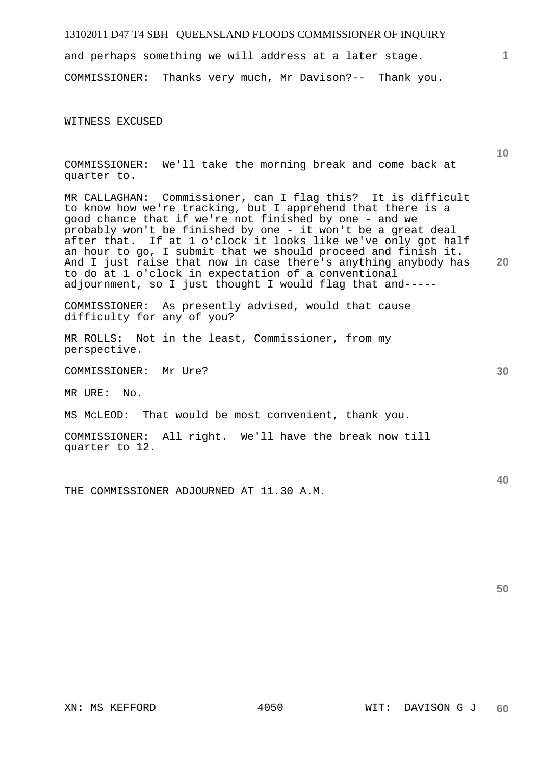and perhaps something we will address at a later stage.

COMMISSIONER: Thanks very much, Mr Davison?-- Thank you.

WITNESS EXCUSED

COMMISSIONER: We'll take the morning break and come back at quarter to.

MR CALLAGHAN: Commissioner, can I flag this? It is difficult to know how we're tracking, but I apprehend that there is a good chance that if we're not finished by one - and we probably won't be finished by one - it won't be a great deal after that. If at 1 o'clock it looks like we've only got half an hour to go, I submit that we should proceed and finish it. And I just raise that now in case there's anything anybody has to do at 1 o'clock in expectation of a conventional adjournment, so I just thought I would flag that and-----

COMMISSIONER: As presently advised, would that cause difficulty for any of you?

MR ROLLS: Not in the least, Commissioner, from my perspective.

COMMISSIONER: Mr Ure?

MR URE: No.

MS McLEOD: That would be most convenient, thank you.

COMMISSIONER: All right. We'll have the break now till quarter to 12.

THE COMMISSIONER ADJOURNED AT 11.30 A.M.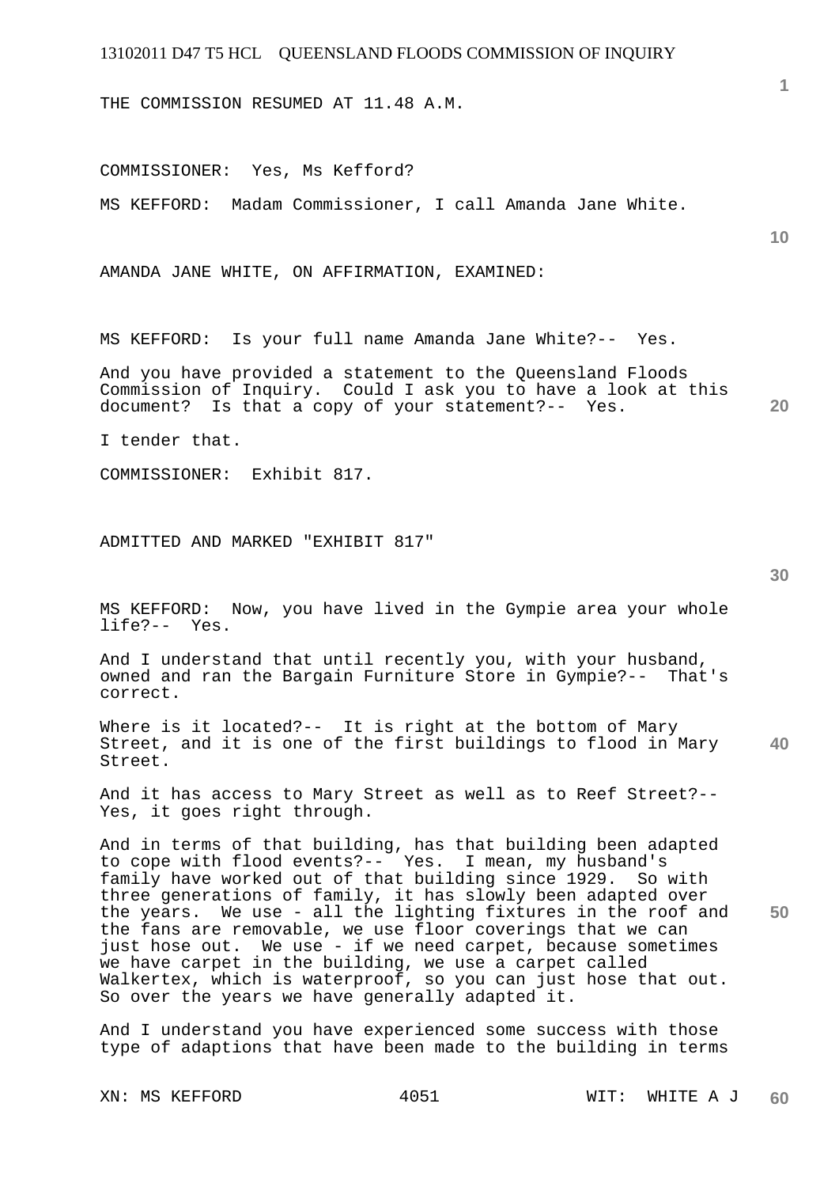THE COMMISSION RESUMED AT 11.48 A.M.

COMMISSIONER: Yes, Ms Kefford?

MS KEFFORD: Madam Commissioner, I call Amanda Jane White.

AMANDA JANE WHITE, ON AFFIRMATION, EXAMINED:

MS KEFFORD: Is your full name Amanda Jane White?-- Yes.

And you have provided a statement to the Queensland Floods Commission of Inquiry. Could I ask you to have a look at this document? Is that a copy of your statement?-- Yes.

I tender that.

COMMISSIONER: Exhibit 817.

ADMITTED AND MARKED "EXHIBIT 817"

MS KEFFORD: Now, you have lived in the Gympie area your whole life?-- Yes.

And I understand that until recently you, with your husband, owned and ran the Bargain Furniture Store in Gympie?-- That's correct.

Where is it located?-- It is right at the bottom of Mary Street, and it is one of the first buildings to flood in Mary Street.

And it has access to Mary Street as well as to Reef Street?-- Yes, it goes right through.

And in terms of that building, has that building been adapted to cope with flood events?-- Yes. I mean, my husband's family have worked out of that building since 1929. So with three generations of family, it has slowly been adapted over the years. We use - all the lighting fixtures in the roof and the fans are removable, we use floor coverings that we can just hose out. We use - if we need carpet, because sometimes we have carpet in the building, we use a carpet called Walkertex, which is waterproof, so you can just hose that out. So over the years we have generally adapted it.

And I understand you have experienced some success with those type of adaptions that have been made to the building in terms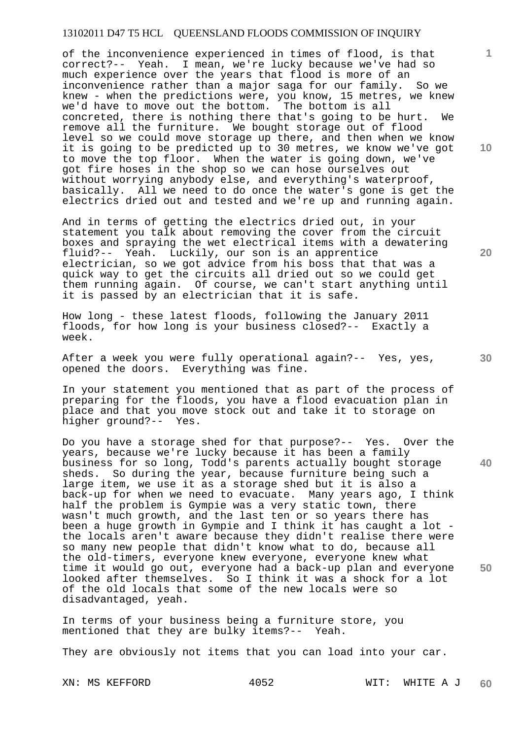of the inconvenience experienced in times of flood, is that correct?-- Yeah. I mean, we're lucky because we've had so much experience over the years that flood is more of an inconvenience rather than a major saga for our family. So we knew - when the predictions were, you know, 15 metres, we knew we'd have to move out the bottom. The bottom is all concreted, there is nothing there that's going to be hurt. We remove all the furniture. We bought storage out of flood level so we could move storage up there, and then when we know it is going to be predicted up to 30 metres, we know we've got to move the top floor. When the water is going down, we've got fire hoses in the shop so we can hose ourselves out without worrying anybody else, and everything's waterproof, basically. All we need to do once the water's gone is get the electrics dried out and tested and we're up and running again.

And in terms of getting the electrics dried out, in your statement you talk about removing the cover from the circuit boxes and spraying the wet electrical items with a dewatering fluid?-- Yeah. Luckily, our son is an apprentice electrician, so we got advice from his boss that that was a quick way to get the circuits all dried out so we could get them running again. Of course, we can't start anything until it is passed by an electrician that it is safe.

How long - these latest floods, following the January 2011 floods, for how long is your business closed?-- Exactly a week.

After a week you were fully operational again?-- Yes, yes, opened the doors. Everything was fine.

In your statement you mentioned that as part of the process of preparing for the floods, you have a flood evacuation plan in place and that you move stock out and take it to storage on higher ground?-- Yes.

Do you have a storage shed for that purpose?-- Yes. Over the years, because we're lucky because it has been a family business for so long, Todd's parents actually bought storage sheds. So during the year, because furniture being such a large item, we use it as a storage shed but it is also a back-up for when we need to evacuate. Many years ago, I think half the problem is Gympie was a very static town, there wasn't much growth, and the last ten or so years there has been a huge growth in Gympie and I think it has caught a lot - the locals aren't aware because they didn't realise there were so many new people that didn't know what to do, because all the old-timers, everyone knew everyone, everyone knew what time it would go out, everyone had a back-up plan and everyone looked after themselves. So I think it was a shock for a lot of the old locals that some of the new locals were so disadvantaged, yeah.

In terms of your business being a furniture store, you mentioned that they are bulky items?-- Yeah.

They are obviously not items that you can load into your car.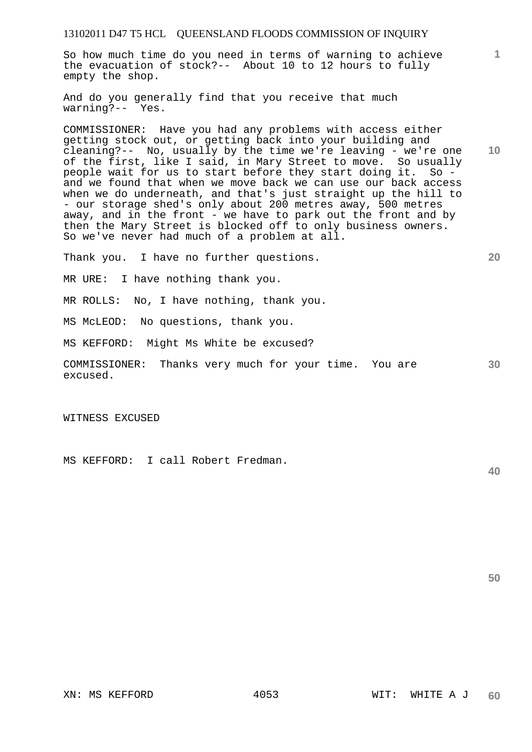So how much time do you need in terms of warning to achieve the evacuation of stock?-- About 10 to 12 hours to fully empty the shop.

And do you generally find that you receive that much warning?-- Yes.

COMMISSIONER: Have you had any problems with access either getting stock out, or getting back into your building and cleaning?-- No, usually by the time we're leaving - we're one of the first, like I said, in Mary Street to move. So usually people wait for us to start before they start doing it. So - and we found that when we move back we can use our back access when we do underneath, and that's just straight up the hill to - our storage shed's only about 200 metres away, 500 metres away, and in the front - we have to park out the front and by then the Mary Street is blocked off to only business owners. So we've never had much of a problem at all.

Thank you. I have no further questions.

MR URE: I have nothing thank you.

MR ROLLS: No, I have nothing, thank you.

MS McLEOD: No questions, thank you.

MS KEFFORD: Might Ms White be excused?

COMMISSIONER: Thanks very much for your time. You are excused.

WITNESS EXCUSED

MS KEFFORD: I call Robert Fredman.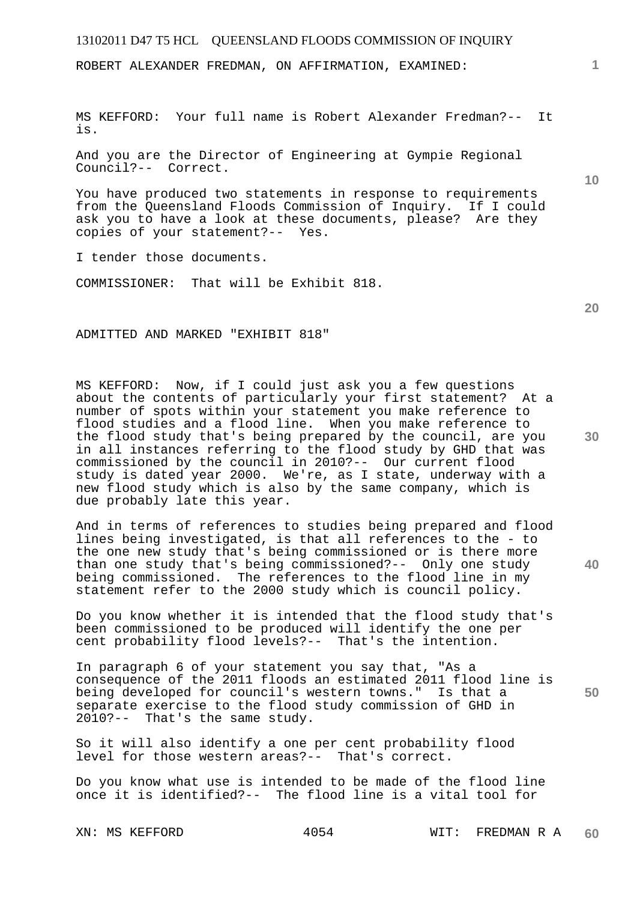ROBERT ALEXANDER FREDMAN, ON AFFIRMATION, EXAMINED:

MS KEFFORD: Your full name is Robert Alexander Fredman?-- It is.

And you are the Director of Engineering at Gympie Regional Council?-- Correct.

You have produced two statements in response to requirements from the Queensland Floods Commission of Inquiry. If I could ask you to have a look at these documents, please? Are they copies of your statement?-- Yes.

I tender those documents.

COMMISSIONER: That will be Exhibit 818.

ADMITTED AND MARKED "EXHIBIT 818"

MS KEFFORD: Now, if I could just ask you a few questions about the contents of particularly your first statement? At a number of spots within your statement you make reference to flood studies and a flood line. When you make reference to the flood study that's being prepared by the council, are you in all instances referring to the flood study by GHD that was commissioned by the council in 2010?-- Our current flood study is dated year 2000. We're, as I state, underway with a new flood study which is also by the same company, which is due probably late this year.

And in terms of references to studies being prepared and flood lines being investigated, is that all references to the - to the one new study that's being commissioned or is there more than one study that's being commissioned?-- Only one study being commissioned. The references to the flood line in my statement refer to the 2000 study which is council policy.

Do you know whether it is intended that the flood study that's been commissioned to be produced will identify the one per cent probability flood levels?-- That's the intention.

In paragraph 6 of your statement you say that, "As a consequence of the 2011 floods an estimated 2011 flood line is being developed for council's western towns." Is that a separate exercise to the flood study commission of GHD in 2010?-- That's the same study.

So it will also identify a one per cent probability flood level for those western areas?-- That's correct.

Do you know what use is intended to be made of the flood line once it is identified?-- The flood line is a vital tool for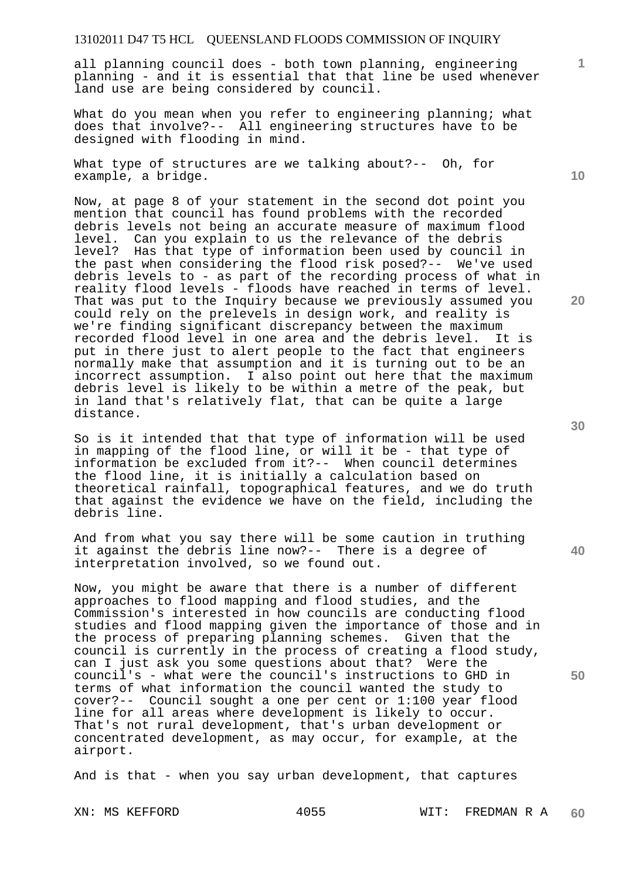all planning council does - both town planning, engineering planning - and it is essential that that line be used whenever land use are being considered by council.

What do you mean when you refer to engineering planning; what does that involve?-- All engineering structures have to be designed with flooding in mind.

What type of structures are we talking about?-- Oh, for example, a bridge.

Now, at page 8 of your statement in the second dot point you mention that council has found problems with the recorded debris levels not being an accurate measure of maximum flood level. Can you explain to us the relevance of the debris level? Has that type of information been used by council in the past when considering the flood risk posed?-- We've used debris levels to - as part of the recording process of what in reality flood levels - floods have reached in terms of level. That was put to the Inquiry because we previously assumed you could rely on the prelevels in design work, and reality is we're finding significant discrepancy between the maximum recorded flood level in one area and the debris level. It is put in there just to alert people to the fact that engineers normally make that assumption and it is turning out to be an incorrect assumption. I also point out here that the maximum debris level is likely to be within a metre of the peak, but in land that's relatively flat, that can be quite a large distance.

So is it intended that that type of information will be used in mapping of the flood line, or will it be - that type of information be excluded from it?-- When council determines the flood line, it is initially a calculation based on theoretical rainfall, topographical features, and we do truth that against the evidence we have on the field, including the debris line.

And from what you say there will be some caution in truthing it against the debris line now?-- There is a degree of interpretation involved, so we found out.

Now, you might be aware that there is a number of different approaches to flood mapping and flood studies, and the Commission's interested in how councils are conducting flood studies and flood mapping given the importance of those and in the process of preparing planning schemes. Given that the council is currently in the process of creating a flood study, can I just ask you some questions about that? Were the council's - what were the council's instructions to GHD in terms of what information the council wanted the study to cover?-- Council sought a one per cent or 1:100 year flood line for all areas where development is likely to occur. That's not rural development, that's urban development or concentrated development, as may occur, for example, at the airport.

And is that - when you say urban development, that captures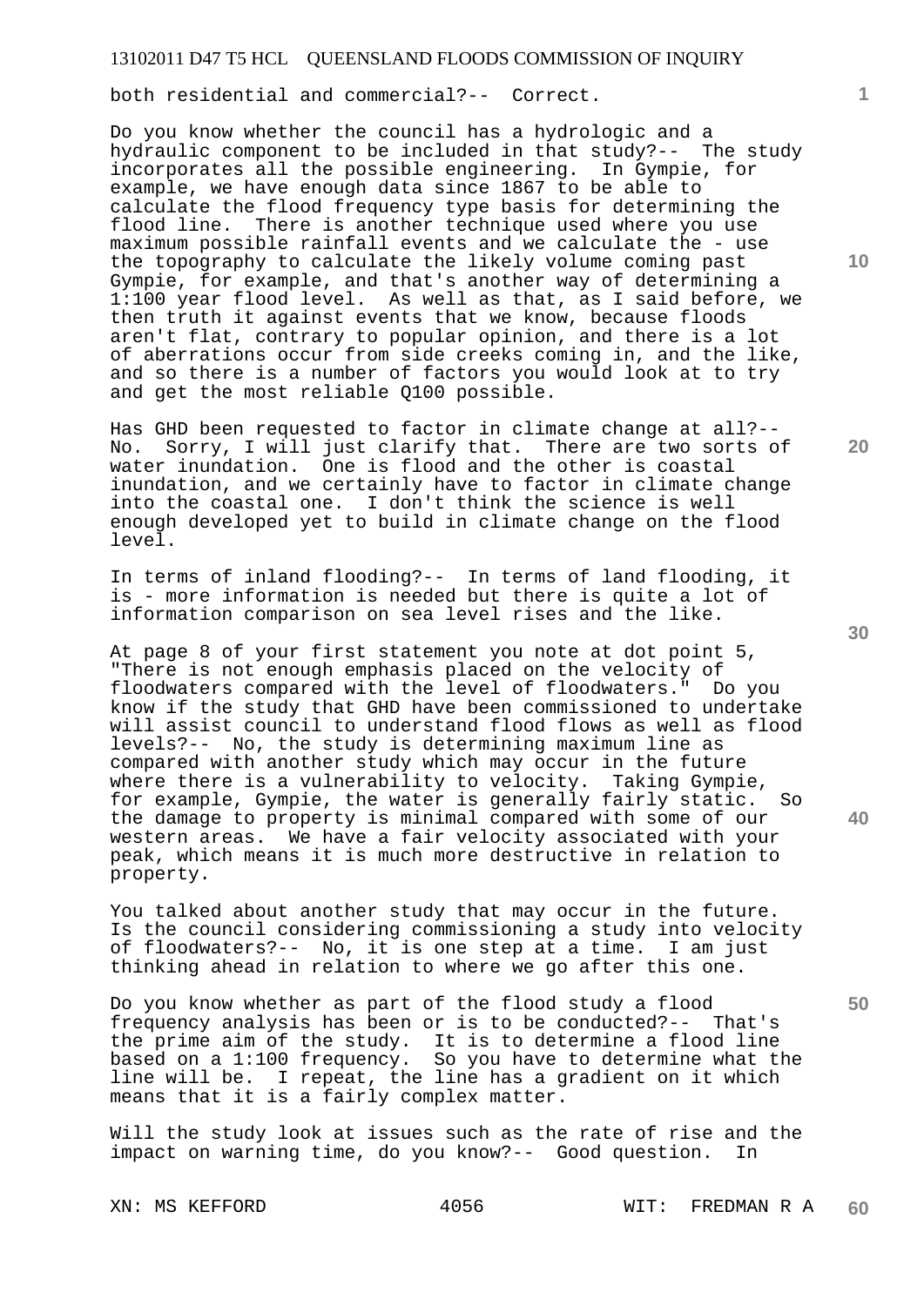both residential and commercial?-- Correct.

Do you know whether the council has a hydrologic and a hydraulic component to be included in that study?-- The study incorporates all the possible engineering. In Gympie, for example, we have enough data since 1867 to be able to calculate the flood frequency type basis for determining the flood line. There is another technique used where you use maximum possible rainfall events and we calculate the - use the topography to calculate the likely volume coming past Gympie, for example, and that's another way of determining a 1:100 year flood level. As well as that, as I said before, we then truth it against events that we know, because floods aren't flat, contrary to popular opinion, and there is a lot of aberrations occur from side creeks coming in, and the like, and so there is a number of factors you would look at to try and get the most reliable Q100 possible.

Has GHD been requested to factor in climate change at all?-- No. Sorry, I will just clarify that. There are two sorts of water inundation. One is flood and the other is coastal inundation, and we certainly have to factor in climate change into the coastal one. I don't think the science is well enough developed yet to build in climate change on the flood level.

In terms of inland flooding?-- In terms of land flooding, it is - more information is needed but there is quite a lot of information comparison on sea level rises and the like.

At page 8 of your first statement you note at dot point 5, "There is not enough emphasis placed on the velocity of floodwaters compared with the level of floodwaters." Do you know if the study that GHD have been commissioned to undertake will assist council to understand flood flows as well as flood levels?-- No, the study is determining maximum line as compared with another study which may occur in the future where there is a vulnerability to velocity. Taking Gympie, for example, Gympie, the water is generally fairly static. So the damage to property is minimal compared with some of our western areas. We have a fair velocity associated with your peak, which means it is much more destructive in relation to property.

You talked about another study that may occur in the future. Is the council considering commissioning a study into velocity of floodwaters?-- No, it is one step at a time. I am just thinking ahead in relation to where we go after this one.

Do you know whether as part of the flood study a flood frequency analysis has been or is to be conducted?-- That's the prime aim of the study. It is to determine a flood line based on a 1:100 frequency. So you have to determine what the line will be. I repeat, the line has a gradient on it which means that it is a fairly complex matter.

Will the study look at issues such as the rate of rise and the impact on warning time, do you know?-- Good question. In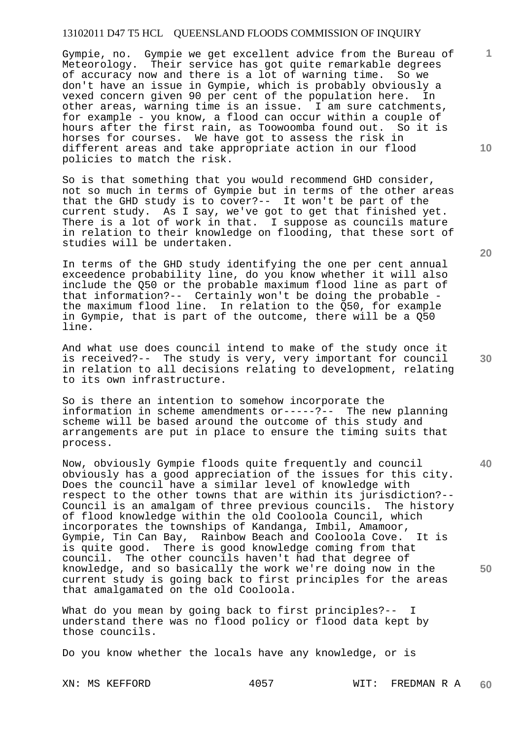Gympie, no. Gympie we get excellent advice from the Bureau of Meteorology. Their service has got quite remarkable degrees of accuracy now and there is a lot of warning time. So we don't have an issue in Gympie, which is probably obviously a vexed concern given 90 per cent of the population here. In other areas, warning time is an issue. I am sure catchments, for example - you know, a flood can occur within a couple of hours after the first rain, as Toowoomba found out. So it is horses for courses. We have got to assess the risk in different areas and take appropriate action in our flood policies to match the risk.

So is that something that you would recommend GHD consider, not so much in terms of Gympie but in terms of the other areas that the GHD study is to cover?-- It won't be part of the current study. As I say, we've got to get that finished yet. There is a lot of work in that. I suppose as councils mature in relation to their knowledge on flooding, that these sort of studies will be undertaken.

In terms of the GHD study identifying the one per cent annual exceedence probability line, do you know whether it will also include the Q50 or the probable maximum flood line as part of that information?-- Certainly won't be doing the probable - the maximum flood line. In relation to the Q50, for example in Gympie, that is part of the outcome, there will be a Q50 line.

And what use does council intend to make of the study once it is received?-- The study is very, very important for council in relation to all decisions relating to development, relating to its own infrastructure.

So is there an intention to somehow incorporate the information in scheme amendments or-----?-- The new planning scheme will be based around the outcome of this study and arrangements are put in place to ensure the timing suits that process.

Now, obviously Gympie floods quite frequently and council obviously has a good appreciation of the issues for this city. Does the council have a similar level of knowledge with respect to the other towns that are within its jurisdiction?-- Council is an amalgam of three previous councils. The history of flood knowledge within the old Cooloola Council, which incorporates the townships of Kandanga, Imbil, Amamoor, Gympie, Tin Can Bay, Rainbow Beach and Cooloola Cove. It is is quite good. There is good knowledge coming from that council. The other councils haven't had that degree of knowledge, and so basically the work we're doing now in the current study is going back to first principles for the areas that amalgamated on the old Cooloola.

What do you mean by going back to first principles?-- I understand there was no flood policy or flood data kept by those councils.

Do you know whether the locals have any knowledge, or is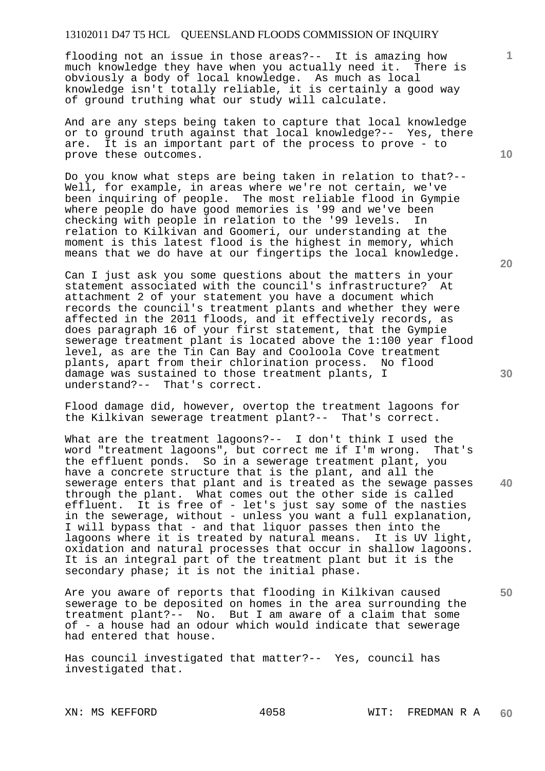flooding not an issue in those areas?-- It is amazing how much knowledge they have when you actually need it. There is obviously a body of local knowledge. As much as local knowledge isn't totally reliable, it is certainly a good way of ground truthing what our study will calculate.

And are any steps being taken to capture that local knowledge or to ground truth against that local knowledge?-- Yes, there are. It is an important part of the process to prove - to prove these outcomes.

Do you know what steps are being taken in relation to that?-- Well, for example, in areas where we're not certain, we've been inquiring of people. The most reliable flood in Gympie where people do have good memories is '99 and we've been checking with people in relation to the '99 levels. In relation to Kilkivan and Goomeri, our understanding at the moment is this latest flood is the highest in memory, which means that we do have at our fingertips the local knowledge.

Can I just ask you some questions about the matters in your statement associated with the council's infrastructure? At attachment 2 of your statement you have a document which records the council's treatment plants and whether they were affected in the 2011 floods, and it effectively records, as does paragraph 16 of your first statement, that the Gympie sewerage treatment plant is located above the 1:100 year flood level, as are the Tin Can Bay and Cooloola Cove treatment plants, apart from their chlorination process. No flood damage was sustained to those treatment plants, I understand?-- That's correct.

Flood damage did, however, overtop the treatment lagoons for the Kilkivan sewerage treatment plant?-- That's correct.

What are the treatment lagoons?-- I don't think I used the word "treatment lagoons", but correct me if I'm wrong. That's the effluent ponds. So in a sewerage treatment plant, you have a concrete structure that is the plant, and all the sewerage enters that plant and is treated as the sewage passes through the plant. What comes out the other side is called effluent. It is free of - let's just say some of the nasties in the sewerage, without - unless you want a full explanation, I will bypass that - and that liquor passes then into the lagoons where it is treated by natural means. It is UV light, oxidation and natural processes that occur in shallow lagoons. It is an integral part of the treatment plant but it is the secondary phase; it is not the initial phase.

Are you aware of reports that flooding in Kilkivan caused sewerage to be deposited on homes in the area surrounding the treatment plant?-- No. But I am aware of a claim that some of - a house had an odour which would indicate that sewerage had entered that house.

Has council investigated that matter?-- Yes, council has investigated that.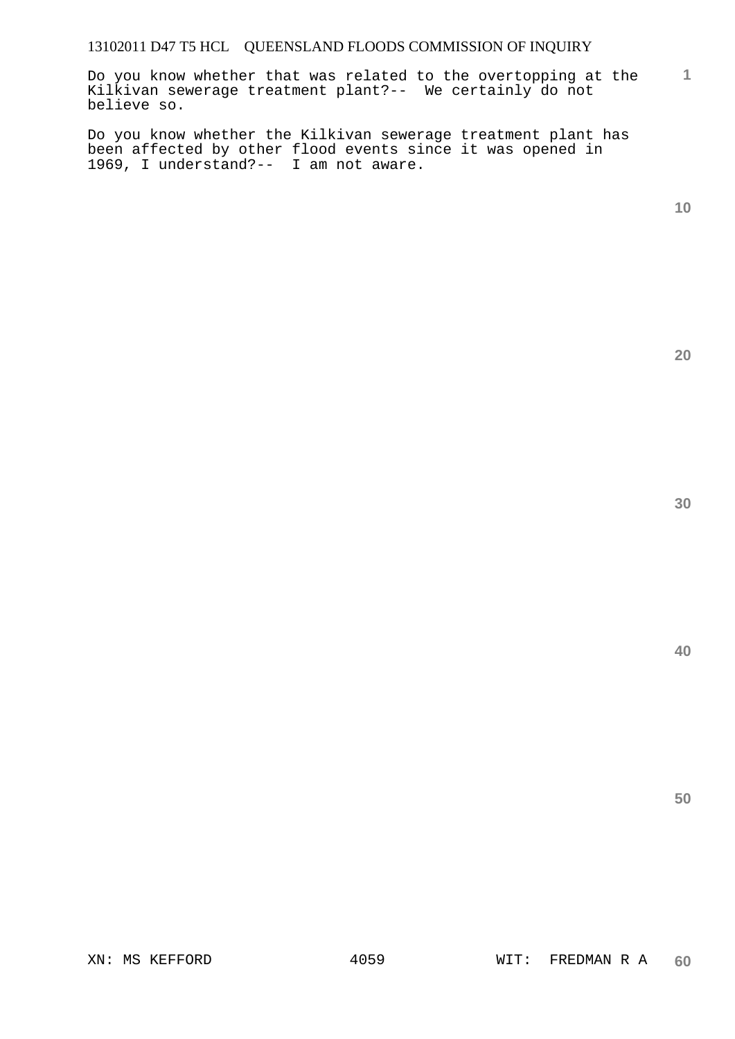Do you know whether that was related to the overtopping at the Kilkivan sewerage treatment plant?-- We certainly do not believe so.

Do you know whether the Kilkivan sewerage treatment plant has been affected by other flood events since it was opened in 1969, I understand?-- I am not aware.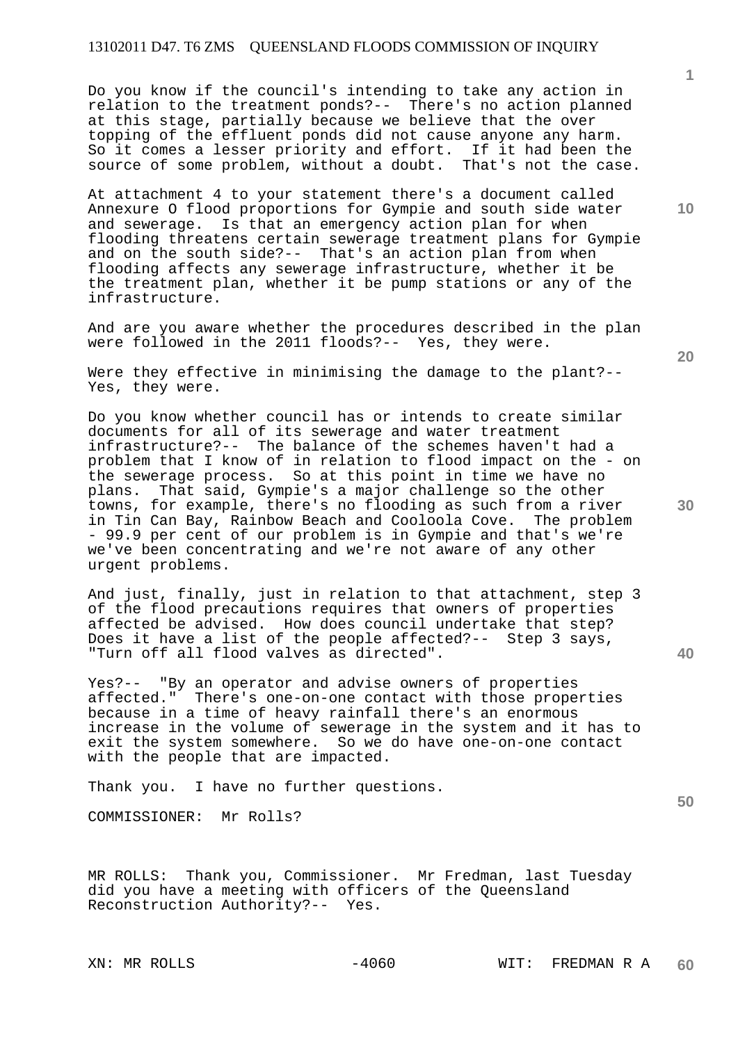Do you know if the council's intending to take any action in relation to the treatment ponds?-- There's no action planned at this stage, partially because we believe that the over topping of the effluent ponds did not cause anyone any harm. So it comes a lesser priority and effort. If it had been the source of some problem, without a doubt. That's not the case.

At attachment 4 to your statement there's a document called Annexure O flood proportions for Gympie and south side water and sewerage. Is that an emergency action plan for when flooding threatens certain sewerage treatment plans for Gympie and on the south side?-- That's an action plan from when flooding affects any sewerage infrastructure, whether it be the treatment plan, whether it be pump stations or any of the infrastructure.

And are you aware whether the procedures described in the plan were followed in the 2011 floods?-- Yes, they were.

Were they effective in minimising the damage to the plant?-- Yes, they were.

Do you know whether council has or intends to create similar documents for all of its sewerage and water treatment infrastructure?-- The balance of the schemes haven't had a problem that I know of in relation to flood impact on the - on the sewerage process. So at this point in time we have no plans. That said, Gympie's a major challenge so the other towns, for example, there's no flooding as such from a river in Tin Can Bay, Rainbow Beach and Cooloola Cove. The problem - 99.9 per cent of our problem is in Gympie and that's we're we've been concentrating and we're not aware of any other urgent problems.

And just, finally, just in relation to that attachment, step 3 of the flood precautions requires that owners of properties affected be advised. How does council undertake that step? Does it have a list of the people affected?-- Step 3 says, "Turn off all flood valves as directed".

Yes?-- "By an operator and advise owners of properties affected." There's one-on-one contact with those properties because in a time of heavy rainfall there's an enormous increase in the volume of sewerage in the system and it has to exit the system somewhere. So we do have one-on-one contact with the people that are impacted.

Thank you. I have no further questions.

COMMISSIONER: Mr Rolls?

MR ROLLS: Thank you, Commissioner. Mr Fredman, last Tuesday did you have a meeting with officers of the Queensland Reconstruction Authority?-- Yes.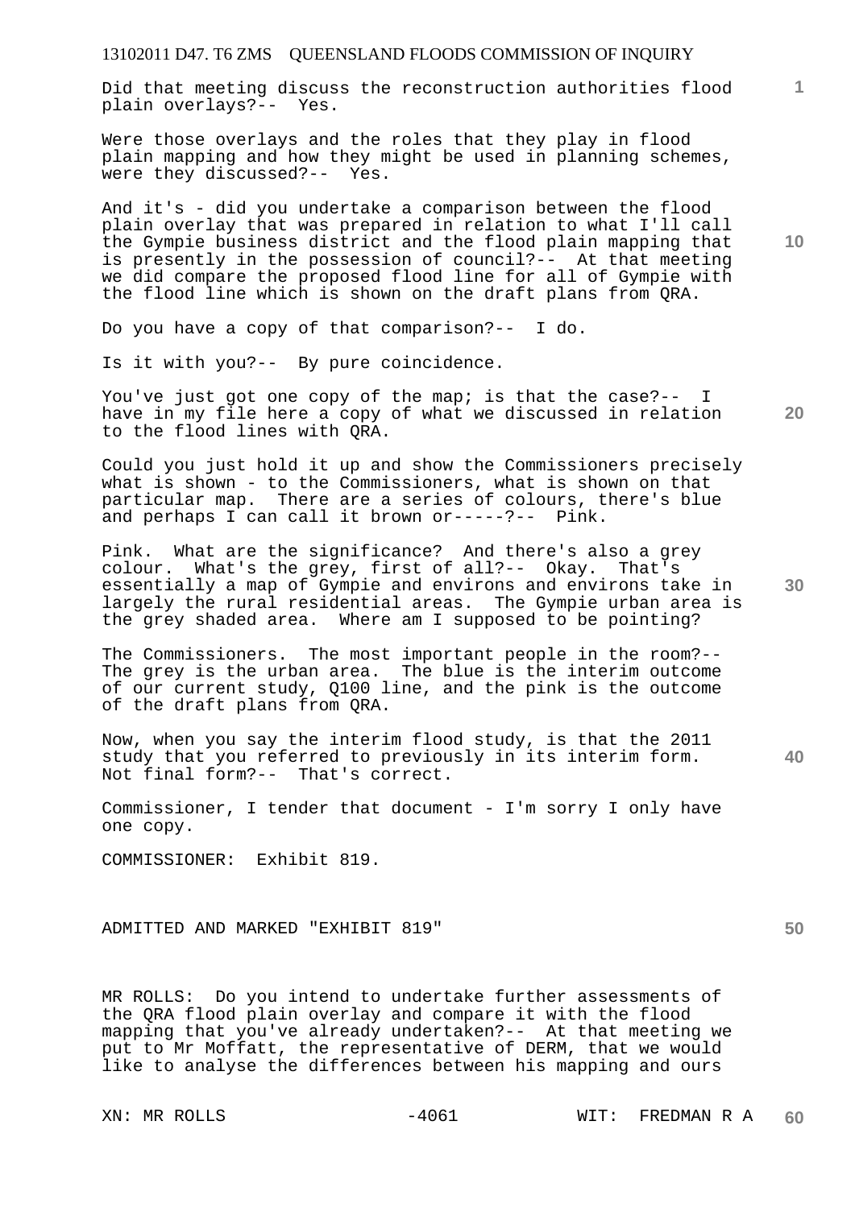Did that meeting discuss the reconstruction authorities flood plain overlays?-- Yes.

Were those overlays and the roles that they play in flood plain mapping and how they might be used in planning schemes, were they discussed?-- Yes.

And it's - did you undertake a comparison between the flood plain overlay that was prepared in relation to what I'll call the Gympie business district and the flood plain mapping that is presently in the possession of council?-- At that meeting we did compare the proposed flood line for all of Gympie with the flood line which is shown on the draft plans from QRA.

Do you have a copy of that comparison?-- I do.

Is it with you?-- By pure coincidence.

You've just got one copy of the map; is that the case?-- I have in my file here a copy of what we discussed in relation to the flood lines with QRA.

Could you just hold it up and show the Commissioners precisely what is shown - to the Commissioners, what is shown on that particular map. There are a series of colours, there's blue and perhaps I can call it brown or-----?-- Pink.

Pink. What are the significance? And there's also a grey colour. What's the grey, first of all?-- Okay. That's essentially a map of Gympie and environs and environs take in largely the rural residential areas. The Gympie urban area is the grey shaded area. Where am I supposed to be pointing?

The Commissioners. The most important people in the room?-- The grey is the urban area. The blue is the interim outcome of our current study, Q100 line, and the pink is the outcome of the draft plans from QRA.

Now, when you say the interim flood study, is that the 2011 study that you referred to previously in its interim form. Not final form?-- That's correct.

Commissioner, I tender that document - I'm sorry I only have one copy.

COMMISSIONER: Exhibit 819.

ADMITTED AND MARKED "EXHIBIT 819"

MR ROLLS: Do you intend to undertake further assessments of the QRA flood plain overlay and compare it with the flood mapping that you've already undertaken?-- At that meeting we put to Mr Moffatt, the representative of DERM, that we would like to analyse the differences between his mapping and ours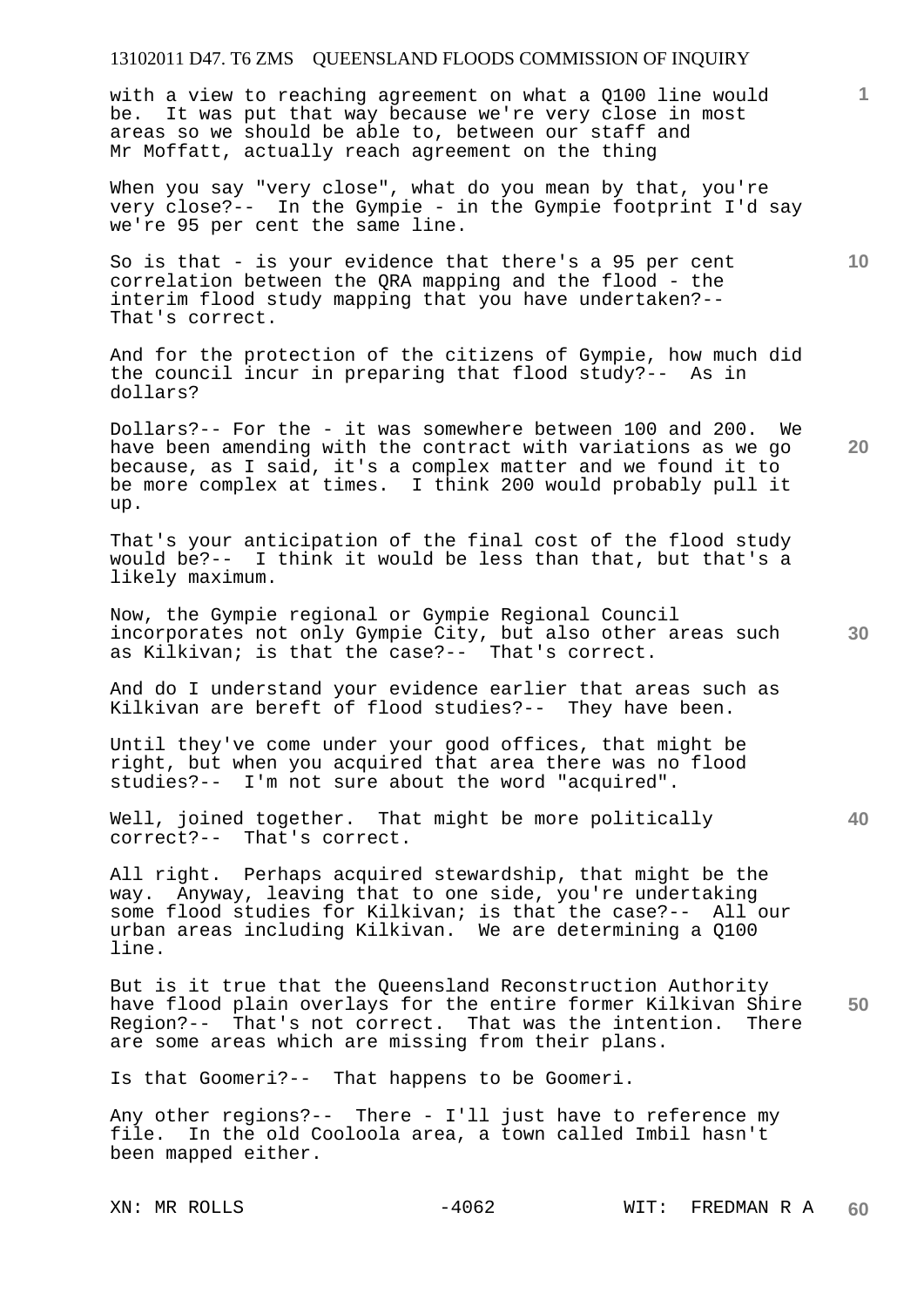with a view to reaching agreement on what a Q100 line would be. It was put that way because we're very close in most areas so we should be able to, between our staff and Mr Moffatt, actually reach agreement on the thing

When you say "very close", what do you mean by that, you're very close?-- In the Gympie - in the Gympie footprint I'd say we're 95 per cent the same line.

So is that - is your evidence that there's a 95 per cent correlation between the QRA mapping and the flood - the interim flood study mapping that you have undertaken?-- That's correct.

And for the protection of the citizens of Gympie, how much did the council incur in preparing that flood study?-- As in dollars?

Dollars?-- For the - it was somewhere between 100 and 200. We have been amending with the contract with variations as we go because, as I said, it's a complex matter and we found it to be more complex at times. I think 200 would probably pull it up.

That's your anticipation of the final cost of the flood study would be?-- I think it would be less than that, but that's a likely maximum.

Now, the Gympie regional or Gympie Regional Council incorporates not only Gympie City, but also other areas such as Kilkivan; is that the case?-- That's correct.

And do I understand your evidence earlier that areas such as Kilkivan are bereft of flood studies?-- They have been.

Until they've come under your good offices, that might be right, but when you acquired that area there was no flood studies?-- I'm not sure about the word "acquired".

Well, joined together. That might be more politically correct?-- That's correct.

All right. Perhaps acquired stewardship, that might be the way. Anyway, leaving that to one side, you're undertaking some flood studies for Kilkivan; is that the case?-- All our urban areas including Kilkivan. We are determining a Q100 line.

But is it true that the Queensland Reconstruction Authority have flood plain overlays for the entire former Kilkivan Shire Region?-- That's not correct. That was the intention. There are some areas which are missing from their plans.

Is that Goomeri?-- That happens to be Goomeri.

Any other regions?-- There - I'll just have to reference my file. In the old Cooloola area, a town called Imbil hasn't been mapped either.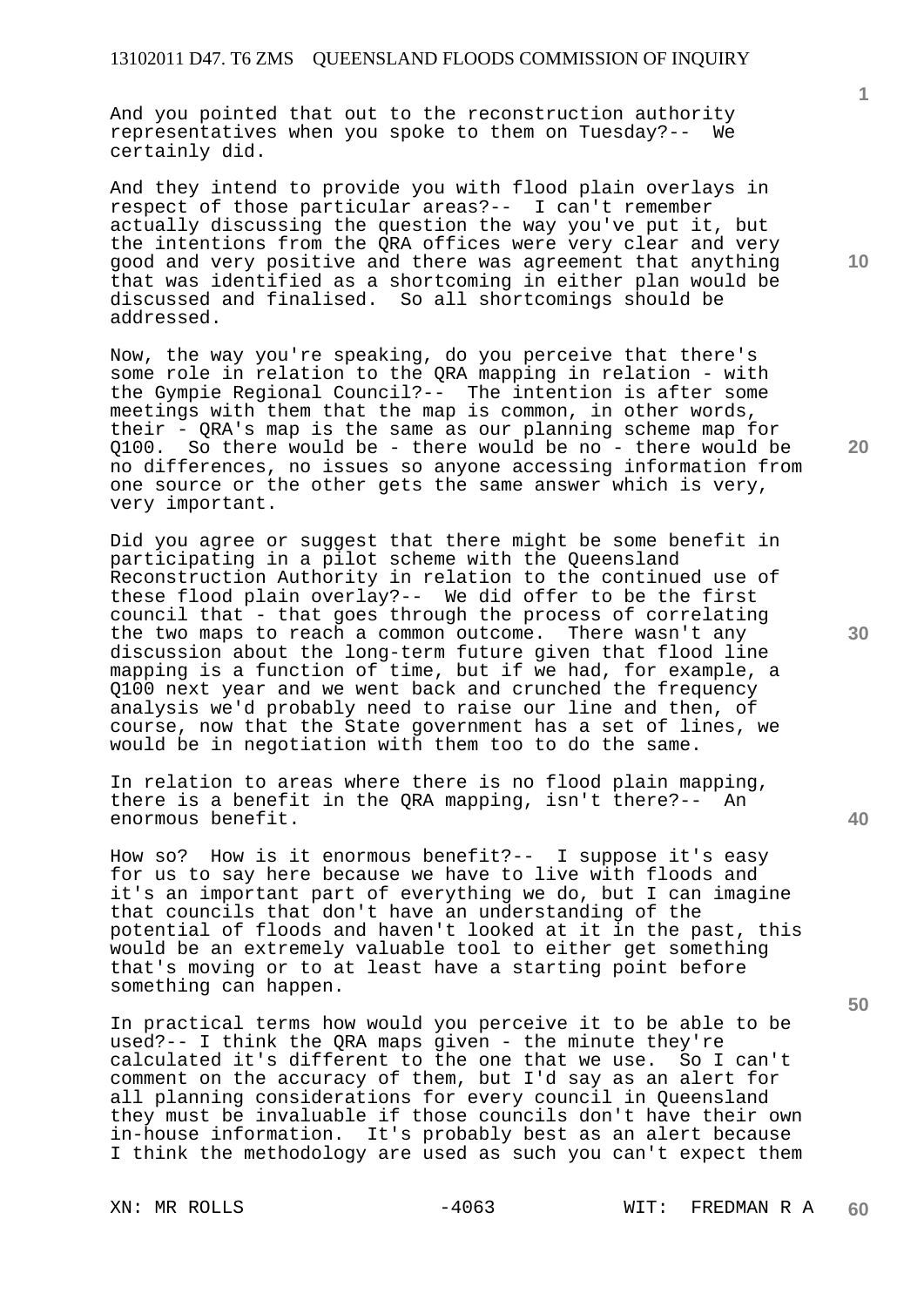And you pointed that out to the reconstruction authority representatives when you spoke to them on Tuesday?-- We certainly did.

And they intend to provide you with flood plain overlays in respect of those particular areas?-- I can't remember actually discussing the question the way you've put it, but the intentions from the QRA offices were very clear and very good and very positive and there was agreement that anything that was identified as a shortcoming in either plan would be discussed and finalised. So all shortcomings should be addressed.

Now, the way you're speaking, do you perceive that there's some role in relation to the QRA mapping in relation - with the Gympie Regional Council?-- The intention is after some meetings with them that the map is common, in other words, their - QRA's map is the same as our planning scheme map for Q100. So there would be - there would be no - there would be no differences, no issues so anyone accessing information from one source or the other gets the same answer which is very, very important.

Did you agree or suggest that there might be some benefit in participating in a pilot scheme with the Queensland Reconstruction Authority in relation to the continued use of these flood plain overlay?-- We did offer to be the first council that - that goes through the process of correlating the two maps to reach a common outcome. There wasn't any discussion about the long-term future given that flood line mapping is a function of time, but if we had, for example, a Q100 next year and we went back and crunched the frequency analysis we'd probably need to raise our line and then, of course, now that the State government has a set of lines, we would be in negotiation with them too to do the same.

In relation to areas where there is no flood plain mapping, there is a benefit in the QRA mapping, isn't there?-- An enormous benefit.

How so? How is it enormous benefit?-- I suppose it's easy for us to say here because we have to live with floods and it's an important part of everything we do, but I can imagine that councils that don't have an understanding of the potential of floods and haven't looked at it in the past, this would be an extremely valuable tool to either get something that's moving or to at least have a starting point before something can happen.

In practical terms how would you perceive it to be able to be used?-- I think the QRA maps given - the minute they're calculated it's different to the one that we use. So I can't comment on the accuracy of them, but I'd say as an alert for all planning considerations for every council in Queensland they must be invaluable if those councils don't have their own in-house information. It's probably best as an alert because I think the methodology are used as such you can't expect them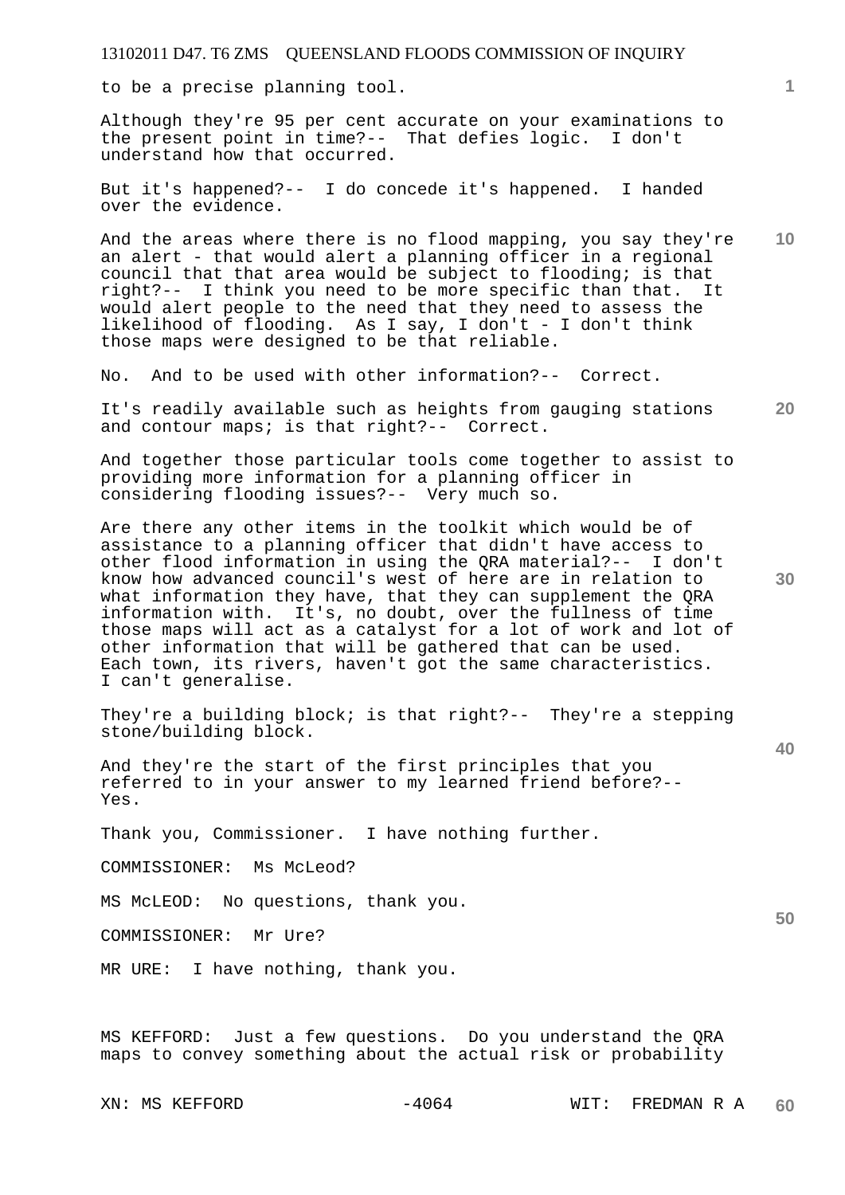to be a precise planning tool.

Although they're 95 per cent accurate on your examinations to the present point in time?-- That defies logic. I don't understand how that occurred.

But it's happened?-- I do concede it's happened. I handed over the evidence.

And the areas where there is no flood mapping, you say they're an alert - that would alert a planning officer in a regional council that that area would be subject to flooding; is that right?-- I think you need to be more specific than that. It would alert people to the need that they need to assess the likelihood of flooding. As I say, I don't - I don't think those maps were designed to be that reliable.

No. And to be used with other information?-- Correct.

It's readily available such as heights from gauging stations and contour maps; is that right?-- Correct.

And together those particular tools come together to assist to providing more information for a planning officer in considering flooding issues?-- Very much so.

Are there any other items in the toolkit which would be of assistance to a planning officer that didn't have access to other flood information in using the QRA material?-- I don't know how advanced council's west of here are in relation to what information they have, that they can supplement the QRA information with. It's, no doubt, over the fullness of time those maps will act as a catalyst for a lot of work and lot of other information that will be gathered that can be used. Each town, its rivers, haven't got the same characteristics. I can't generalise.

They're a building block; is that right?-- They're a stepping stone/building block.

And they're the start of the first principles that you referred to in your answer to my learned friend before?-- Yes.

Thank you, Commissioner. I have nothing further.

COMMISSIONER: Ms McLeod?

MS McLEOD: No questions, thank you.

COMMISSIONER: Mr Ure?

MR URE: I have nothing, thank you.

MS KEFFORD: Just a few questions. Do you understand the QRA maps to convey something about the actual risk or probability

XN: MS KEFFORD WIT: FREDMAN R A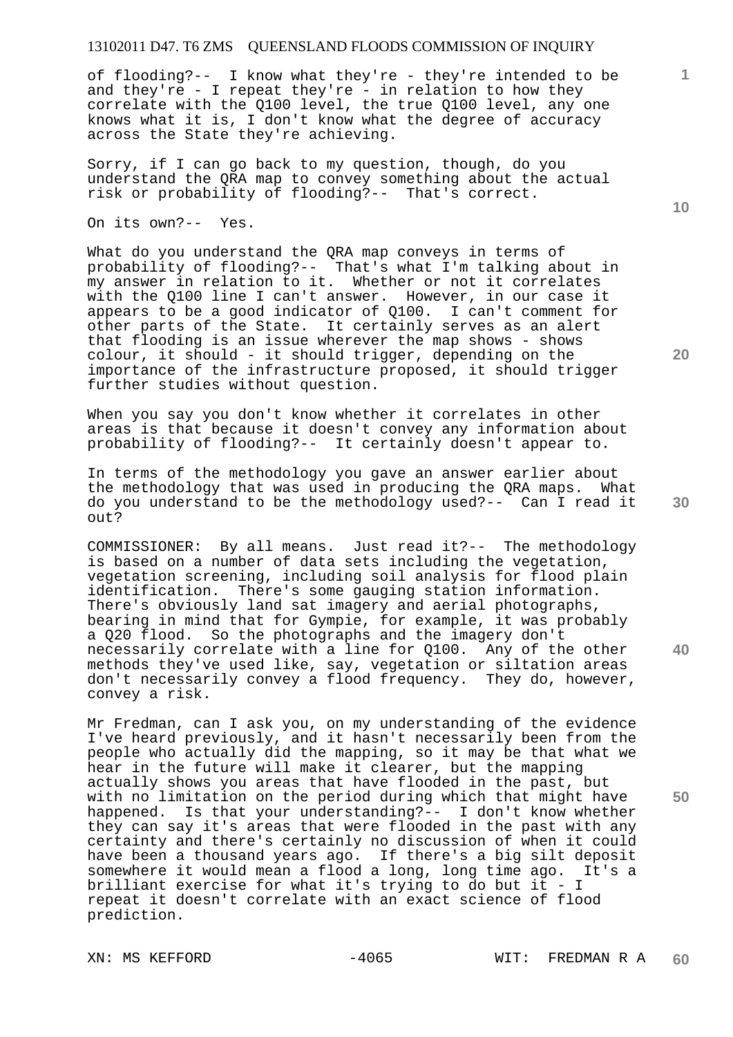of flooding?-- I know what they're - they're intended to be and they're - I repeat they're - in relation to how they correlate with the Q100 level, the true Q100 level, any one knows what it is, I don't know what the degree of accuracy across the State they're achieving.

Sorry, if I can go back to my question, though, do you understand the QRA map to convey something about the actual risk or probability of flooding?-- That's correct.

On its own?-- Yes.

What do you understand the QRA map conveys in terms of probability of flooding?-- That's what I'm talking about in my answer in relation to it. Whether or not it correlates with the Q100 line I can't answer. However, in our case it appears to be a good indicator of Q100. I can't comment for other parts of the State. It certainly serves as an alert that flooding is an issue wherever the map shows - shows colour, it should - it should trigger, depending on the importance of the infrastructure proposed, it should trigger further studies without question.

When you say you don't know whether it correlates in other areas is that because it doesn't convey any information about probability of flooding?-- It certainly doesn't appear to.

In terms of the methodology you gave an answer earlier about the methodology that was used in producing the QRA maps. What do you understand to be the methodology used?-- Can I read it out?

COMMISSIONER: By all means. Just read it?-- The methodology is based on a number of data sets including the vegetation, vegetation screening, including soil analysis for flood plain identification. There's some gauging station information. There's obviously land sat imagery and aerial photographs, bearing in mind that for Gympie, for example, it was probably a Q20 flood. So the photographs and the imagery don't necessarily correlate with a line for Q100. Any of the other methods they've used like, say, vegetation or siltation areas don't necessarily convey a flood frequency. They do, however, convey a risk.

Mr Fredman, can I ask you, on my understanding of the evidence I've heard previously, and it hasn't necessarily been from the people who actually did the mapping, so it may be that what we hear in the future will make it clearer, but the mapping actually shows you areas that have flooded in the past, but with no limitation on the period during which that might have happened. Is that your understanding?-- I don't know whether they can say it's areas that were flooded in the past with any certainty and there's certainly no discussion of when it could have been a thousand years ago. If there's a big silt deposit somewhere it would mean a flood a long, long time ago. It's a brilliant exercise for what it's trying to do but it - I repeat it doesn't correlate with an exact science of flood prediction.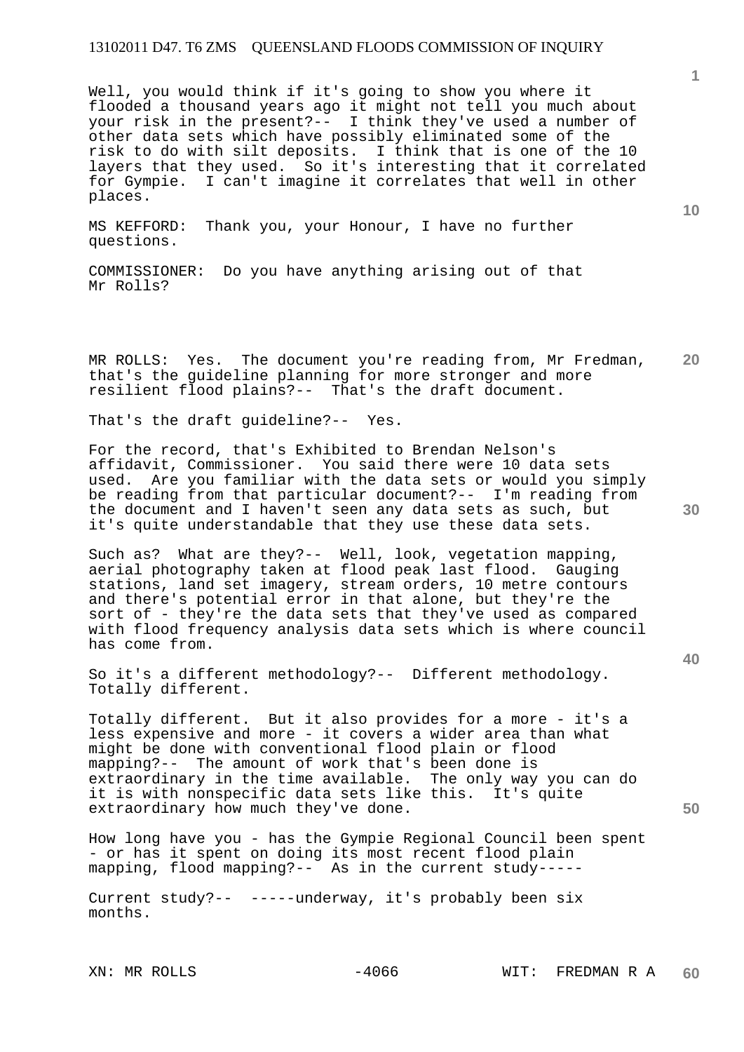Well, you would think if it's going to show you where it flooded a thousand years ago it might not tell you much about your risk in the present?-- I think they've used a number of other data sets which have possibly eliminated some of the risk to do with silt deposits. I think that is one of the 10 layers that they used. So it's interesting that it correlated for Gympie. I can't imagine it correlates that well in other places.

MS KEFFORD: Thank you, your Honour, I have no further questions.

COMMISSIONER: Do you have anything arising out of that Mr Rolls?

MR ROLLS: Yes. The document you're reading from, Mr Fredman, that's the guideline planning for more stronger and more resilient flood plains?-- That's the draft document.

That's the draft guideline?-- Yes.

For the record, that's Exhibited to Brendan Nelson's affidavit, Commissioner. You said there were 10 data sets used. Are you familiar with the data sets or would you simply be reading from that particular document?-- I'm reading from the document and I haven't seen any data sets as such, but it's quite understandable that they use these data sets.

Such as? What are they?-- Well, look, vegetation mapping, aerial photography taken at flood peak last flood. Gauging stations, land set imagery, stream orders, 10 metre contours and there's potential error in that alone, but they're the sort of - they're the data sets that they've used as compared with flood frequency analysis data sets which is where council has come from.

So it's a different methodology?-- Different methodology. Totally different.

Totally different. But it also provides for a more - it's a less expensive and more - it covers a wider area than what might be done with conventional flood plain or flood mapping?-- The amount of work that's been done is extraordinary in the time available. The only way you can do it is with nonspecific data sets like this. It's quite extraordinary how much they've done.

How long have you - has the Gympie Regional Council been spent - or has it spent on doing its most recent flood plain mapping, flood mapping?-- As in the current study-----

Current study?-- -----underway, it's probably been six months.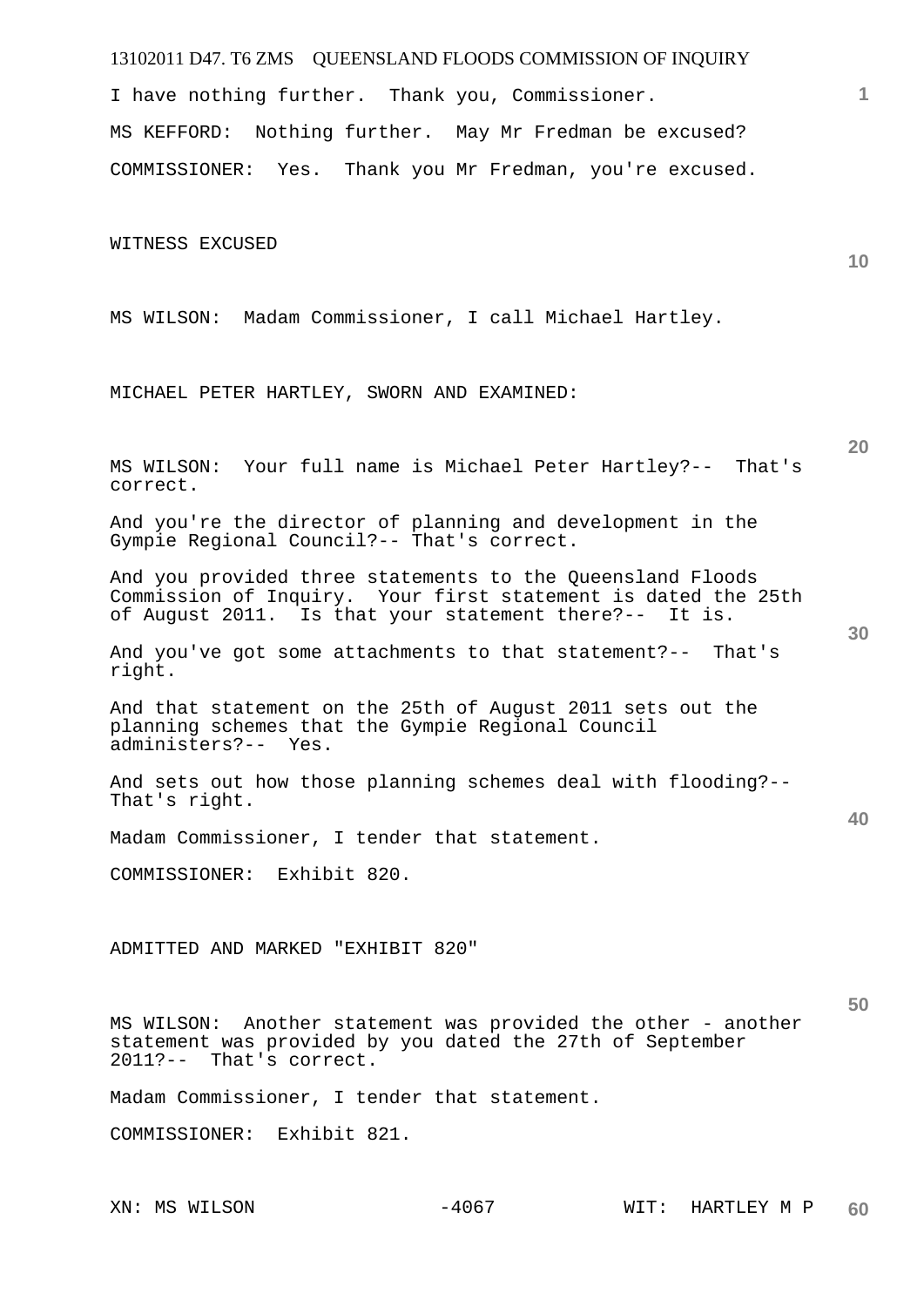I have nothing further. Thank you, Commissioner.

MS KEFFORD: Nothing further. May Mr Fredman be excused?

COMMISSIONER: Yes. Thank you Mr Fredman, you're excused.

WITNESS EXCUSED

MS WILSON: Madam Commissioner, I call Michael Hartley.

MICHAEL PETER HARTLEY, SWORN AND EXAMINED:

MS WILSON: Your full name is Michael Peter Hartley?-- That's correct.

And you're the director of planning and development in the Gympie Regional Council?-- That's correct.

And you provided three statements to the Queensland Floods Commission of Inquiry. Your first statement is dated the 25th of August 2011. Is that your statement there?-- It is.

And you've got some attachments to that statement?-- That's right.

And that statement on the 25th of August 2011 sets out the planning schemes that the Gympie Regional Council administers?-- Yes.

And sets out how those planning schemes deal with flooding?-- That's right.

Madam Commissioner, I tender that statement.

COMMISSIONER: Exhibit 820.

ADMITTED AND MARKED "EXHIBIT 820"

MS WILSON: Another statement was provided the other - another statement was provided by you dated the 27th of September 2011?-- That's correct.

Madam Commissioner, I tender that statement.

COMMISSIONER: Exhibit 821.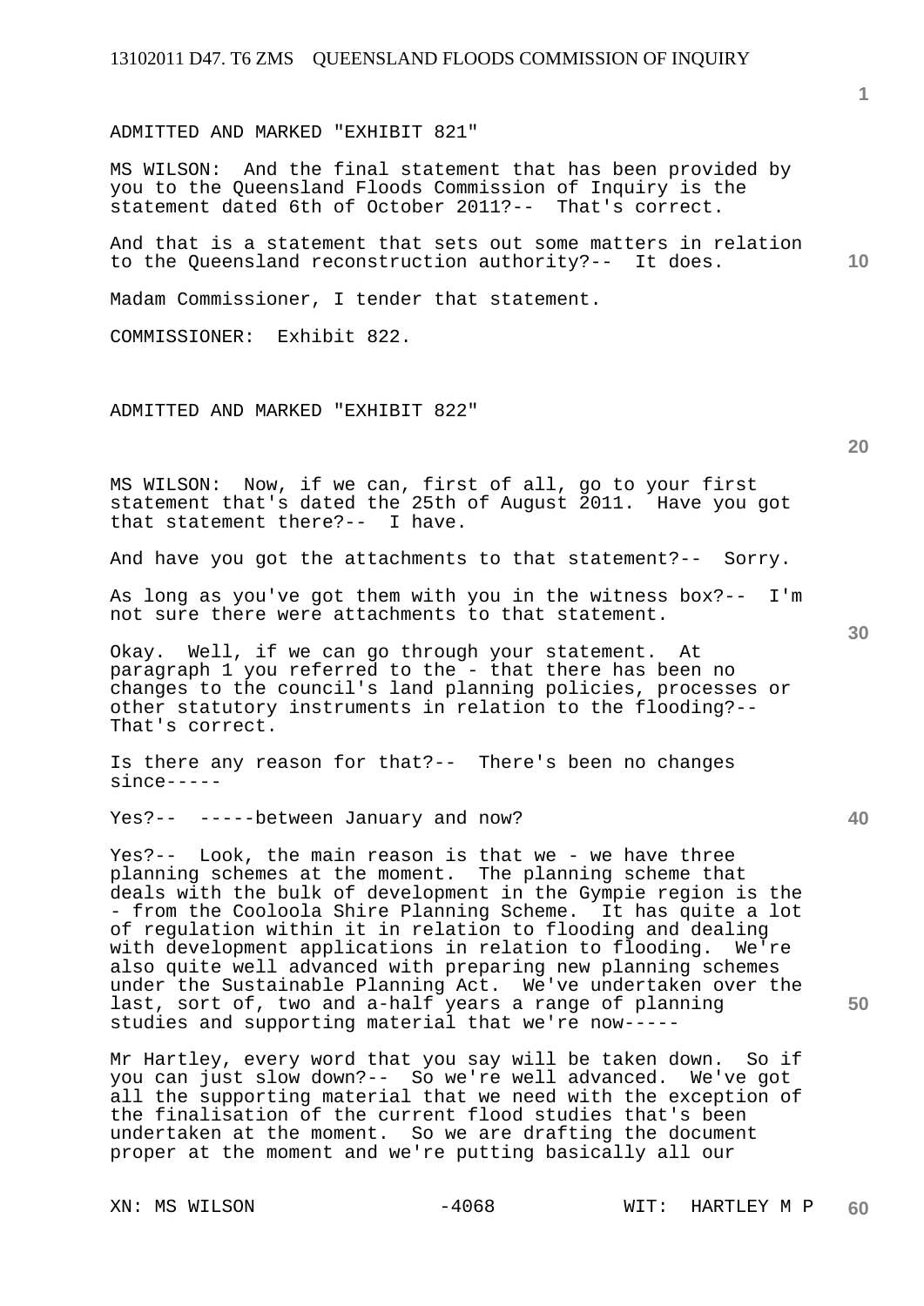ADMITTED AND MARKED "EXHIBIT 821"

MS WILSON: And the final statement that has been provided by you to the Queensland Floods Commission of Inquiry is the statement dated 6th of October 2011?-- That's correct.

And that is a statement that sets out some matters in relation to the Queensland reconstruction authority?-- It does.

Madam Commissioner, I tender that statement.

COMMISSIONER: Exhibit 822.

ADMITTED AND MARKED "EXHIBIT 822"

MS WILSON: Now, if we can, first of all, go to your first statement that's dated the 25th of August 2011. Have you got that statement there?-- I have.

And have you got the attachments to that statement?-- Sorry.

As long as you've got them with you in the witness box?-- I'm not sure there were attachments to that statement.

Okay. Well, if we can go through your statement. At paragraph 1 you referred to the - that there has been no changes to the council's land planning policies, processes or other statutory instruments in relation to the flooding?-- That's correct.

Is there any reason for that?-- There's been no changes since-----

Yes?-- -----between January and now?

Yes?-- Look, the main reason is that we - we have three planning schemes at the moment. The planning scheme that deals with the bulk of development in the Gympie region is the - from the Cooloola Shire Planning Scheme. It has quite a lot of regulation within it in relation to flooding and dealing with development applications in relation to flooding. We're also quite well advanced with preparing new planning schemes under the Sustainable Planning Act. We've undertaken over the last, sort of, two and a-half years a range of planning studies and supporting material that we're now-----

Mr Hartley, every word that you say will be taken down. So if you can just slow down?-- So we're well advanced. We've got all the supporting material that we need with the exception of the finalisation of the current flood studies that's been undertaken at the moment. So we are drafting the document proper at the moment and we're putting basically all our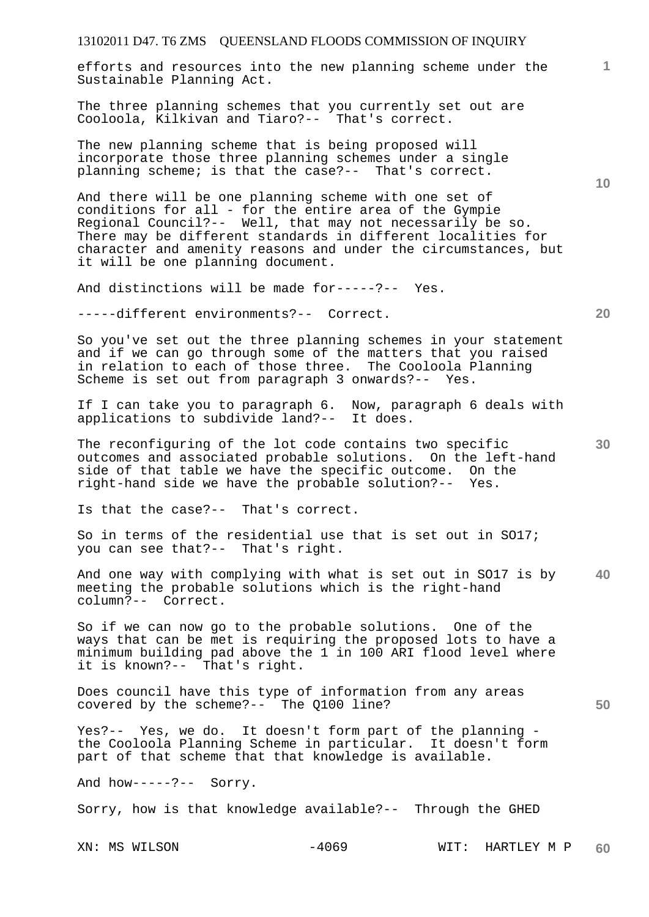efforts and resources into the new planning scheme under the Sustainable Planning Act.

The three planning schemes that you currently set out are Cooloola, Kilkivan and Tiaro?-- That's correct.

The new planning scheme that is being proposed will incorporate those three planning schemes under a single planning scheme; is that the case?-- That's correct.

And there will be one planning scheme with one set of conditions for all - for the entire area of the Gympie Regional Council?-- Well, that may not necessarily be so. There may be different standards in different localities for character and amenity reasons and under the circumstances, but it will be one planning document.

And distinctions will be made for-----?-- Yes.

-----different environments?-- Correct.

So you've set out the three planning schemes in your statement and if we can go through some of the matters that you raised in relation to each of those three. The Cooloola Planning Scheme is set out from paragraph 3 onwards?-- Yes.

If I can take you to paragraph 6. Now, paragraph 6 deals with applications to subdivide land?-- It does.

The reconfiguring of the lot code contains two specific outcomes and associated probable solutions. On the left-hand side of that table we have the specific outcome. On the right-hand side we have the probable solution?-- Yes.

Is that the case?-- That's correct.

So in terms of the residential use that is set out in SO17; you can see that?-- That's right.

And one way with complying with what is set out in SO17 is by meeting the probable solutions which is the right-hand column?-- Correct.

So if we can now go to the probable solutions. One of the ways that can be met is requiring the proposed lots to have a minimum building pad above the 1 in 100 ARI flood level where it is known?-- That's right.

Does council have this type of information from any areas covered by the scheme?-- The Q100 line?

Yes?-- Yes, we do. It doesn't form part of the planning - the Cooloola Planning Scheme in particular. It doesn't form part of that scheme that that knowledge is available.

And how-----?-- Sorry.

Sorry, how is that knowledge available?-- Through the GHED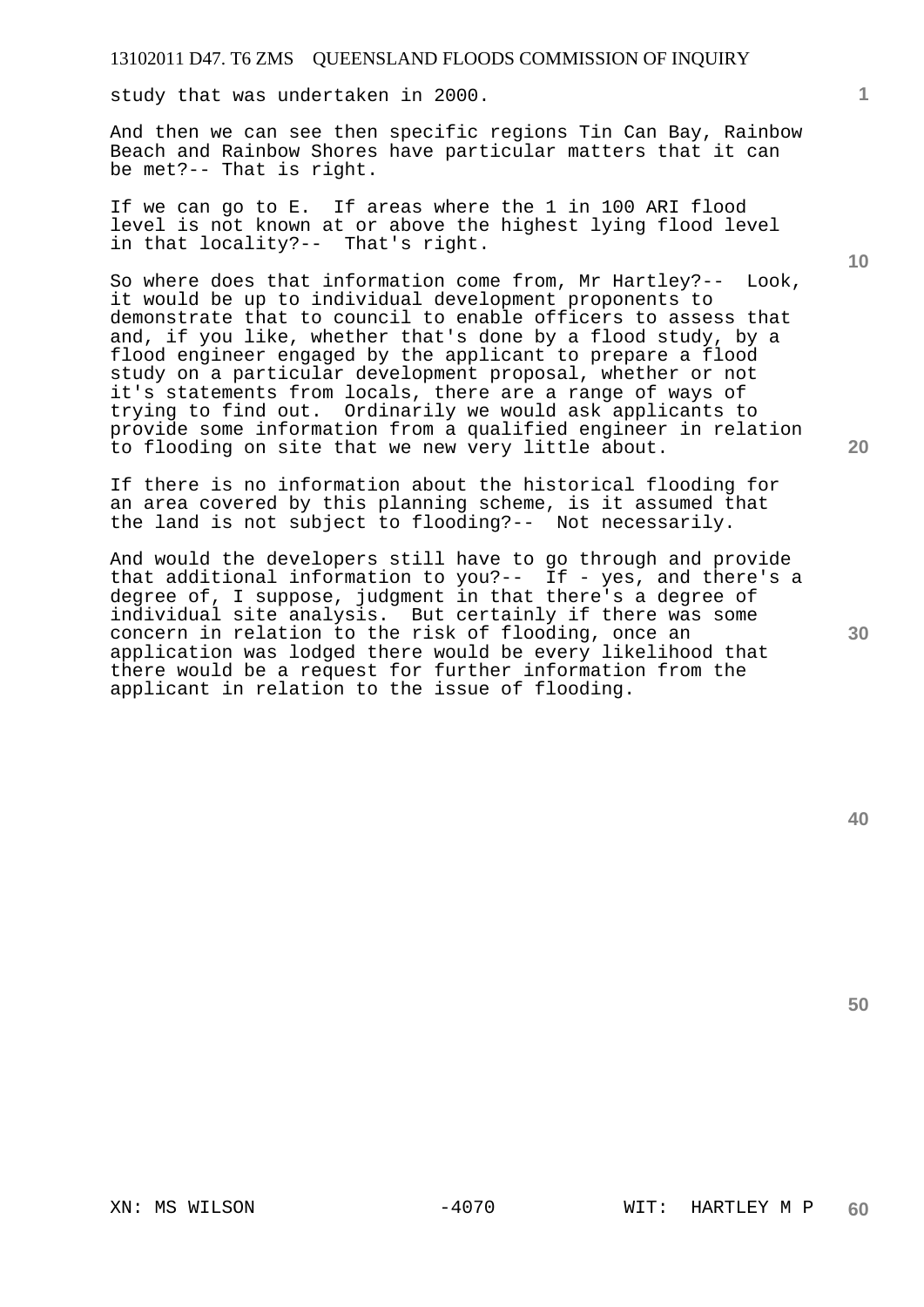study that was undertaken in 2000.

And then we can see then specific regions Tin Can Bay, Rainbow Beach and Rainbow Shores have particular matters that it can be met?-- That is right.

If we can go to E. If areas where the 1 in 100 ARI flood level is not known at or above the highest lying flood level in that locality?-- That's right.

So where does that information come from, Mr Hartley?-- Look, it would be up to individual development proponents to demonstrate that to council to enable officers to assess that and, if you like, whether that's done by a flood study, by a flood engineer engaged by the applicant to prepare a flood study on a particular development proposal, whether or not it's statements from locals, there are a range of ways of trying to find out. Ordinarily we would ask applicants to provide some information from a qualified engineer in relation to flooding on site that we new very little about.

If there is no information about the historical flooding for an area covered by this planning scheme, is it assumed that the land is not subject to flooding?-- Not necessarily.

And would the developers still have to go through and provide that additional information to you?-- If - yes, and there's a degree of, I suppose, judgment in that there's a degree of individual site analysis. But certainly if there was some concern in relation to the risk of flooding, once an application was lodged there would be every likelihood that there would be a request for further information from the applicant in relation to the issue of flooding.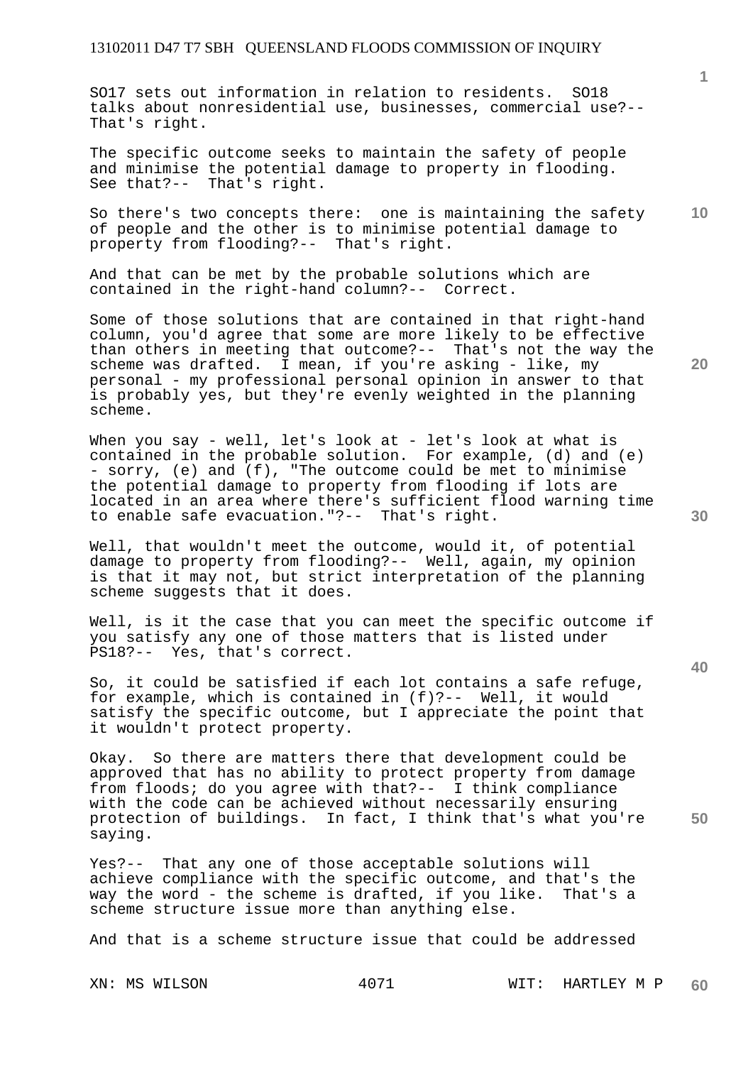SO17 sets out information in relation to residents. SO18 talks about nonresidential use, businesses, commercial use?-- That's right.

The specific outcome seeks to maintain the safety of people and minimise the potential damage to property in flooding. See that?-- That's right.

So there's two concepts there: one is maintaining the safety of people and the other is to minimise potential damage to property from flooding?-- That's right.

And that can be met by the probable solutions which are contained in the right-hand column?-- Correct.

Some of those solutions that are contained in that right-hand column, you'd agree that some are more likely to be effective than others in meeting that outcome?-- That's not the way the scheme was drafted. I mean, if you're asking - like, my personal - my professional personal opinion in answer to that is probably yes, but they're evenly weighted in the planning scheme.

When you say - well, let's look at - let's look at what is contained in the probable solution. For example, (d) and (e) - sorry, (e) and (f), "The outcome could be met to minimise the potential damage to property from flooding if lots are located in an area where there's sufficient flood warning time to enable safe evacuation."?-- That's right.

Well, that wouldn't meet the outcome, would it, of potential damage to property from flooding?-- Well, again, my opinion is that it may not, but strict interpretation of the planning scheme suggests that it does.

Well, is it the case that you can meet the specific outcome if you satisfy any one of those matters that is listed under PS18?-- Yes, that's correct.

So, it could be satisfied if each lot contains a safe refuge, for example, which is contained in (f)?-- Well, it would satisfy the specific outcome, but I appreciate the point that it wouldn't protect property.

Okay. So there are matters there that development could be approved that has no ability to protect property from damage from floods; do you agree with that?-- I think compliance with the code can be achieved without necessarily ensuring protection of buildings. In fact, I think that's what you're saying.

Yes?-- That any one of those acceptable solutions will achieve compliance with the specific outcome, and that's the way the word - the scheme is drafted, if you like. That's a scheme structure issue more than anything else.

And that is a scheme structure issue that could be addressed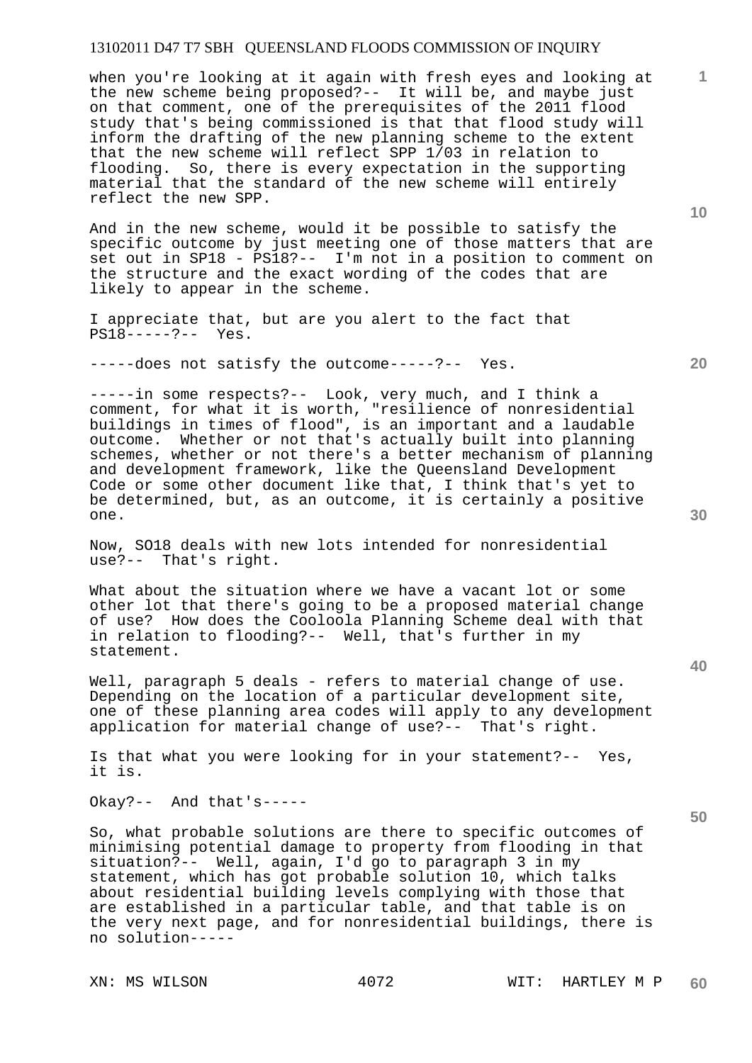when you're looking at it again with fresh eyes and looking at the new scheme being proposed?-- It will be, and maybe just on that comment, one of the prerequisites of the 2011 flood study that's being commissioned is that that flood study will inform the drafting of the new planning scheme to the extent that the new scheme will reflect SPP 1/03 in relation to flooding. So, there is every expectation in the supporting material that the standard of the new scheme will entirely reflect the new SPP.

And in the new scheme, would it be possible to satisfy the specific outcome by just meeting one of those matters that are set out in SP18 - PS18?-- I'm not in a position to comment on the structure and the exact wording of the codes that are likely to appear in the scheme.

I appreciate that, but are you alert to the fact that PS18-----?-- Yes.

-----does not satisfy the outcome-----?-- Yes.

-----in some respects?-- Look, very much, and I think a comment, for what it is worth, "resilience of nonresidential buildings in times of flood", is an important and a laudable outcome. Whether or not that's actually built into planning schemes, whether or not there's a better mechanism of planning and development framework, like the Queensland Development Code or some other document like that, I think that's yet to be determined, but, as an outcome, it is certainly a positive one.

Now, SO18 deals with new lots intended for nonresidential use?-- That's right.

What about the situation where we have a vacant lot or some other lot that there's going to be a proposed material change of use? How does the Cooloola Planning Scheme deal with that in relation to flooding?-- Well, that's further in my statement.

Well, paragraph 5 deals - refers to material change of use. Depending on the location of a particular development site, one of these planning area codes will apply to any development application for material change of use?-- That's right.

Is that what you were looking for in your statement?-- Yes, it is.

Okay?-- And that's-----

So, what probable solutions are there to specific outcomes of minimising potential damage to property from flooding in that situation?-- Well, again, I'd go to paragraph 3 in my statement, which has got probable solution 10, which talks about residential building levels complying with those that are established in a particular table, and that table is on the very next page, and for nonresidential buildings, there is no solution-----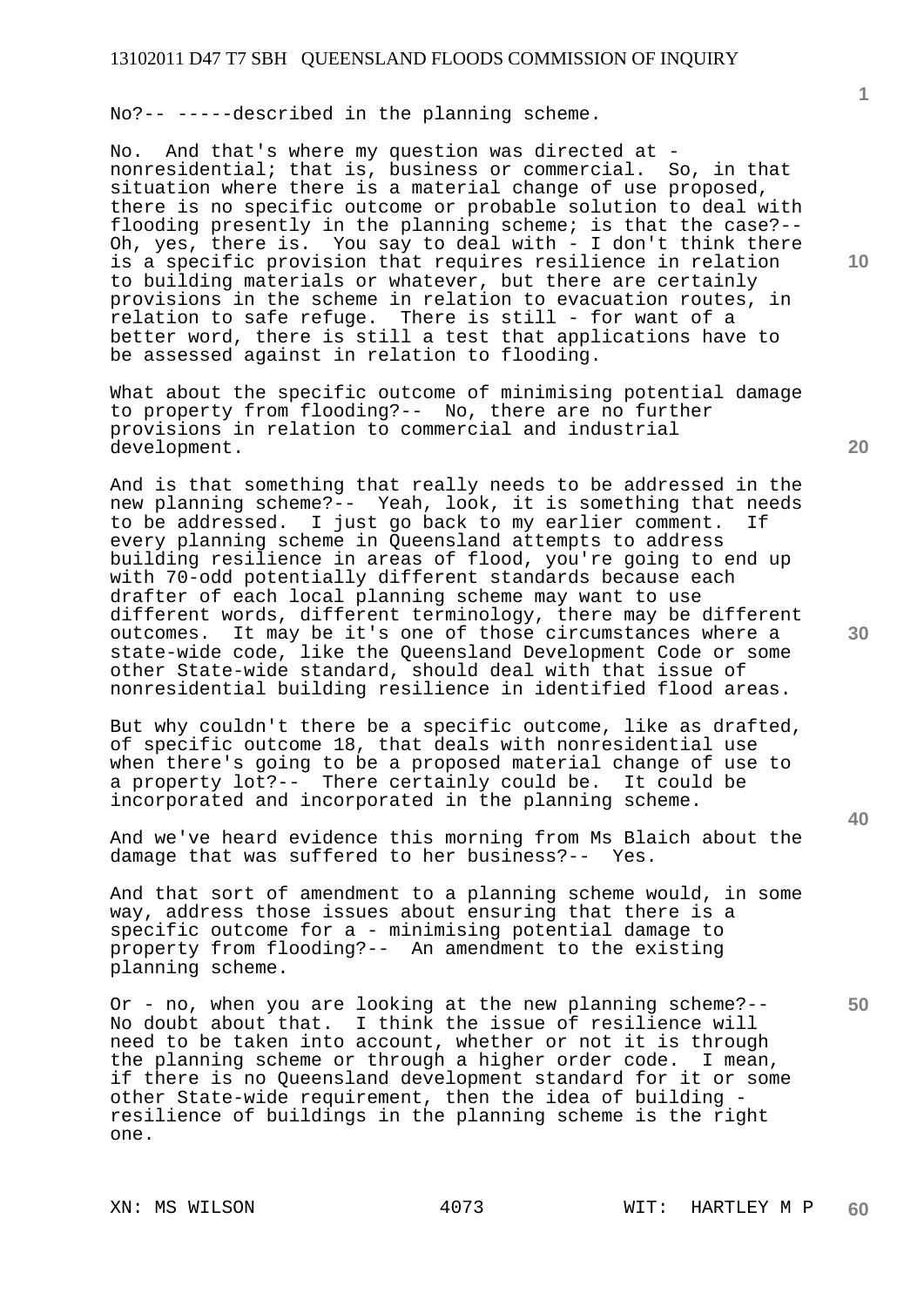No?-- -----described in the planning scheme.

No. And that's where my question was directed at - nonresidential; that is, business or commercial. So, in that situation where there is a material change of use proposed, there is no specific outcome or probable solution to deal with flooding presently in the planning scheme; is that the case?-- Oh, yes, there is. You say to deal with - I don't think there is a specific provision that requires resilience in relation to building materials or whatever, but there are certainly provisions in the scheme in relation to evacuation routes, in relation to safe refuge. There is still - for want of a better word, there is still a test that applications have to be assessed against in relation to flooding.

What about the specific outcome of minimising potential damage to property from flooding?-- No, there are no further provisions in relation to commercial and industrial development.

And is that something that really needs to be addressed in the new planning scheme?-- Yeah, look, it is something that needs to be addressed. I just go back to my earlier comment. If every planning scheme in Queensland attempts to address building resilience in areas of flood, you're going to end up with 70-odd potentially different standards because each drafter of each local planning scheme may want to use different words, different terminology, there may be different outcomes. It may be it's one of those circumstances where a state-wide code, like the Queensland Development Code or some other State-wide standard, should deal with that issue of nonresidential building resilience in identified flood areas.

But why couldn't there be a specific outcome, like as drafted, of specific outcome 18, that deals with nonresidential use when there's going to be a proposed material change of use to a property lot?-- There certainly could be. It could be incorporated and incorporated in the planning scheme.

And we've heard evidence this morning from Ms Blaich about the damage that was suffered to her business?-- Yes.

And that sort of amendment to a planning scheme would, in some way, address those issues about ensuring that there is a specific outcome for a - minimising potential damage to property from flooding?-- An amendment to the existing planning scheme.

Or - no, when you are looking at the new planning scheme?-- No doubt about that. I think the issue of resilience will need to be taken into account, whether or not it is through the planning scheme or through a higher order code. I mean, if there is no Queensland development standard for it or some other State-wide requirement, then the idea of building - resilience of buildings in the planning scheme is the right one.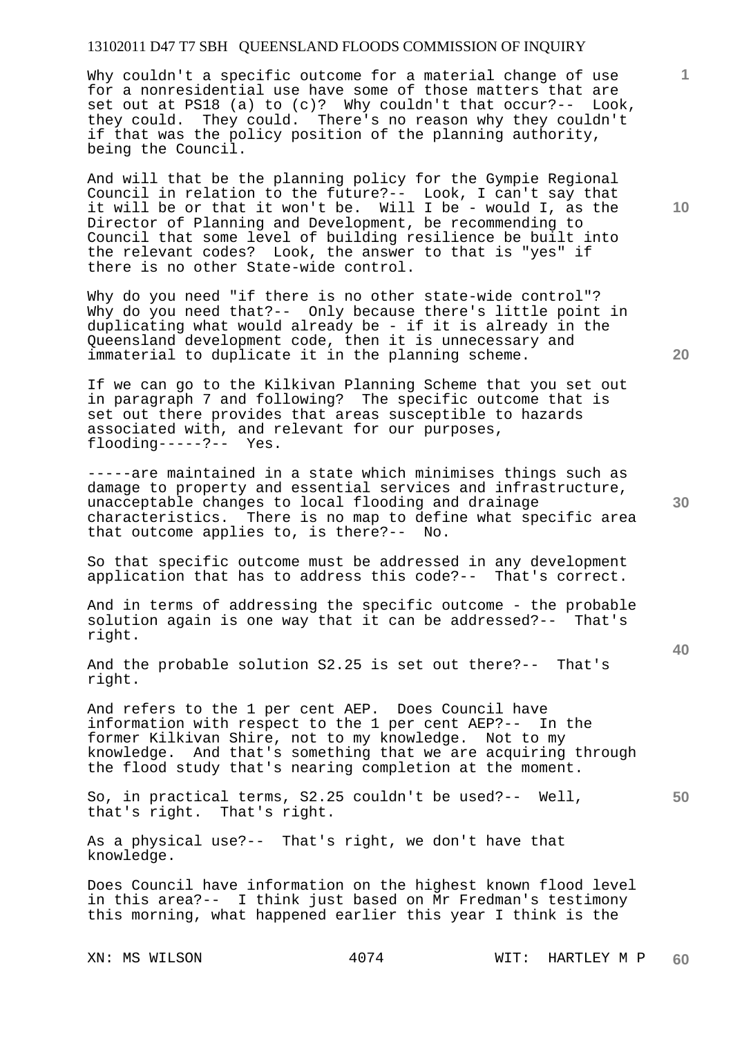Why couldn't a specific outcome for a material change of use for a nonresidential use have some of those matters that are set out at PS18 (a) to (c)? Why couldn't that occur?-- Look, they could. They could. There's no reason why they couldn't if that was the policy position of the planning authority, being the Council.

And will that be the planning policy for the Gympie Regional Council in relation to the future?-- Look, I can't say that it will be or that it won't be. Will I be - would I, as the Director of Planning and Development, be recommending to Council that some level of building resilience be built into the relevant codes? Look, the answer to that is "yes" if there is no other State-wide control.

Why do you need "if there is no other state-wide control"? Why do you need that?-- Only because there's little point in duplicating what would already be - if it is already in the Queensland development code, then it is unnecessary and immaterial to duplicate it in the planning scheme.

If we can go to the Kilkivan Planning Scheme that you set out in paragraph 7 and following? The specific outcome that is set out there provides that areas susceptible to hazards associated with, and relevant for our purposes, flooding-----?-- Yes.

-----are maintained in a state which minimises things such as damage to property and essential services and infrastructure, unacceptable changes to local flooding and drainage characteristics. There is no map to define what specific area that outcome applies to, is there?-- No.

So that specific outcome must be addressed in any development application that has to address this code?-- That's correct.

And in terms of addressing the specific outcome - the probable solution again is one way that it can be addressed?-- That's right.

And the probable solution S2.25 is set out there?-- That's right.

And refers to the 1 per cent AEP. Does Council have information with respect to the 1 per cent AEP?-- In the former Kilkivan Shire, not to my knowledge. Not to my knowledge. And that's something that we are acquiring through the flood study that's nearing completion at the moment.

So, in practical terms, S2.25 couldn't be used?-- Well, that's right. That's right.

As a physical use?-- That's right, we don't have that knowledge.

Does Council have information on the highest known flood level in this area?-- I think just based on Mr Fredman's testimony this morning, what happened earlier this year I think is the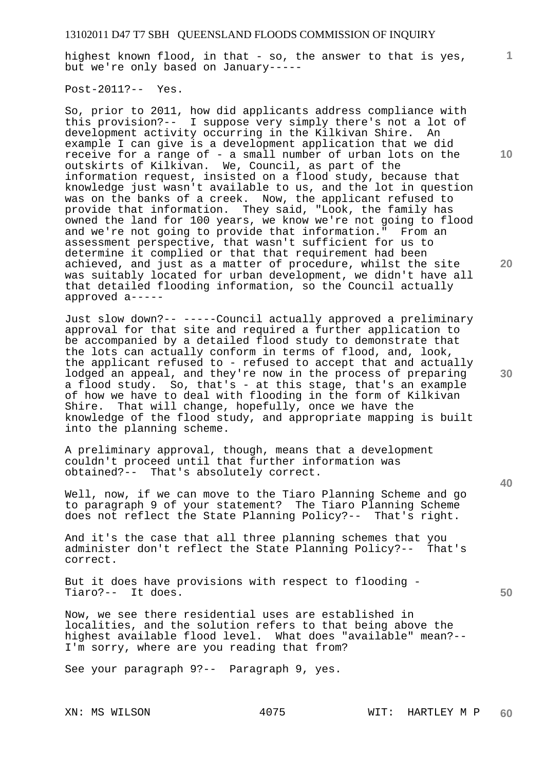highest known flood, in that - so, the answer to that is yes, but we're only based on January-----

Post-2011?-- Yes.

So, prior to 2011, how did applicants address compliance with this provision?-- I suppose very simply there's not a lot of development activity occurring in the Kilkivan Shire. An example I can give is a development application that we did receive for a range of - a small number of urban lots on the outskirts of Kilkivan. We, Council, as part of the information request, insisted on a flood study, because that knowledge just wasn't available to us, and the lot in question was on the banks of a creek. Now, the applicant refused to provide that information. They said, "Look, the family has owned the land for 100 years, we know we're not going to flood and we're not going to provide that information." From an assessment perspective, that wasn't sufficient for us to determine it complied or that that requirement had been achieved, and just as a matter of procedure, whilst the site was suitably located for urban development, we didn't have all that detailed flooding information, so the Council actually approved a-----

Just slow down?-- -----Council actually approved a preliminary approval for that site and required a further application to be accompanied by a detailed flood study to demonstrate that the lots can actually conform in terms of flood, and, look, the applicant refused to - refused to accept that and actually lodged an appeal, and they're now in the process of preparing a flood study. So, that's - at this stage, that's an example of how we have to deal with flooding in the form of Kilkivan Shire. That will change, hopefully, once we have the knowledge of the flood study, and appropriate mapping is built into the planning scheme.

A preliminary approval, though, means that a development couldn't proceed until that further information was obtained?-- That's absolutely correct.

Well, now, if we can move to the Tiaro Planning Scheme and go to paragraph 9 of your statement? The Tiaro Planning Scheme does not reflect the State Planning Policy?-- That's right.

And it's the case that all three planning schemes that you administer don't reflect the State Planning Policy?-- That's correct.

But it does have provisions with respect to flooding - Tiaro?-- It does.

Now, we see there residential uses are established in localities, and the solution refers to that being above the highest available flood level. What does "available" mean?-- I'm sorry, where are you reading that from?

See your paragraph 9?-- Paragraph 9, yes.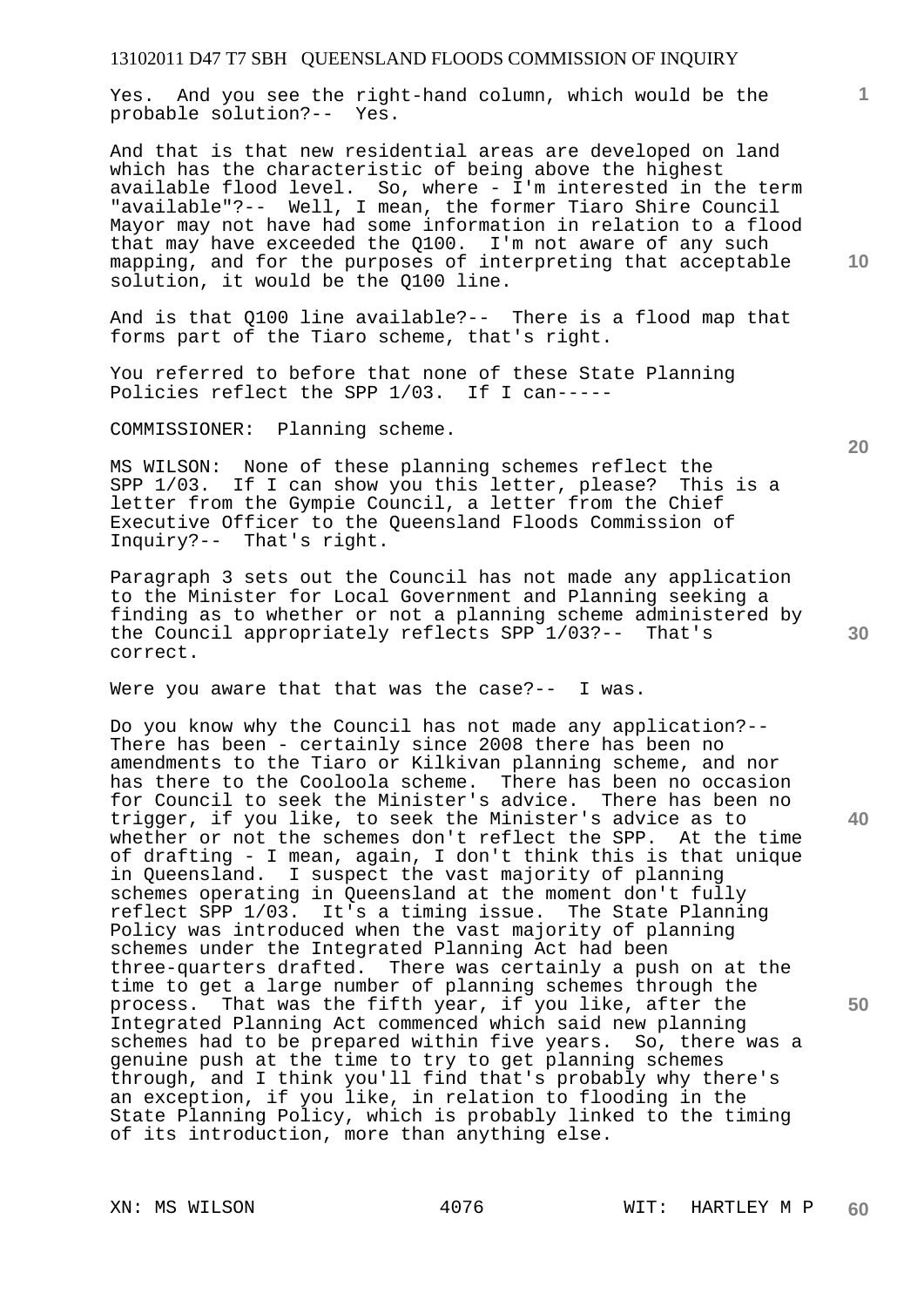Yes. And you see the right-hand column, which would be the probable solution?-- Yes.

And that is that new residential areas are developed on land which has the characteristic of being above the highest available flood level. So, where - I'm interested in the term "available"?-- Well, I mean, the former Tiaro Shire Council Mayor may not have had some information in relation to a flood that may have exceeded the Q100. I'm not aware of any such mapping, and for the purposes of interpreting that acceptable solution, it would be the Q100 line.

And is that Q100 line available?-- There is a flood map that forms part of the Tiaro scheme, that's right.

You referred to before that none of these State Planning Policies reflect the SPP 1/03. If I can-----

COMMISSIONER: Planning scheme.

MS WILSON: None of these planning schemes reflect the SPP 1/03. If I can show you this letter, please? This is a letter from the Gympie Council, a letter from the Chief Executive Officer to the Queensland Floods Commission of Inquiry?-- That's right.

Paragraph 3 sets out the Council has not made any application to the Minister for Local Government and Planning seeking a finding as to whether or not a planning scheme administered by the Council appropriately reflects SPP 1/03?-- That's correct.

Were you aware that that was the case?-- I was.

Do you know why the Council has not made any application?-- There has been - certainly since 2008 there has been no amendments to the Tiaro or Kilkivan planning scheme, and nor has there to the Cooloola scheme. There has been no occasion for Council to seek the Minister's advice. There has been no trigger, if you like, to seek the Minister's advice as to whether or not the schemes don't reflect the SPP. At the time of drafting - I mean, again, I don't think this is that unique in Queensland. I suspect the vast majority of planning schemes operating in Queensland at the moment don't fully reflect SPP 1/03. It's a timing issue. The State Planning Policy was introduced when the vast majority of planning schemes under the Integrated Planning Act had been three-quarters drafted. There was certainly a push on at the time to get a large number of planning schemes through the process. That was the fifth year, if you like, after the Integrated Planning Act commenced which said new planning schemes had to be prepared within five years. So, there was a genuine push at the time to try to get planning schemes through, and I think you'll find that's probably why there's an exception, if you like, in relation to flooding in the State Planning Policy, which is probably linked to the timing of its introduction, more than anything else.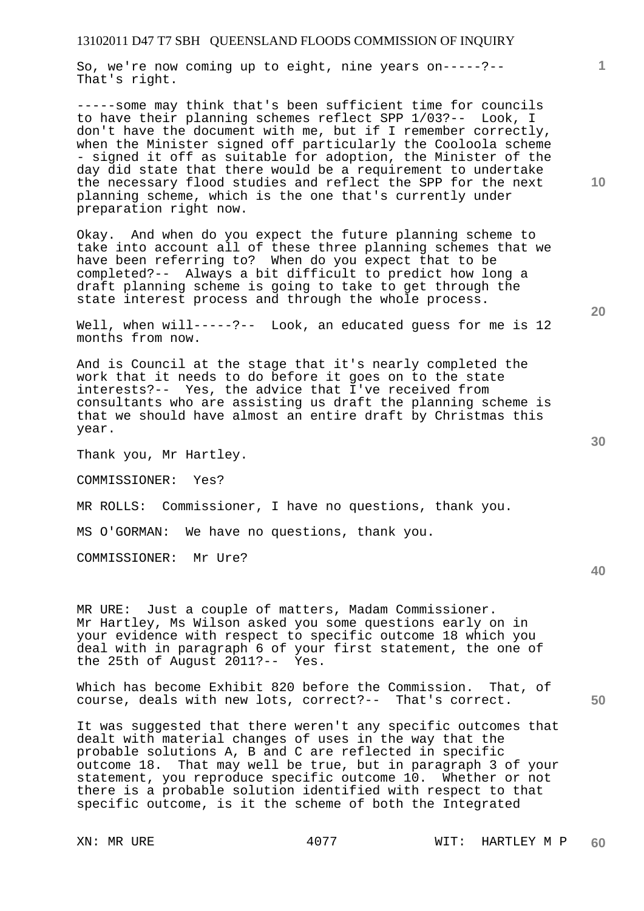So, we're now coming up to eight, nine years on-----?-- That's right.

-----some may think that's been sufficient time for councils to have their planning schemes reflect SPP 1/03?-- Look, I don't have the document with me, but if I remember correctly, when the Minister signed off particularly the Cooloola scheme - signed it off as suitable for adoption, the Minister of the day did state that there would be a requirement to undertake the necessary flood studies and reflect the SPP for the next planning scheme, which is the one that's currently under preparation right now.

Okay. And when do you expect the future planning scheme to take into account all of these three planning schemes that we have been referring to? When do you expect that to be completed?-- Always a bit difficult to predict how long a draft planning scheme is going to take to get through the state interest process and through the whole process.

Well, when will-----?-- Look, an educated guess for me is 12 months from now.

And is Council at the stage that it's nearly completed the work that it needs to do before it goes on to the state interests?-- Yes, the advice that I've received from consultants who are assisting us draft the planning scheme is that we should have almost an entire draft by Christmas this year.

Thank you, Mr Hartley.

COMMISSIONER: Yes?

MR ROLLS: Commissioner, I have no questions, thank you.

MS O'GORMAN: We have no questions, thank you.

COMMISSIONER: Mr Ure?

MR URE: Just a couple of matters, Madam Commissioner. Mr Hartley, Ms Wilson asked you some questions early on in your evidence with respect to specific outcome 18 which you deal with in paragraph 6 of your first statement, the one of the 25th of August 2011?-- Yes.

Which has become Exhibit 820 before the Commission. That, of course, deals with new lots, correct?-- That's correct.

It was suggested that there weren't any specific outcomes that dealt with material changes of uses in the way that the probable solutions A, B and C are reflected in specific outcome 18. That may well be true, but in paragraph 3 of your statement, you reproduce specific outcome 10. Whether or not there is a probable solution identified with respect to that specific outcome, is it the scheme of both the Integrated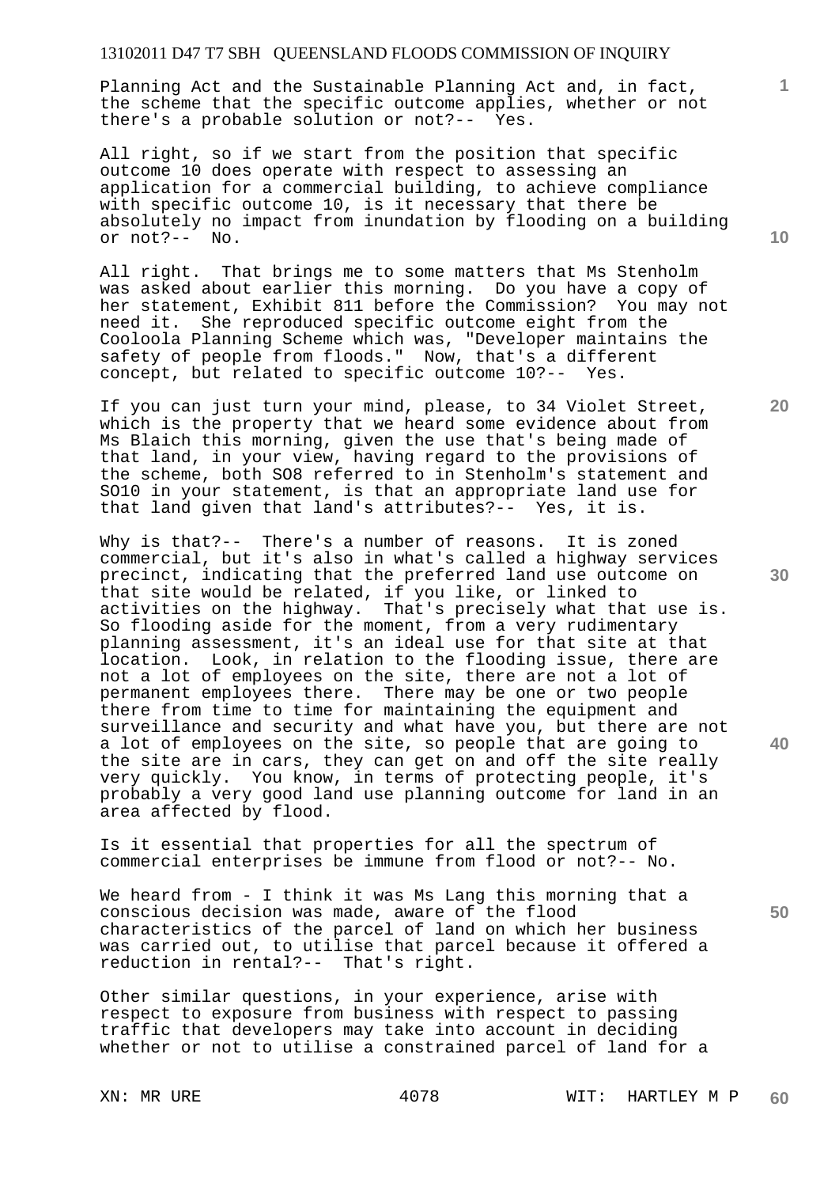Planning Act and the Sustainable Planning Act and, in fact, the scheme that the specific outcome applies, whether or not there's a probable solution or not?-- Yes.

All right, so if we start from the position that specific outcome 10 does operate with respect to assessing an application for a commercial building, to achieve compliance with specific outcome 10, is it necessary that there be absolutely no impact from inundation by flooding on a building or not?-- No.

All right. That brings me to some matters that Ms Stenholm was asked about earlier this morning. Do you have a copy of her statement, Exhibit 811 before the Commission? You may not need it. She reproduced specific outcome eight from the Cooloola Planning Scheme which was, "Developer maintains the safety of people from floods." Now, that's a different concept, but related to specific outcome 10?-- Yes.

If you can just turn your mind, please, to 34 Violet Street, which is the property that we heard some evidence about from Ms Blaich this morning, given the use that's being made of that land, in your view, having regard to the provisions of the scheme, both SO8 referred to in Stenholm's statement and SO10 in your statement, is that an appropriate land use for that land given that land's attributes?-- Yes, it is.

Why is that?-- There's a number of reasons. It is zoned commercial, but it's also in what's called a highway services precinct, indicating that the preferred land use outcome on that site would be related, if you like, or linked to activities on the highway. That's precisely what that use is. So flooding aside for the moment, from a very rudimentary planning assessment, it's an ideal use for that site at that location. Look, in relation to the flooding issue, there are not a lot of employees on the site, there are not a lot of permanent employees there. There may be one or two people there from time to time for maintaining the equipment and surveillance and security and what have you, but there are not a lot of employees on the site, so people that are going to the site are in cars, they can get on and off the site really very quickly. You know, in terms of protecting people, it's probably a very good land use planning outcome for land in an area affected by flood.

Is it essential that properties for all the spectrum of commercial enterprises be immune from flood or not?-- No.

We heard from - I think it was Ms Lang this morning that a conscious decision was made, aware of the flood characteristics of the parcel of land on which her business was carried out, to utilise that parcel because it offered a reduction in rental?-- That's right.

Other similar questions, in your experience, arise with respect to exposure from business with respect to passing traffic that developers may take into account in deciding whether or not to utilise a constrained parcel of land for a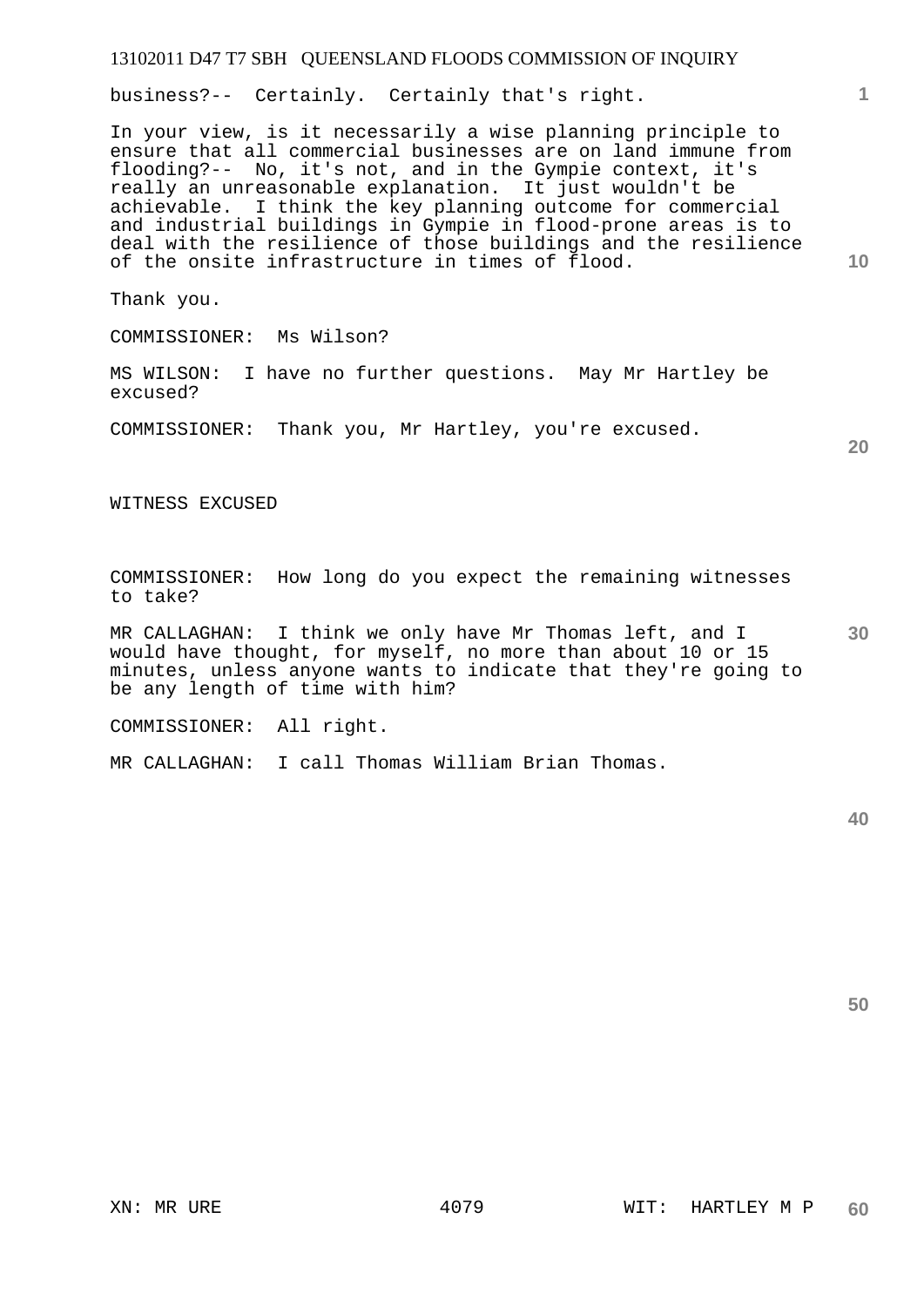business?-- Certainly. Certainly that's right.

In your view, is it necessarily a wise planning principle to ensure that all commercial businesses are on land immune from flooding?-- No, it's not, and in the Gympie context, it's really an unreasonable explanation. It just wouldn't be achievable. I think the key planning outcome for commercial and industrial buildings in Gympie in flood-prone areas is to deal with the resilience of those buildings and the resilience of the onsite infrastructure in times of flood.

Thank you.

COMMISSIONER: Ms Wilson?

MS WILSON: I have no further questions. May Mr Hartley be excused?

COMMISSIONER: Thank you, Mr Hartley, you're excused.

WITNESS EXCUSED

COMMISSIONER: How long do you expect the remaining witnesses to take?

MR CALLAGHAN: I think we only have Mr Thomas left, and I would have thought, for myself, no more than about 10 or 15 minutes, unless anyone wants to indicate that they're going to be any length of time with him?

COMMISSIONER: All right.

MR CALLAGHAN: I call Thomas William Brian Thomas.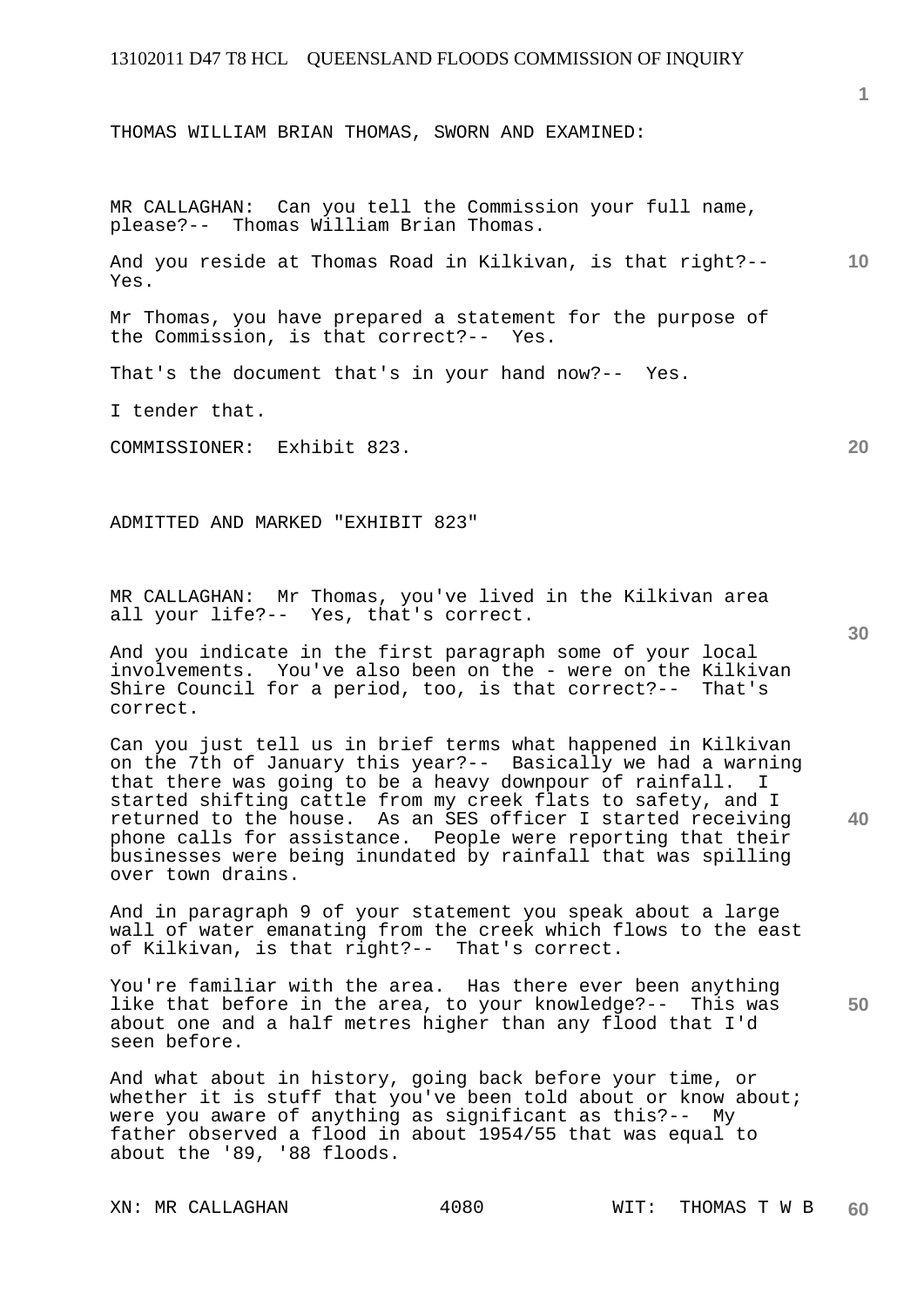THOMAS WILLIAM BRIAN THOMAS, SWORN AND EXAMINED:

MR CALLAGHAN: Can you tell the Commission your full name, please?-- Thomas William Brian Thomas.

And you reside at Thomas Road in Kilkivan, is that right?-- Yes.

Mr Thomas, you have prepared a statement for the purpose of the Commission, is that correct?-- Yes.

That's the document that's in your hand now?-- Yes.

I tender that.

COMMISSIONER: Exhibit 823.

ADMITTED AND MARKED "EXHIBIT 823"

MR CALLAGHAN: Mr Thomas, you've lived in the Kilkivan area all your life?-- Yes, that's correct.

And you indicate in the first paragraph some of your local involvements. You've also been on the - were on the Kilkivan Shire Council for a period, too, is that correct?-- That's correct.

Can you just tell us in brief terms what happened in Kilkivan on the 7th of January this year?-- Basically we had a warning that there was going to be a heavy downpour of rainfall. I started shifting cattle from my creek flats to safety, and I returned to the house. As an SES officer I started receiving phone calls for assistance. People were reporting that their businesses were being inundated by rainfall that was spilling over town drains.

And in paragraph 9 of your statement you speak about a large wall of water emanating from the creek which flows to the east of Kilkivan, is that right?-- That's correct.

You're familiar with the area. Has there ever been anything like that before in the area, to your knowledge?-- This was about one and a half metres higher than any flood that I'd seen before.

And what about in history, going back before your time, or whether it is stuff that you've been told about or know about; were you aware of anything as significant as this?-- My father observed a flood in about 1954/55 that was equal to about the '89, '88 floods.

XN: MR CALLAGHAN WIT: THOMAS T W B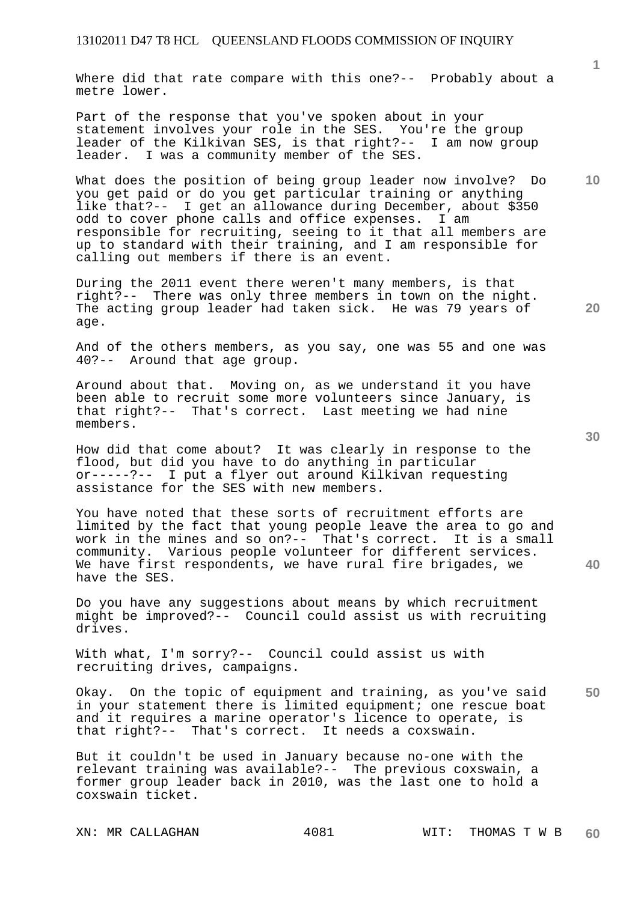Where did that rate compare with this one?-- Probably about a metre lower.

Part of the response that you've spoken about in your statement involves your role in the SES. You're the group leader of the Kilkivan SES, is that right?-- I am now group leader. I was a community member of the SES.

What does the position of being group leader now involve? Do you get paid or do you get particular training or anything like that?-- I get an allowance during December, about $350 odd to cover phone calls and office expenses. I am responsible for recruiting, seeing to it that all members are up to standard with their training, and I am responsible for calling out members if there is an event.

During the 2011 event there weren't many members, is that right?-- There was only three members in town on the night. The acting group leader had taken sick. He was 79 years of age.

And of the others members, as you say, one was 55 and one was 40?-- Around that age group.

Around about that. Moving on, as we understand it you have been able to recruit some more volunteers since January, is that right?-- That's correct. Last meeting we had nine members.

How did that come about? It was clearly in response to the flood, but did you have to do anything in particular or-----?-- I put a flyer out around Kilkivan requesting assistance for the SES with new members.

You have noted that these sorts of recruitment efforts are limited by the fact that young people leave the area to go and work in the mines and so on?-- That's correct. It is a small community. Various people volunteer for different services. We have first respondents, we have rural fire brigades, we have the SES.

Do you have any suggestions about means by which recruitment might be improved?-- Council could assist us with recruiting drives.

With what, I'm sorry?-- Council could assist us with recruiting drives, campaigns.

Okay. On the topic of equipment and training, as you've said in your statement there is limited equipment; one rescue boat and it requires a marine operator's licence to operate, is that right?-- That's correct. It needs a coxswain.

But it couldn't be used in January because no-one with the relevant training was available?-- The previous coxswain, a former group leader back in 2010, was the last one to hold a coxswain ticket.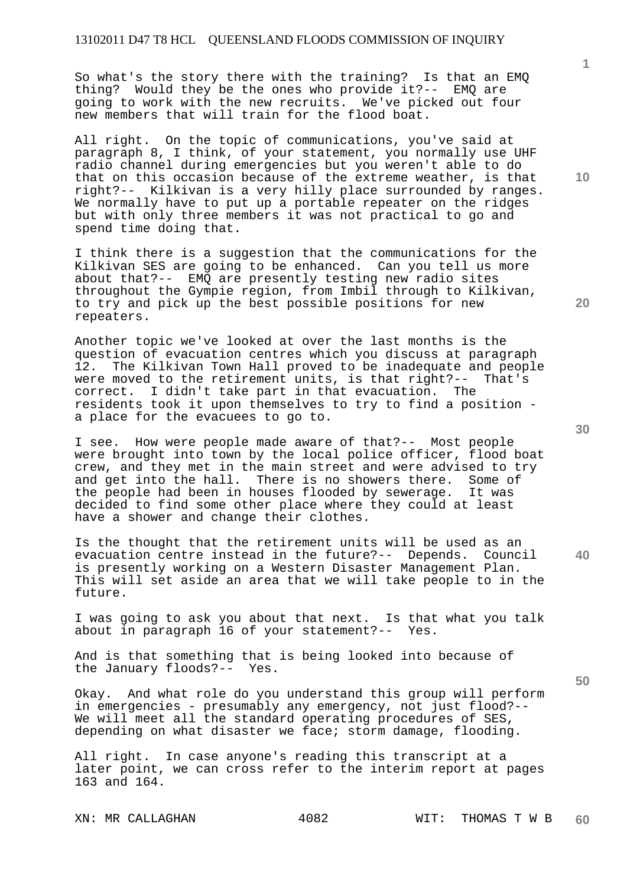So what's the story there with the training? Is that an EMQ thing? Would they be the ones who provide it?-- EMQ are going to work with the new recruits. We've picked out four new members that will train for the flood boat.

All right. On the topic of communications, you've said at paragraph 8, I think, of your statement, you normally use UHF radio channel during emergencies but you weren't able to do that on this occasion because of the extreme weather, is that right?-- Kilkivan is a very hilly place surrounded by ranges. We normally have to put up a portable repeater on the ridges but with only three members it was not practical to go and spend time doing that.

I think there is a suggestion that the communications for the Kilkivan SES are going to be enhanced. Can you tell us more about that?-- EMQ are presently testing new radio sites throughout the Gympie region, from Imbil through to Kilkivan, to try and pick up the best possible positions for new repeaters.

Another topic we've looked at over the last months is the question of evacuation centres which you discuss at paragraph 12. The Kilkivan Town Hall proved to be inadequate and people were moved to the retirement units, is that right?-- That's correct. I didn't take part in that evacuation. The residents took it upon themselves to try to find a position - a place for the evacuees to go to.

I see. How were people made aware of that?-- Most people were brought into town by the local police officer, flood boat crew, and they met in the main street and were advised to try and get into the hall. There is no showers there. Some of the people had been in houses flooded by sewerage. It was decided to find some other place where they could at least have a shower and change their clothes.

Is the thought that the retirement units will be used as an evacuation centre instead in the future?-- Depends. Council is presently working on a Western Disaster Management Plan. This will set aside an area that we will take people to in the future.

I was going to ask you about that next. Is that what you talk about in paragraph 16 of your statement?-- Yes.

And is that something that is being looked into because of the January floods?-- Yes.

Okay. And what role do you understand this group will perform in emergencies - presumably any emergency, not just flood?-- We will meet all the standard operating procedures of SES, depending on what disaster we face; storm damage, flooding.

All right. In case anyone's reading this transcript at a later point, we can cross refer to the interim report at pages 163 and 164.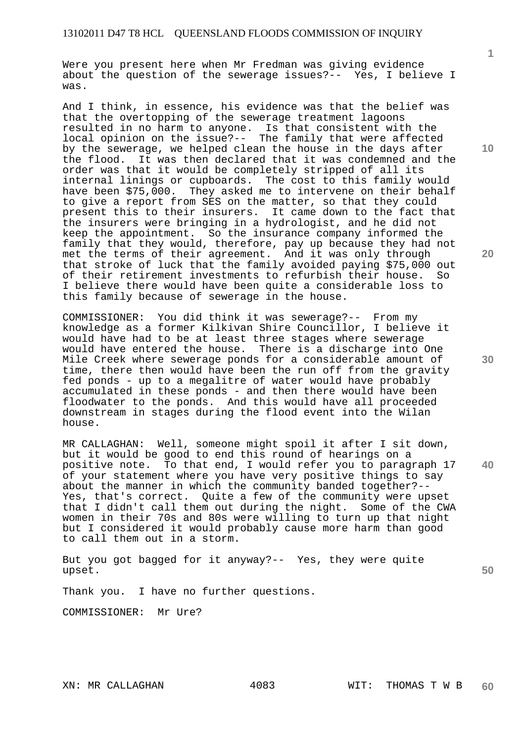Were you present here when Mr Fredman was giving evidence about the question of the sewerage issues?-- Yes, I believe I was.

And I think, in essence, his evidence was that the belief was that the overtopping of the sewerage treatment lagoons resulted in no harm to anyone. Is that consistent with the local opinion on the issue?-- The family that were affected by the sewerage, we helped clean the house in the days after the flood. It was then declared that it was condemned and the order was that it would be completely stripped of all its internal linings or cupboards. The cost to this family would have been $75,000. They asked me to intervene on their behalf to give a report from SES on the matter, so that they could present this to their insurers. It came down to the fact that the insurers were bringing in a hydrologist, and he did not keep the appointment. So the insurance company informed the family that they would, therefore, pay up because they had not met the terms of their agreement. And it was only through that stroke of luck that the family avoided paying $75,000 out of their retirement investments to refurbish their house. So I believe there would have been quite a considerable loss to this family because of sewerage in the house.

COMMISSIONER: You did think it was sewerage?-- From my knowledge as a former Kilkivan Shire Councillor, I believe it would have had to be at least three stages where sewerage would have entered the house. There is a discharge into One Mile Creek where sewerage ponds for a considerable amount of time, there then would have been the run off from the gravity fed ponds - up to a megalitre of water would have probably accumulated in these ponds - and then there would have been floodwater to the ponds. And this would have all proceeded downstream in stages during the flood event into the Wilan house.

MR CALLAGHAN: Well, someone might spoil it after I sit down, but it would be good to end this round of hearings on a positive note. To that end, I would refer you to paragraph 17 of your statement where you have very positive things to say about the manner in which the community banded together?-- Yes, that's correct. Quite a few of the community were upset that I didn't call them out during the night. Some of the CWA women in their 70s and 80s were willing to turn up that night but I considered it would probably cause more harm than good to call them out in a storm.

But you got bagged for it anyway?-- Yes, they were quite upset.

Thank you. I have no further questions.

COMMISSIONER: Mr Ure?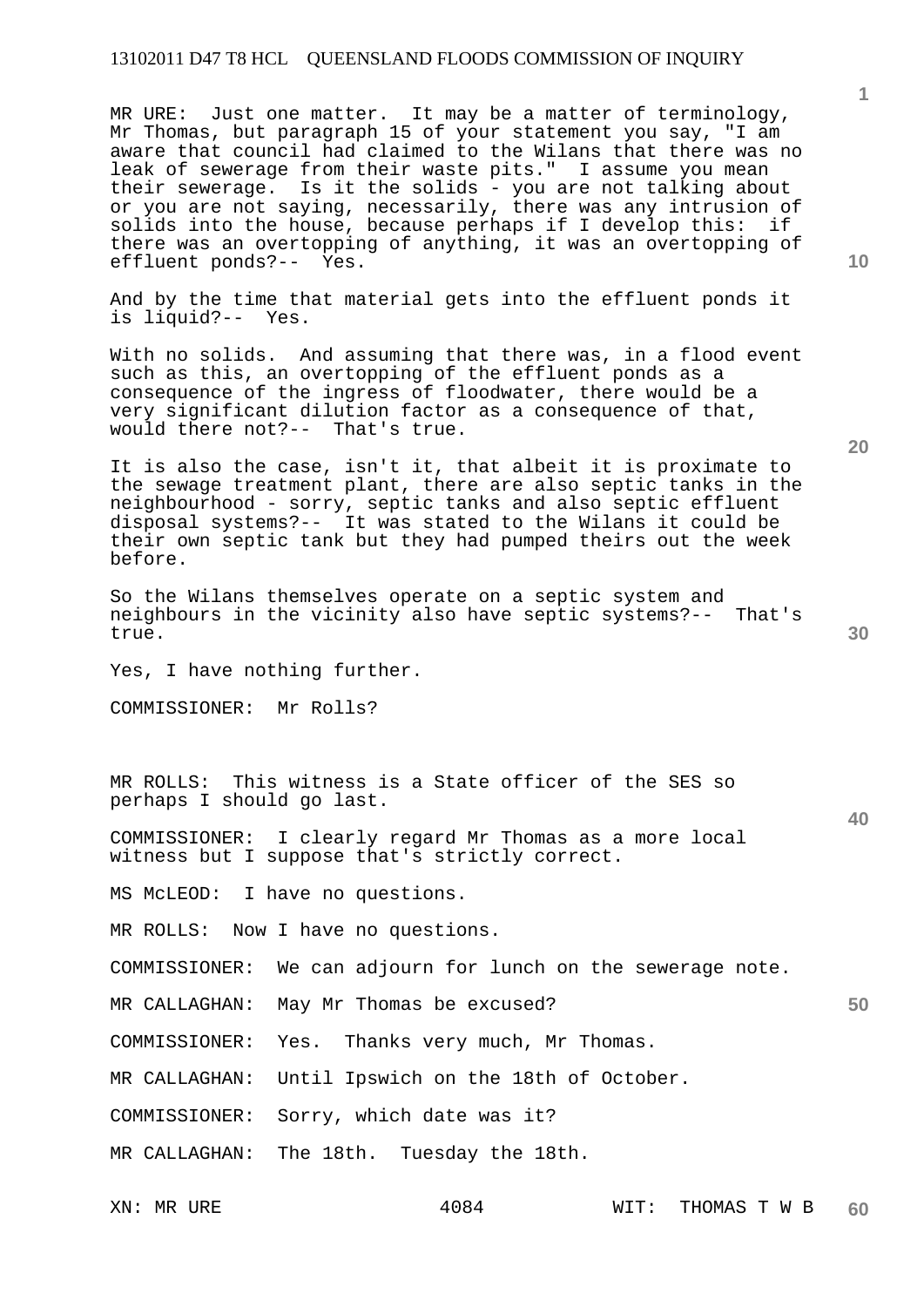MR URE: Just one matter. It may be a matter of terminology, Mr Thomas, but paragraph 15 of your statement you say, "I am aware that council had claimed to the Wilans that there was no leak of sewerage from their waste pits." I assume you mean their sewerage. Is it the solids - you are not talking about or you are not saying, necessarily, there was any intrusion of solids into the house, because perhaps if I develop this: if there was an overtopping of anything, it was an overtopping of effluent ponds?-- Yes.

And by the time that material gets into the effluent ponds it is liquid?-- Yes.

With no solids. And assuming that there was, in a flood event such as this, an overtopping of the effluent ponds as a consequence of the ingress of floodwater, there would be a very significant dilution factor as a consequence of that, would there not?-- That's true.

It is also the case, isn't it, that albeit it is proximate to the sewage treatment plant, there are also septic tanks in the neighbourhood - sorry, septic tanks and also septic effluent disposal systems?-- It was stated to the Wilans it could be their own septic tank but they had pumped theirs out the week before.

So the Wilans themselves operate on a septic system and neighbours in the vicinity also have septic systems?-- That's true.

Yes, I have nothing further.

COMMISSIONER: Mr Rolls?

MR ROLLS: This witness is a State officer of the SES so perhaps I should go last.

COMMISSIONER: I clearly regard Mr Thomas as a more local witness but I suppose that's strictly correct.

MS McLEOD: I have no questions.

MR ROLLS: Now I have no questions.

COMMISSIONER: We can adjourn for lunch on the sewerage note.

MR CALLAGHAN: May Mr Thomas be excused?

COMMISSIONER: Yes. Thanks very much, Mr Thomas.

MR CALLAGHAN: Until Ipswich on the 18th of October.

COMMISSIONER: Sorry, which date was it?

MR CALLAGHAN: The 18th. Tuesday the 18th.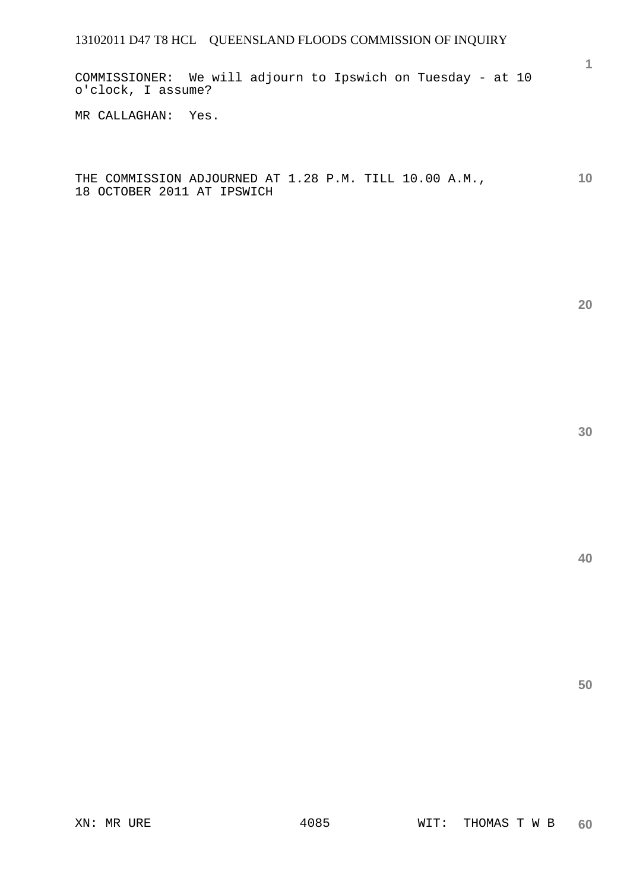COMMISSIONER: We will adjourn to Ipswich on Tuesday - at 10 o'clock, I assume?

MR CALLAGHAN: Yes.

THE COMMISSION ADJOURNED AT 1.28 P.M. TILL 10.00 A.M., 18 OCTOBER 2011 AT IPSWICH